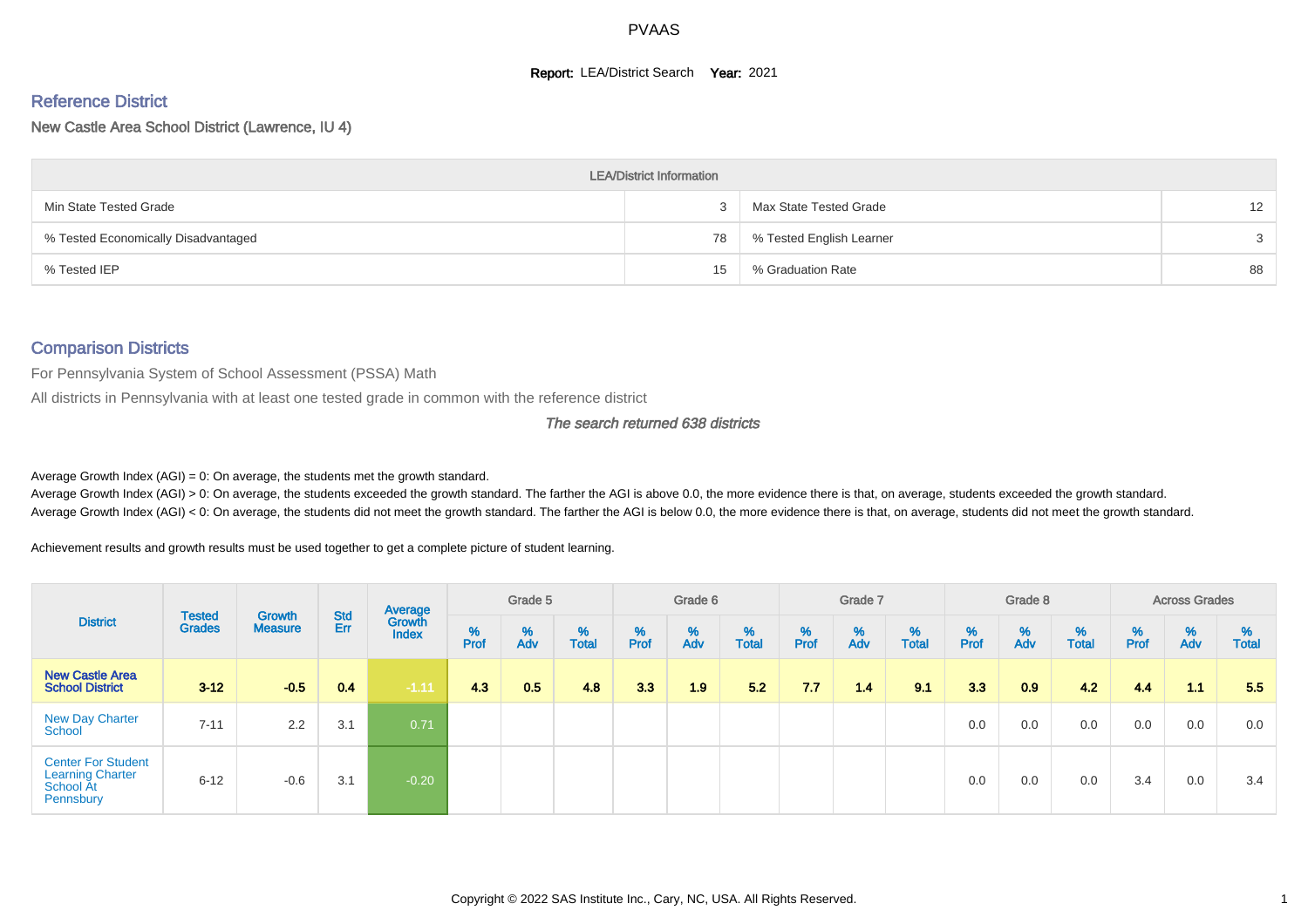# PVAAS

**Report:** LEA/District Search **Year:** 2021

## Reference District

New Castle Area School District (Lawrence, IU 4)

| LEA/District Information | | | |
|---|---|---|---|
| Min State Tested Grade | 3 | Max State Tested Grade | 12 |
| % Tested Economically Disadvantaged | 78 | % Tested English Learner | 3 |
| % Tested IEP | 15 | % Graduation Rate | 88 |

## Comparison Districts

For Pennsylvania System of School Assessment (PSSA) Math

All districts in Pennsylvania with at least one tested grade in common with the reference district

*The search returned 638 districts*

Average Growth Index (AGI) = 0: On average, the students met the growth standard.
Average Growth Index (AGI) > 0: On average, the students exceeded the growth standard. The farther the AGI is above 0.0, the more evidence there is that, on average, students exceeded the growth standard.
Average Growth Index (AGI) < 0: On average, the students did not meet the growth standard. The farther the AGI is below 0.0, the more evidence there is that, on average, students did not meet the growth standard.

Achievement results and growth results must be used together to get a complete picture of student learning.

| District | Tested Grades | Growth Measure | Std Err | Average Growth Index | Grade 5 | | | Grade 6 | | | Grade 7 | | | Grade 8 | | | Across Grades | | |
|---|---|---|---|---|---|---|---|---|---|---|---|---|---|---|---|---|---|---|---|
| | | | | | % Prof | % Adv | % Total | % Prof | % Adv | % Total | % Prof | % Adv | % Total | % Prof | % Adv | % Total | % Prof | % Adv | % Total |
| **New Castle Area School District** | **3-12** | **-0.5** | **0.4** | **-1.11** | **4.3** | **0.5** | **4.8** | **3.3** | **1.9** | **5.2** | **7.7** | **1.4** | **9.1** | **3.3** | **0.9** | **4.2** | **4.4** | **1.1** | **5.5** |
| New Day Charter School | 7-11 | 2.2 | 3.1 | 0.71 | | | | | | | | | | 0.0 | 0.0 | 0.0 | 0.0 | 0.0 | 0.0 |
| Center For Student Learning Charter School At Pennsbury | 6-12 | -0.6 | 3.1 | -0.20 | | | | | | | | | | 0.0 | 0.0 | 0.0 | 3.4 | 0.0 | 3.4 |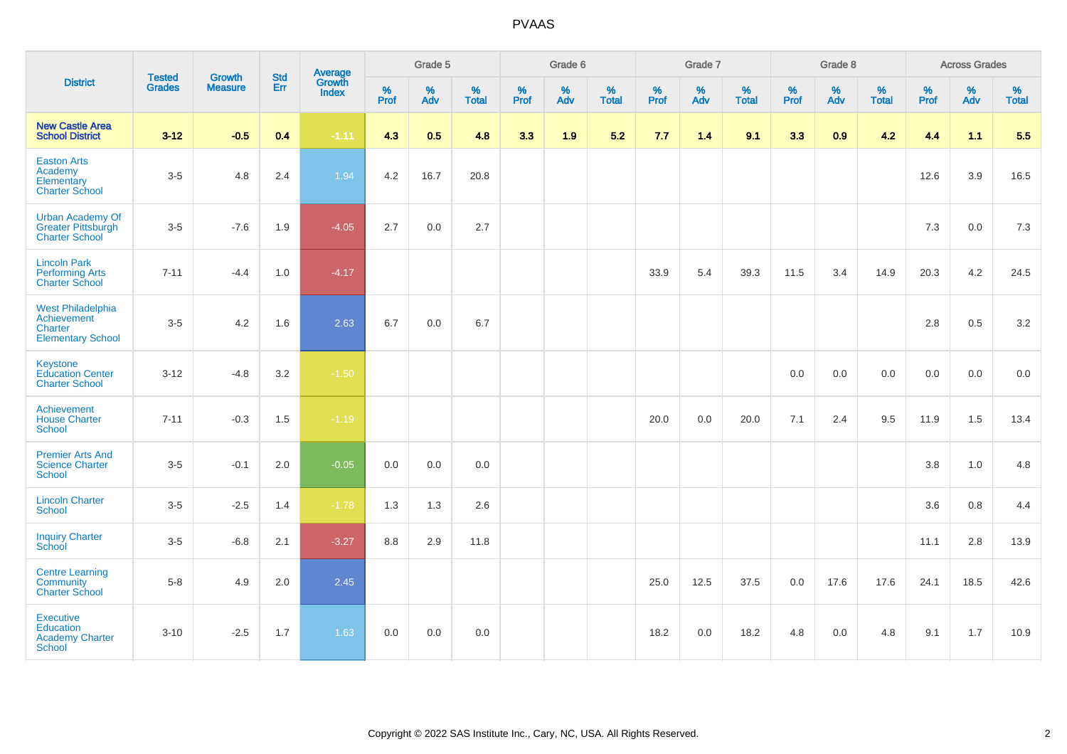# PVAAS

| District | Tested Grades | Growth Measure | Std Err | Average Growth Index | Grade 5 | | | Grade 6 | | | Grade 7 | | | Grade 8 | | | Across Grades | | |
|---|---|---|---|---|---|---|---|---|---|---|---|---|---|---|---|---|---|---|---|
| | | | | | % Prof | % Adv | % Total | % Prof | % Adv | % Total | % Prof | % Adv | % Total | % Prof | % Adv | % Total | % Prof | % Adv | % Total |
| **New Castle Area School District** | **3-12** | **-0.5** | **0.4** | **-1.11** | **4.3** | **0.5** | **4.8** | **3.3** | **1.9** | **5.2** | **7.7** | **1.4** | **9.1** | **3.3** | **0.9** | **4.2** | **4.4** | **1.1** | **5.5** |
| Easton Arts Academy Elementary Charter School | 3-5 | 4.8 | 2.4 | 1.94 | 4.2 | 16.7 | 20.8 | | | | | | | | | | 12.6 | 3.9 | 16.5 |
| Urban Academy Of Greater Pittsburgh Charter School | 3-5 | -7.6 | 1.9 | -4.05 | 2.7 | 0.0 | 2.7 | | | | | | | | | | 7.3 | 0.0 | 7.3 |
| Lincoln Park Performing Arts Charter School | 7-11 | -4.4 | 1.0 | -4.17 | | | | | | | 33.9 | 5.4 | 39.3 | 11.5 | 3.4 | 14.9 | 20.3 | 4.2 | 24.5 |
| West Philadelphia Achievement Charter Elementary School | 3-5 | 4.2 | 1.6 | 2.63 | 6.7 | 0.0 | 6.7 | | | | | | | | | | 2.8 | 0.5 | 3.2 |
| Keystone Education Center Charter School | 3-12 | -4.8 | 3.2 | -1.50 | | | | | | | | | | 0.0 | 0.0 | 0.0 | 0.0 | 0.0 | 0.0 |
| Achievement House Charter School | 7-11 | -0.3 | 1.5 | -1.19 | | | | | | | 20.0 | 0.0 | 20.0 | 7.1 | 2.4 | 9.5 | 11.9 | 1.5 | 13.4 |
| Premier Arts And Science Charter School | 3-5 | -0.1 | 2.0 | -0.05 | 0.0 | 0.0 | 0.0 | | | | | | | | | | 3.8 | 1.0 | 4.8 |
| Lincoln Charter School | 3-5 | -2.5 | 1.4 | -1.78 | 1.3 | 1.3 | 2.6 | | | | | | | | | | 3.6 | 0.8 | 4.4 |
| Inquiry Charter School | 3-5 | -6.8 | 2.1 | -3.27 | 8.8 | 2.9 | 11.8 | | | | | | | | | | 11.1 | 2.8 | 13.9 |
| Centre Learning Community Charter School | 5-8 | 4.9 | 2.0 | 2.45 | | | | | | | 25.0 | 12.5 | 37.5 | 0.0 | 17.6 | 17.6 | 24.1 | 18.5 | 42.6 |
| Executive Education Academy Charter School | 3-10 | -2.5 | 1.7 | 1.63 | 0.0 | 0.0 | 0.0 | | | | 18.2 | 0.0 | 18.2 | 4.8 | 0.0 | 4.8 | 9.1 | 1.7 | 10.9 |

Copyright © 2022 SAS Institute Inc., Cary, NC, USA. All Rights Reserved.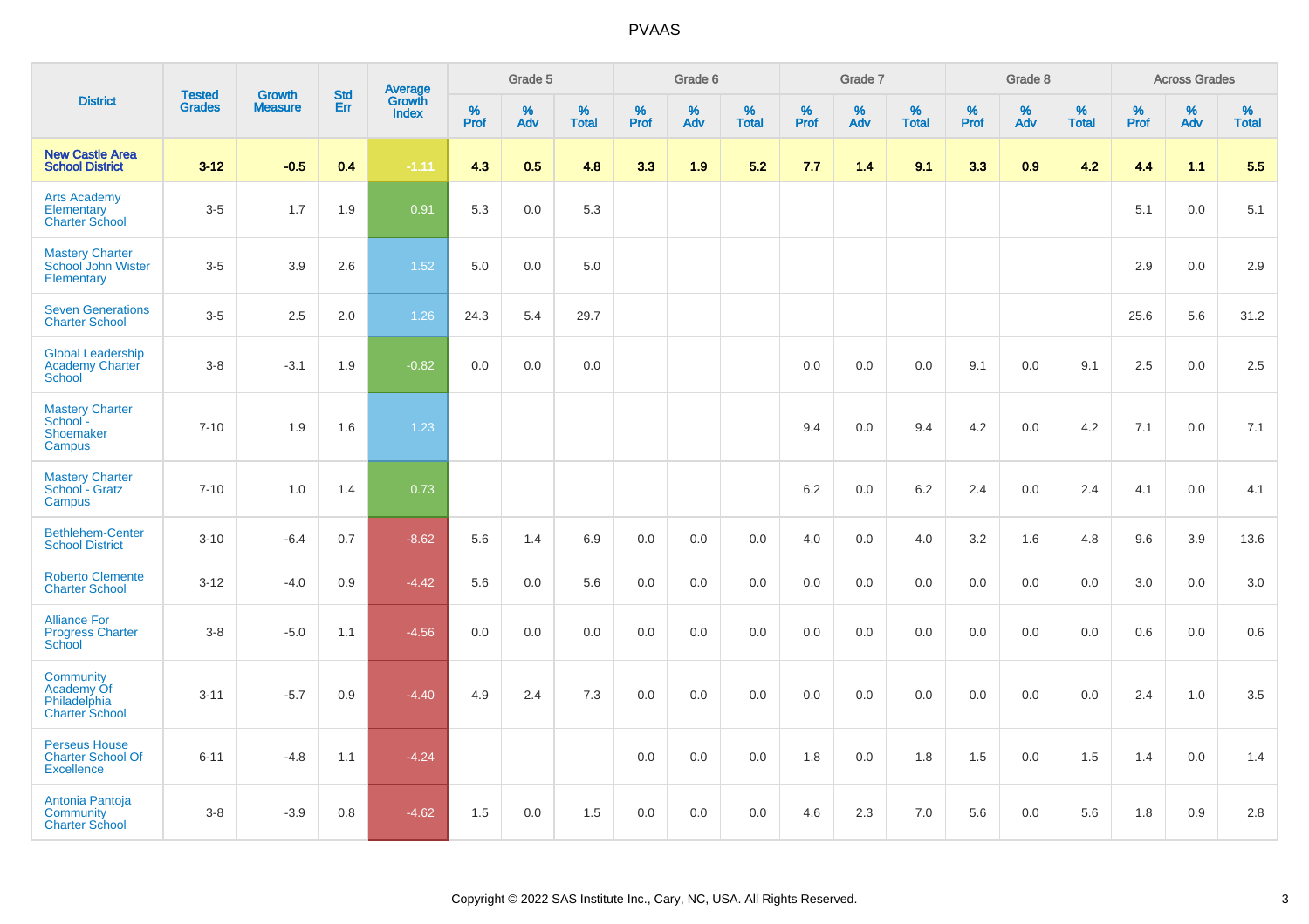# PVAAS

| District | Tested Grades | Growth Measure | Std Err | Average Growth Index | Grade 5 | | | Grade 6 | | | Grade 7 | | | Grade 8 | | | Across Grades | | |
|---|---|---|---|---|---|---|---|---|---|---|---|---|---|---|---|---|---|---|---|
| | | | | | % Prof | % Adv | % Total | % Prof | % Adv | % Total | % Prof | % Adv | % Total | % Prof | % Adv | % Total | % Prof | % Adv | % Total |
| **New Castle Area School District** | **3-12** | **-0.5** | **0.4** | **-1.11** | **4.3** | **0.5** | **4.8** | **3.3** | **1.9** | **5.2** | **7.7** | **1.4** | **9.1** | **3.3** | **0.9** | **4.2** | **4.4** | **1.1** | **5.5** |
| Arts Academy Elementary Charter School | 3-5 | 1.7 | 1.9 | 0.91 | 5.3 | 0.0 | 5.3 | | | | | | | | | | 5.1 | 0.0 | 5.1 |
| Mastery Charter School John Wister Elementary | 3-5 | 3.9 | 2.6 | 1.52 | 5.0 | 0.0 | 5.0 | | | | | | | | | | 2.9 | 0.0 | 2.9 |
| Seven Generations Charter School | 3-5 | 2.5 | 2.0 | 1.26 | 24.3 | 5.4 | 29.7 | | | | | | | | | | 25.6 | 5.6 | 31.2 |
| Global Leadership Academy Charter School | 3-8 | -3.1 | 1.9 | -0.82 | 0.0 | 0.0 | 0.0 | | | | 0.0 | 0.0 | 0.0 | 9.1 | 0.0 | 9.1 | 2.5 | 0.0 | 2.5 |
| Mastery Charter School - Shoemaker Campus | 7-10 | 1.9 | 1.6 | 1.23 | | | | | | | 9.4 | 0.0 | 9.4 | 4.2 | 0.0 | 4.2 | 7.1 | 0.0 | 7.1 |
| Mastery Charter School - Gratz Campus | 7-10 | 1.0 | 1.4 | 0.73 | | | | | | | 6.2 | 0.0 | 6.2 | 2.4 | 0.0 | 2.4 | 4.1 | 0.0 | 4.1 |
| Bethlehem-Center School District | 3-10 | -6.4 | 0.7 | -8.62 | 5.6 | 1.4 | 6.9 | 0.0 | 0.0 | 0.0 | 4.0 | 0.0 | 4.0 | 3.2 | 1.6 | 4.8 | 9.6 | 3.9 | 13.6 |
| Roberto Clemente Charter School | 3-12 | -4.0 | 0.9 | -4.42 | 5.6 | 0.0 | 5.6 | 0.0 | 0.0 | 0.0 | 0.0 | 0.0 | 0.0 | 0.0 | 0.0 | 0.0 | 3.0 | 0.0 | 3.0 |
| Alliance For Progress Charter School | 3-8 | -5.0 | 1.1 | -4.56 | 0.0 | 0.0 | 0.0 | 0.0 | 0.0 | 0.0 | 0.0 | 0.0 | 0.0 | 0.0 | 0.0 | 0.0 | 0.6 | 0.0 | 0.6 |
| Community Academy Of Philadelphia Charter School | 3-11 | -5.7 | 0.9 | -4.40 | 4.9 | 2.4 | 7.3 | 0.0 | 0.0 | 0.0 | 0.0 | 0.0 | 0.0 | 0.0 | 0.0 | 0.0 | 2.4 | 1.0 | 3.5 |
| Perseus House Charter School Of Excellence | 6-11 | -4.8 | 1.1 | -4.24 | | | | 0.0 | 0.0 | 0.0 | 1.8 | 0.0 | 1.8 | 1.5 | 0.0 | 1.5 | 1.4 | 0.0 | 1.4 |
| Antonia Pantoja Community Charter School | 3-8 | -3.9 | 0.8 | -4.62 | 1.5 | 0.0 | 1.5 | 0.0 | 0.0 | 0.0 | 4.6 | 2.3 | 7.0 | 5.6 | 0.0 | 5.6 | 1.8 | 0.9 | 2.8 |

Copyright © 2022 SAS Institute Inc., Cary, NC, USA. All Rights Reserved.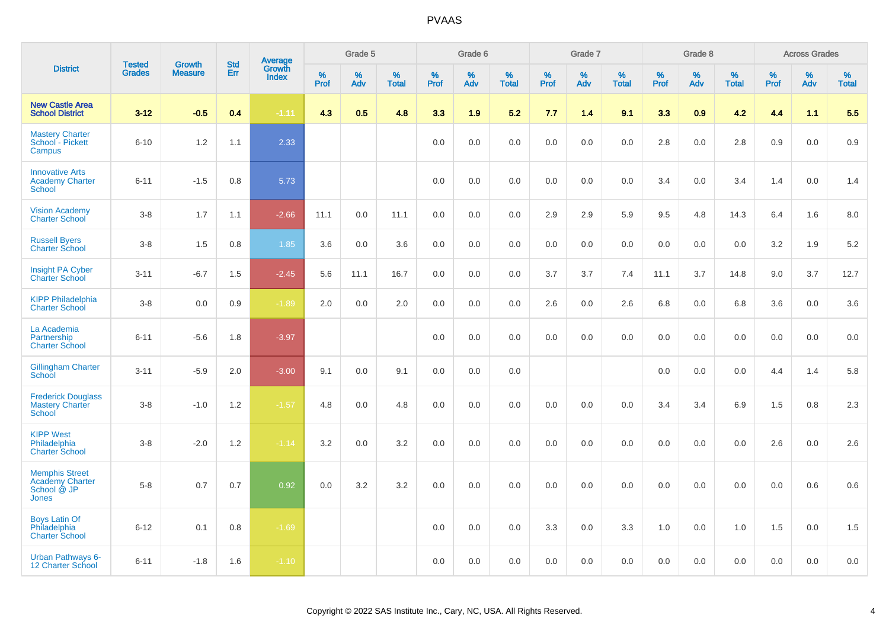| District | Tested Grades | Growth Measure | Std Err | Average Growth Index | Grade 5 | | | Grade 6 | | | Grade 7 | | | Grade 8 | | | Across Grades | | |
|---|---|---|---|---|---|---|---|---|---|---|---|---|---|---|---|---|---|---|---|
| | | | | | % Prof | % Adv | % Total | % Prof | % Adv | % Total | % Prof | % Adv | % Total | % Prof | % Adv | % Total | % Prof | % Adv | % Total |
| New Castle Area School District | 3-12 | -0.5 | 0.4 | -1.11 | 4.3 | 0.5 | 4.8 | 3.3 | 1.9 | 5.2 | 7.7 | 1.4 | 9.1 | 3.3 | 0.9 | 4.2 | 4.4 | 1.1 | 5.5 |
| Mastery Charter School - Pickett Campus | 6-10 | 1.2 | 1.1 | 2.33 | | | | 0.0 | 0.0 | 0.0 | 0.0 | 0.0 | 0.0 | 2.8 | 0.0 | 2.8 | 0.9 | 0.0 | 0.9 |
| Innovative Arts Academy Charter School | 6-11 | -1.5 | 0.8 | 5.73 | | | | 0.0 | 0.0 | 0.0 | 0.0 | 0.0 | 0.0 | 3.4 | 0.0 | 3.4 | 1.4 | 0.0 | 1.4 |
| Vision Academy Charter School | 3-8 | 1.7 | 1.1 | -2.66 | 11.1 | 0.0 | 11.1 | 0.0 | 0.0 | 0.0 | 2.9 | 2.9 | 5.9 | 9.5 | 4.8 | 14.3 | 6.4 | 1.6 | 8.0 |
| Russell Byers Charter School | 3-8 | 1.5 | 0.8 | 1.85 | 3.6 | 0.0 | 3.6 | 0.0 | 0.0 | 0.0 | 0.0 | 0.0 | 0.0 | 0.0 | 0.0 | 0.0 | 3.2 | 1.9 | 5.2 |
| Insight PA Cyber Charter School | 3-11 | -6.7 | 1.5 | -2.45 | 5.6 | 11.1 | 16.7 | 0.0 | 0.0 | 0.0 | 3.7 | 3.7 | 7.4 | 11.1 | 3.7 | 14.8 | 9.0 | 3.7 | 12.7 |
| KIPP Philadelphia Charter School | 3-8 | 0.0 | 0.9 | -1.89 | 2.0 | 0.0 | 2.0 | 0.0 | 0.0 | 0.0 | 2.6 | 0.0 | 2.6 | 6.8 | 0.0 | 6.8 | 3.6 | 0.0 | 3.6 |
| La Academia Partnership Charter School | 6-11 | -5.6 | 1.8 | -3.97 | | | | 0.0 | 0.0 | 0.0 | 0.0 | 0.0 | 0.0 | 0.0 | 0.0 | 0.0 | 0.0 | 0.0 | 0.0 |
| Gillingham Charter School | 3-11 | -5.9 | 2.0 | -3.00 | 9.1 | 0.0 | 9.1 | 0.0 | 0.0 | 0.0 | | | | 0.0 | 0.0 | 0.0 | 4.4 | 1.4 | 5.8 |
| Frederick Douglass Mastery Charter School | 3-8 | -1.0 | 1.2 | -1.57 | 4.8 | 0.0 | 4.8 | 0.0 | 0.0 | 0.0 | 0.0 | 0.0 | 0.0 | 3.4 | 3.4 | 6.9 | 1.5 | 0.8 | 2.3 |
| KIPP West Philadelphia Charter School | 3-8 | -2.0 | 1.2 | -1.14 | 3.2 | 0.0 | 3.2 | 0.0 | 0.0 | 0.0 | 0.0 | 0.0 | 0.0 | 0.0 | 0.0 | 0.0 | 2.6 | 0.0 | 2.6 |
| Memphis Street Academy Charter School @ JP Jones | 5-8 | 0.7 | 0.7 | 0.92 | 0.0 | 3.2 | 3.2 | 0.0 | 0.0 | 0.0 | 0.0 | 0.0 | 0.0 | 0.0 | 0.0 | 0.0 | 0.0 | 0.6 | 0.6 |
| Boys Latin Of Philadelphia Charter School | 6-12 | 0.1 | 0.8 | -1.69 | | | | 0.0 | 0.0 | 0.0 | 3.3 | 0.0 | 3.3 | 1.0 | 0.0 | 1.0 | 1.5 | 0.0 | 1.5 |
| Urban Pathways 6-12 Charter School | 6-11 | -1.8 | 1.6 | -1.10 | | | | 0.0 | 0.0 | 0.0 | 0.0 | 0.0 | 0.0 | 0.0 | 0.0 | 0.0 | 0.0 | 0.0 | 0.0 |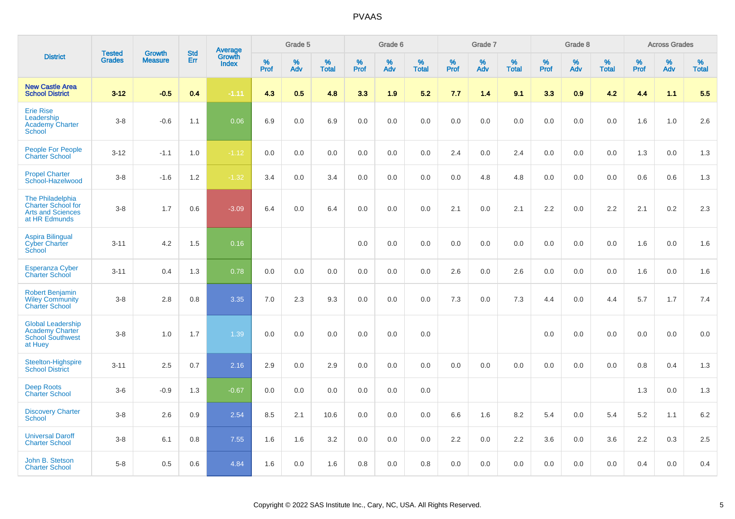# PVAAS

| District | Tested Grades | Growth Measure | Std Err | Average Growth Index | Grade 5 | | | Grade 6 | | | Grade 7 | | | Grade 8 | | | Across Grades | | |
|---|---|---|---|---|---|---|---|---|---|---|---|---|---|---|---|---|---|---|---|
| | | | | | % Prof | % Adv | % Total | % Prof | % Adv | % Total | % Prof | % Adv | % Total | % Prof | % Adv | % Total | % Prof | % Adv | % Total |
| **New Castle Area School District** | **3-12** | **-0.5** | **0.4** | **-1.11** | **4.3** | **0.5** | **4.8** | **3.3** | **1.9** | **5.2** | **7.7** | **1.4** | **9.1** | **3.3** | **0.9** | **4.2** | **4.4** | **1.1** | **5.5** |
| Erie Rise Leadership Academy Charter School | 3-8 | -0.6 | 1.1 | 0.06 | 6.9 | 0.0 | 6.9 | 0.0 | 0.0 | 0.0 | 0.0 | 0.0 | 0.0 | 0.0 | 0.0 | 0.0 | 1.6 | 1.0 | 2.6 |
| People For People Charter School | 3-12 | -1.1 | 1.0 | -1.12 | 0.0 | 0.0 | 0.0 | 0.0 | 0.0 | 0.0 | 2.4 | 0.0 | 2.4 | 0.0 | 0.0 | 0.0 | 1.3 | 0.0 | 1.3 |
| Propel Charter School-Hazelwood | 3-8 | -1.6 | 1.2 | -1.32 | 3.4 | 0.0 | 3.4 | 0.0 | 0.0 | 0.0 | 0.0 | 4.8 | 4.8 | 0.0 | 0.0 | 0.0 | 0.6 | 0.6 | 1.3 |
| The Philadelphia Charter School for Arts and Sciences at HR Edmunds | 3-8 | 1.7 | 0.6 | -3.09 | 6.4 | 0.0 | 6.4 | 0.0 | 0.0 | 0.0 | 2.1 | 0.0 | 2.1 | 2.2 | 0.0 | 2.2 | 2.1 | 0.2 | 2.3 |
| Aspira Bilingual Cyber Charter School | 3-11 | 4.2 | 1.5 | 0.16 | | | | 0.0 | 0.0 | 0.0 | 0.0 | 0.0 | 0.0 | 0.0 | 0.0 | 0.0 | 1.6 | 0.0 | 1.6 |
| Esperanza Cyber Charter School | 3-11 | 0.4 | 1.3 | 0.78 | 0.0 | 0.0 | 0.0 | 0.0 | 0.0 | 0.0 | 2.6 | 0.0 | 2.6 | 0.0 | 0.0 | 0.0 | 1.6 | 0.0 | 1.6 |
| Robert Benjamin Wiley Community Charter School | 3-8 | 2.8 | 0.8 | 3.35 | 7.0 | 2.3 | 9.3 | 0.0 | 0.0 | 0.0 | 7.3 | 0.0 | 7.3 | 4.4 | 0.0 | 4.4 | 5.7 | 1.7 | 7.4 |
| Global Leadership Academy Charter School Southwest at Huey | 3-8 | 1.0 | 1.7 | 1.39 | 0.0 | 0.0 | 0.0 | 0.0 | 0.0 | 0.0 | | | | 0.0 | 0.0 | 0.0 | 0.0 | 0.0 | 0.0 |
| Steelton-Highspire School District | 3-11 | 2.5 | 0.7 | 2.16 | 2.9 | 0.0 | 2.9 | 0.0 | 0.0 | 0.0 | 0.0 | 0.0 | 0.0 | 0.0 | 0.0 | 0.0 | 0.8 | 0.4 | 1.3 |
| Deep Roots Charter School | 3-6 | -0.9 | 1.3 | -0.67 | 0.0 | 0.0 | 0.0 | 0.0 | 0.0 | 0.0 | | | | | | | 1.3 | 0.0 | 1.3 |
| Discovery Charter School | 3-8 | 2.6 | 0.9 | 2.54 | 8.5 | 2.1 | 10.6 | 0.0 | 0.0 | 0.0 | 6.6 | 1.6 | 8.2 | 5.4 | 0.0 | 5.4 | 5.2 | 1.1 | 6.2 |
| Universal Daroff Charter School | 3-8 | 6.1 | 0.8 | 7.55 | 1.6 | 1.6 | 3.2 | 0.0 | 0.0 | 0.0 | 2.2 | 0.0 | 2.2 | 3.6 | 0.0 | 3.6 | 2.2 | 0.3 | 2.5 |
| John B. Stetson Charter School | 5-8 | 0.5 | 0.6 | 4.84 | 1.6 | 0.0 | 1.6 | 0.8 | 0.0 | 0.8 | 0.0 | 0.0 | 0.0 | 0.0 | 0.0 | 0.0 | 0.4 | 0.0 | 0.4 |

Copyright © 2022 SAS Institute Inc., Cary, NC, USA. All Rights Reserved.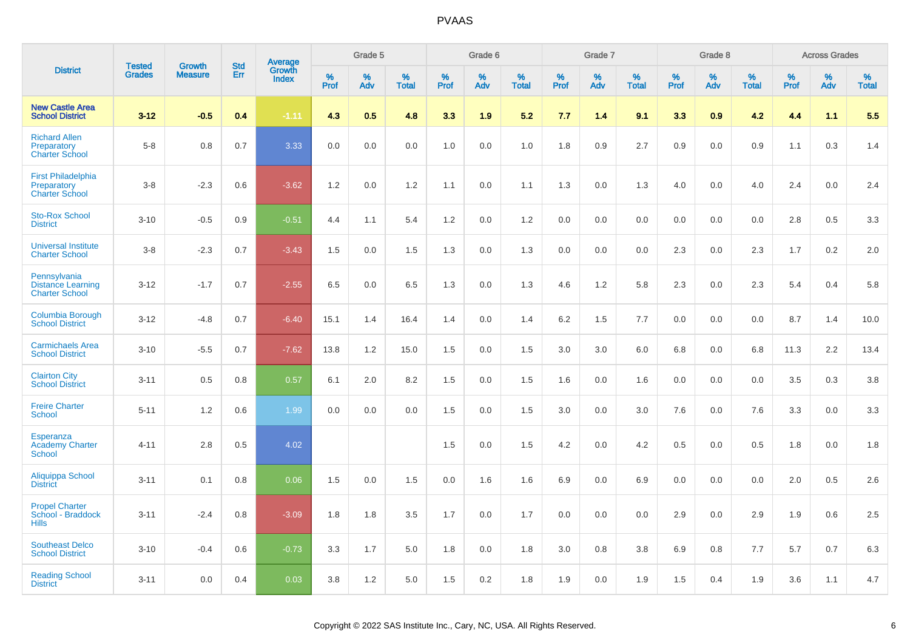# PVAAS

| District | Tested Grades | Growth Measure | Std Err | Average Growth Index | Grade 5 | | | Grade 6 | | | Grade 7 | | | Grade 8 | | | Across Grades | | |
|---|---|---|---|---|---|---|---|---|---|---|---|---|---|---|---|---|---|---|---|
| | | | | | % Prof | % Adv | % Total | % Prof | % Adv | % Total | % Prof | % Adv | % Total | % Prof | % Adv | % Total | % Prof | % Adv | % Total |
| **New Castle Area School District** | **3-12** | **-0.5** | **0.4** | **-1.11** | **4.3** | **0.5** | **4.8** | **3.3** | **1.9** | **5.2** | **7.7** | **1.4** | **9.1** | **3.3** | **0.9** | **4.2** | **4.4** | **1.1** | **5.5** |
| Richard Allen Preparatory Charter School | 5-8 | 0.8 | 0.7 | 3.33 | 0.0 | 0.0 | 0.0 | 1.0 | 0.0 | 1.0 | 1.8 | 0.9 | 2.7 | 0.9 | 0.0 | 0.9 | 1.1 | 0.3 | 1.4 |
| First Philadelphia Preparatory Charter School | 3-8 | -2.3 | 0.6 | -3.62 | 1.2 | 0.0 | 1.2 | 1.1 | 0.0 | 1.1 | 1.3 | 0.0 | 1.3 | 4.0 | 0.0 | 4.0 | 2.4 | 0.0 | 2.4 |
| Sto-Rox School District | 3-10 | -0.5 | 0.9 | -0.51 | 4.4 | 1.1 | 5.4 | 1.2 | 0.0 | 1.2 | 0.0 | 0.0 | 0.0 | 0.0 | 0.0 | 0.0 | 2.8 | 0.5 | 3.3 |
| Universal Institute Charter School | 3-8 | -2.3 | 0.7 | -3.43 | 1.5 | 0.0 | 1.5 | 1.3 | 0.0 | 1.3 | 0.0 | 0.0 | 0.0 | 2.3 | 0.0 | 2.3 | 1.7 | 0.2 | 2.0 |
| Pennsylvania Distance Learning Charter School | 3-12 | -1.7 | 0.7 | -2.55 | 6.5 | 0.0 | 6.5 | 1.3 | 0.0 | 1.3 | 4.6 | 1.2 | 5.8 | 2.3 | 0.0 | 2.3 | 5.4 | 0.4 | 5.8 |
| Columbia Borough School District | 3-12 | -4.8 | 0.7 | -6.40 | 15.1 | 1.4 | 16.4 | 1.4 | 0.0 | 1.4 | 6.2 | 1.5 | 7.7 | 0.0 | 0.0 | 0.0 | 8.7 | 1.4 | 10.0 |
| Carmichaels Area School District | 3-10 | -5.5 | 0.7 | -7.62 | 13.8 | 1.2 | 15.0 | 1.5 | 0.0 | 1.5 | 3.0 | 3.0 | 6.0 | 6.8 | 0.0 | 6.8 | 11.3 | 2.2 | 13.4 |
| Clairton City School District | 3-11 | 0.5 | 0.8 | 0.57 | 6.1 | 2.0 | 8.2 | 1.5 | 0.0 | 1.5 | 1.6 | 0.0 | 1.6 | 0.0 | 0.0 | 0.0 | 3.5 | 0.3 | 3.8 |
| Freire Charter School | 5-11 | 1.2 | 0.6 | 1.99 | 0.0 | 0.0 | 0.0 | 1.5 | 0.0 | 1.5 | 3.0 | 0.0 | 3.0 | 7.6 | 0.0 | 7.6 | 3.3 | 0.0 | 3.3 |
| Esperanza Academy Charter School | 4-11 | 2.8 | 0.5 | 4.02 | | | | 1.5 | 0.0 | 1.5 | 4.2 | 0.0 | 4.2 | 0.5 | 0.0 | 0.5 | 1.8 | 0.0 | 1.8 |
| Aliquippa School District | 3-11 | 0.1 | 0.8 | 0.06 | 1.5 | 0.0 | 1.5 | 0.0 | 1.6 | 1.6 | 6.9 | 0.0 | 6.9 | 0.0 | 0.0 | 0.0 | 2.0 | 0.5 | 2.6 |
| Propel Charter School - Braddock Hills | 3-11 | -2.4 | 0.8 | -3.09 | 1.8 | 1.8 | 3.5 | 1.7 | 0.0 | 1.7 | 0.0 | 0.0 | 0.0 | 2.9 | 0.0 | 2.9 | 1.9 | 0.6 | 2.5 |
| Southeast Delco School District | 3-10 | -0.4 | 0.6 | -0.73 | 3.3 | 1.7 | 5.0 | 1.8 | 0.0 | 1.8 | 3.0 | 0.8 | 3.8 | 6.9 | 0.8 | 7.7 | 5.7 | 0.7 | 6.3 |
| Reading School District | 3-11 | 0.0 | 0.4 | 0.03 | 3.8 | 1.2 | 5.0 | 1.5 | 0.2 | 1.8 | 1.9 | 0.0 | 1.9 | 1.5 | 0.4 | 1.9 | 3.6 | 1.1 | 4.7 |

Copyright © 2022 SAS Institute Inc., Cary, NC, USA. All Rights Reserved.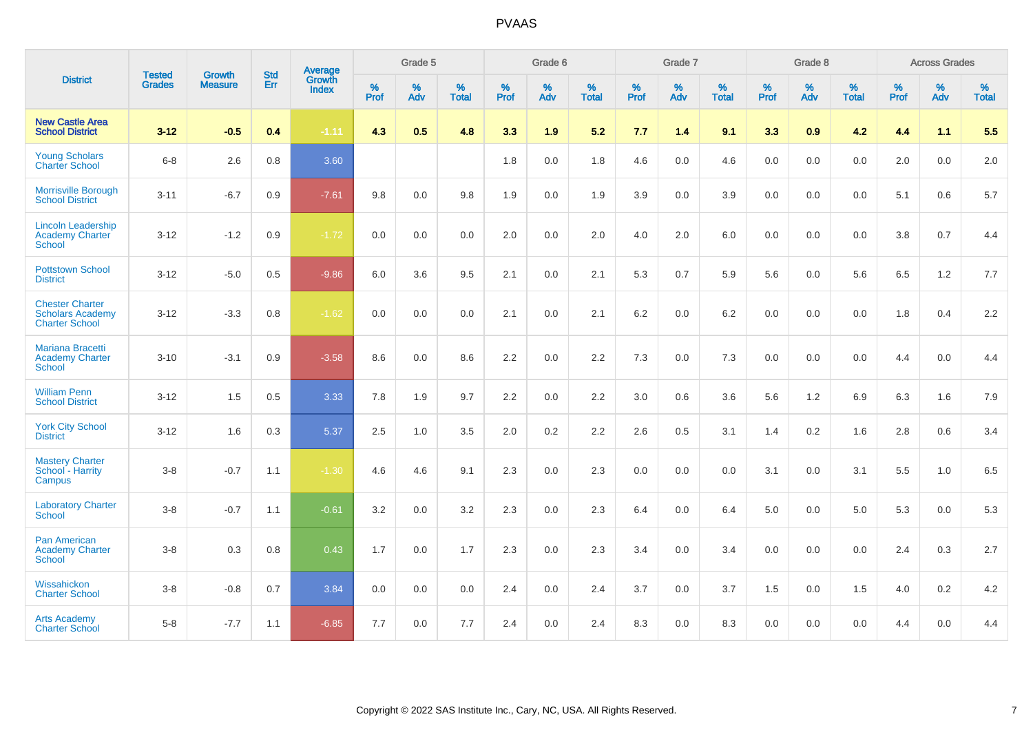# PVAAS

| District | Tested Grades | Growth Measure | Std Err | Average Growth Index | Grade 5 | | | Grade 6 | | | Grade 7 | | | Grade 8 | | | Across Grades | | |
|---|---|---|---|---|---|---|---|---|---|---|---|---|---|---|---|---|---|---|---|
| | | | | | % Prof | % Adv | % Total | % Prof | % Adv | % Total | % Prof | % Adv | % Total | % Prof | % Adv | % Total | % Prof | % Adv | % Total |
| **New Castle Area School District** | **3-12** | **-0.5** | **0.4** | **-1.11** | **4.3** | **0.5** | **4.8** | **3.3** | **1.9** | **5.2** | **7.7** | **1.4** | **9.1** | **3.3** | **0.9** | **4.2** | **4.4** | **1.1** | **5.5** |
| Young Scholars Charter School | 6-8 | 2.6 | 0.8 | 3.60 | | | | 1.8 | 0.0 | 1.8 | 4.6 | 0.0 | 4.6 | 0.0 | 0.0 | 0.0 | 2.0 | 0.0 | 2.0 |
| Morrisville Borough School District | 3-11 | -6.7 | 0.9 | -7.61 | 9.8 | 0.0 | 9.8 | 1.9 | 0.0 | 1.9 | 3.9 | 0.0 | 3.9 | 0.0 | 0.0 | 0.0 | 5.1 | 0.6 | 5.7 |
| Lincoln Leadership Academy Charter School | 3-12 | -1.2 | 0.9 | -1.72 | 0.0 | 0.0 | 0.0 | 2.0 | 0.0 | 2.0 | 4.0 | 2.0 | 6.0 | 0.0 | 0.0 | 0.0 | 3.8 | 0.7 | 4.4 |
| Pottstown School District | 3-12 | -5.0 | 0.5 | -9.86 | 6.0 | 3.6 | 9.5 | 2.1 | 0.0 | 2.1 | 5.3 | 0.7 | 5.9 | 5.6 | 0.0 | 5.6 | 6.5 | 1.2 | 7.7 |
| Chester Charter Scholars Academy Charter School | 3-12 | -3.3 | 0.8 | -1.62 | 0.0 | 0.0 | 0.0 | 2.1 | 0.0 | 2.1 | 6.2 | 0.0 | 6.2 | 0.0 | 0.0 | 0.0 | 1.8 | 0.4 | 2.2 |
| Mariana Bracetti Academy Charter School | 3-10 | -3.1 | 0.9 | -3.58 | 8.6 | 0.0 | 8.6 | 2.2 | 0.0 | 2.2 | 7.3 | 0.0 | 7.3 | 0.0 | 0.0 | 0.0 | 4.4 | 0.0 | 4.4 |
| William Penn School District | 3-12 | 1.5 | 0.5 | 3.33 | 7.8 | 1.9 | 9.7 | 2.2 | 0.0 | 2.2 | 3.0 | 0.6 | 3.6 | 5.6 | 1.2 | 6.9 | 6.3 | 1.6 | 7.9 |
| York City School District | 3-12 | 1.6 | 0.3 | 5.37 | 2.5 | 1.0 | 3.5 | 2.0 | 0.2 | 2.2 | 2.6 | 0.5 | 3.1 | 1.4 | 0.2 | 1.6 | 2.8 | 0.6 | 3.4 |
| Mastery Charter School - Harrity Campus | 3-8 | -0.7 | 1.1 | -1.30 | 4.6 | 4.6 | 9.1 | 2.3 | 0.0 | 2.3 | 0.0 | 0.0 | 0.0 | 3.1 | 0.0 | 3.1 | 5.5 | 1.0 | 6.5 |
| Laboratory Charter School | 3-8 | -0.7 | 1.1 | -0.61 | 3.2 | 0.0 | 3.2 | 2.3 | 0.0 | 2.3 | 6.4 | 0.0 | 6.4 | 5.0 | 0.0 | 5.0 | 5.3 | 0.0 | 5.3 |
| Pan American Academy Charter School | 3-8 | 0.3 | 0.8 | 0.43 | 1.7 | 0.0 | 1.7 | 2.3 | 0.0 | 2.3 | 3.4 | 0.0 | 3.4 | 0.0 | 0.0 | 0.0 | 2.4 | 0.3 | 2.7 |
| Wissahickon Charter School | 3-8 | -0.8 | 0.7 | 3.84 | 0.0 | 0.0 | 0.0 | 2.4 | 0.0 | 2.4 | 3.7 | 0.0 | 3.7 | 1.5 | 0.0 | 1.5 | 4.0 | 0.2 | 4.2 |
| Arts Academy Charter School | 5-8 | -7.7 | 1.1 | -6.85 | 7.7 | 0.0 | 7.7 | 2.4 | 0.0 | 2.4 | 8.3 | 0.0 | 8.3 | 0.0 | 0.0 | 0.0 | 4.4 | 0.0 | 4.4 |

Copyright © 2022 SAS Institute Inc., Cary, NC, USA. All Rights Reserved.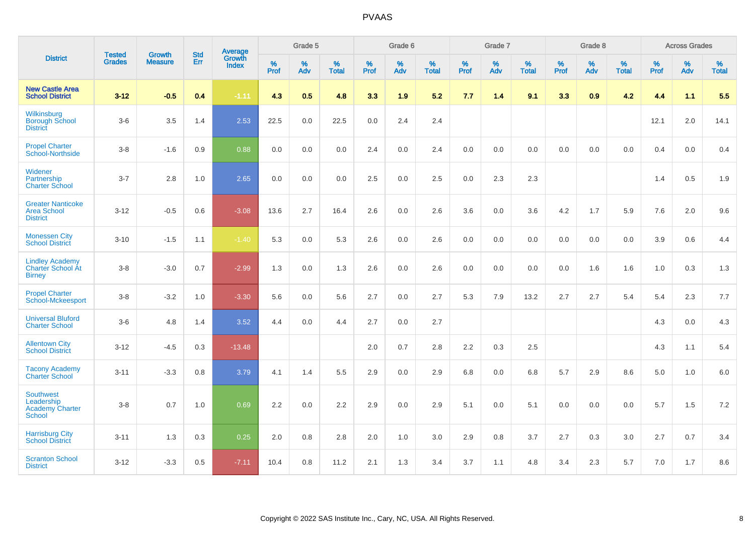# PVAAS

| District | Tested Grades | Growth Measure | Std Err | Average Growth Index | Grade 5 | | | Grade 6 | | | Grade 7 | | | Grade 8 | | | Across Grades | | |
|---|---|---|---|---|---|---|---|---|---|---|---|---|---|---|---|---|---|---|---|
| | | | | | % Prof | % Adv | % Total | % Prof | % Adv | % Total | % Prof | % Adv | % Total | % Prof | % Adv | % Total | % Prof | % Adv | % Total |
| **New Castle Area School District** | **3-12** | **-0.5** | **0.4** | **-1.11** | **4.3** | **0.5** | **4.8** | **3.3** | **1.9** | **5.2** | **7.7** | **1.4** | **9.1** | **3.3** | **0.9** | **4.2** | **4.4** | **1.1** | **5.5** |
| Wilkinsburg Borough School District | 3-6 | 3.5 | 1.4 | 2.53 | 22.5 | 0.0 | 22.5 | 0.0 | 2.4 | 2.4 | | | | | | | 12.1 | 2.0 | 14.1 |
| Propel Charter School-Northside | 3-8 | -1.6 | 0.9 | 0.88 | 0.0 | 0.0 | 0.0 | 2.4 | 0.0 | 2.4 | 0.0 | 0.0 | 0.0 | 0.0 | 0.0 | 0.0 | 0.4 | 0.0 | 0.4 |
| Widener Partnership Charter School | 3-7 | 2.8 | 1.0 | 2.65 | 0.0 | 0.0 | 0.0 | 2.5 | 0.0 | 2.5 | 0.0 | 2.3 | 2.3 | | | | 1.4 | 0.5 | 1.9 |
| Greater Nanticoke Area School District | 3-12 | -0.5 | 0.6 | -3.08 | 13.6 | 2.7 | 16.4 | 2.6 | 0.0 | 2.6 | 3.6 | 0.0 | 3.6 | 4.2 | 1.7 | 5.9 | 7.6 | 2.0 | 9.6 |
| Monessen City School District | 3-10 | -1.5 | 1.1 | -1.40 | 5.3 | 0.0 | 5.3 | 2.6 | 0.0 | 2.6 | 0.0 | 0.0 | 0.0 | 0.0 | 0.0 | 0.0 | 3.9 | 0.6 | 4.4 |
| Lindley Academy Charter School At Birney | 3-8 | -3.0 | 0.7 | -2.99 | 1.3 | 0.0 | 1.3 | 2.6 | 0.0 | 2.6 | 0.0 | 0.0 | 0.0 | 0.0 | 1.6 | 1.6 | 1.0 | 0.3 | 1.3 |
| Propel Charter School-Mckeesport | 3-8 | -3.2 | 1.0 | -3.30 | 5.6 | 0.0 | 5.6 | 2.7 | 0.0 | 2.7 | 5.3 | 7.9 | 13.2 | 2.7 | 2.7 | 5.4 | 5.4 | 2.3 | 7.7 |
| Universal Bluford Charter School | 3-6 | 4.8 | 1.4 | 3.52 | 4.4 | 0.0 | 4.4 | 2.7 | 0.0 | 2.7 | | | | | | | 4.3 | 0.0 | 4.3 |
| Allentown City School District | 3-12 | -4.5 | 0.3 | -13.48 | | | | 2.0 | 0.7 | 2.8 | 2.2 | 0.3 | 2.5 | | | | 4.3 | 1.1 | 5.4 |
| Tacony Academy Charter School | 3-11 | -3.3 | 0.8 | 3.79 | 4.1 | 1.4 | 5.5 | 2.9 | 0.0 | 2.9 | 6.8 | 0.0 | 6.8 | 5.7 | 2.9 | 8.6 | 5.0 | 1.0 | 6.0 |
| Southwest Leadership Academy Charter School | 3-8 | 0.7 | 1.0 | 0.69 | 2.2 | 0.0 | 2.2 | 2.9 | 0.0 | 2.9 | 5.1 | 0.0 | 5.1 | 0.0 | 0.0 | 0.0 | 5.7 | 1.5 | 7.2 |
| Harrisburg City School District | 3-11 | 1.3 | 0.3 | 0.25 | 2.0 | 0.8 | 2.8 | 2.0 | 1.0 | 3.0 | 2.9 | 0.8 | 3.7 | 2.7 | 0.3 | 3.0 | 2.7 | 0.7 | 3.4 |
| Scranton School District | 3-12 | -3.3 | 0.5 | -7.11 | 10.4 | 0.8 | 11.2 | 2.1 | 1.3 | 3.4 | 3.7 | 1.1 | 4.8 | 3.4 | 2.3 | 5.7 | 7.0 | 1.7 | 8.6 |

Copyright © 2022 SAS Institute Inc., Cary, NC, USA. All Rights Reserved.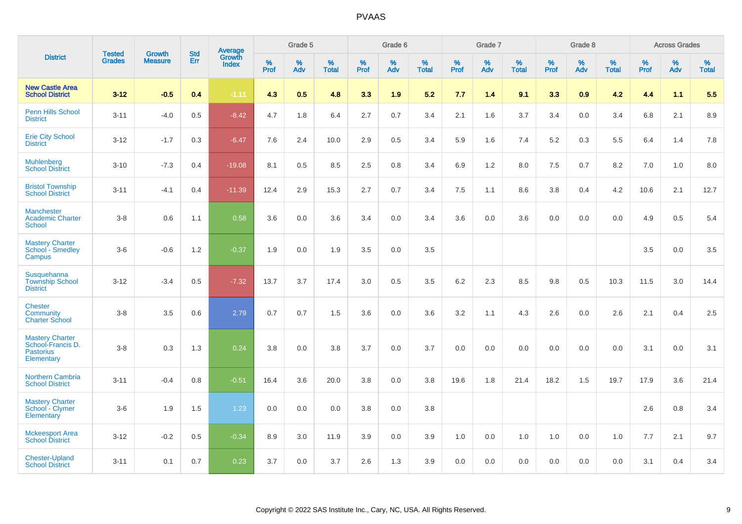# PVAAS

| District | Tested Grades | Growth Measure | Std Err | Average Growth Index | Grade 5 | | | Grade 6 | | | Grade 7 | | | Grade 8 | | | Across Grades | | |
|---|---|---|---|---|---|---|---|---|---|---|---|---|---|---|---|---|---|---|---|
| | | | | | % Prof | % Adv | % Total | % Prof | % Adv | % Total | % Prof | % Adv | % Total | % Prof | % Adv | % Total | % Prof | % Adv | % Total |
| **New Castle Area School District** | **3-12** | **-0.5** | **0.4** | **-1.11** | **4.3** | **0.5** | **4.8** | **3.3** | **1.9** | **5.2** | **7.7** | **1.4** | **9.1** | **3.3** | **0.9** | **4.2** | **4.4** | **1.1** | **5.5** |
| Penn Hills School District | 3-11 | -4.0 | 0.5 | -8.42 | 4.7 | 1.8 | 6.4 | 2.7 | 0.7 | 3.4 | 2.1 | 1.6 | 3.7 | 3.4 | 0.0 | 3.4 | 6.8 | 2.1 | 8.9 |
| Erie City School District | 3-12 | -1.7 | 0.3 | -6.47 | 7.6 | 2.4 | 10.0 | 2.9 | 0.5 | 3.4 | 5.9 | 1.6 | 7.4 | 5.2 | 0.3 | 5.5 | 6.4 | 1.4 | 7.8 |
| Muhlenberg School District | 3-10 | -7.3 | 0.4 | -19.08 | 8.1 | 0.5 | 8.5 | 2.5 | 0.8 | 3.4 | 6.9 | 1.2 | 8.0 | 7.5 | 0.7 | 8.2 | 7.0 | 1.0 | 8.0 |
| Bristol Township School District | 3-11 | -4.1 | 0.4 | -11.39 | 12.4 | 2.9 | 15.3 | 2.7 | 0.7 | 3.4 | 7.5 | 1.1 | 8.6 | 3.8 | 0.4 | 4.2 | 10.6 | 2.1 | 12.7 |
| Manchester Academic Charter School | 3-8 | 0.6 | 1.1 | 0.58 | 3.6 | 0.0 | 3.6 | 3.4 | 0.0 | 3.4 | 3.6 | 0.0 | 3.6 | 0.0 | 0.0 | 0.0 | 4.9 | 0.5 | 5.4 |
| Mastery Charter School - Smedley Campus | 3-6 | -0.6 | 1.2 | -0.37 | 1.9 | 0.0 | 1.9 | 3.5 | 0.0 | 3.5 | | | | | | | 3.5 | 0.0 | 3.5 |
| Susquehanna Township School District | 3-12 | -3.4 | 0.5 | -7.32 | 13.7 | 3.7 | 17.4 | 3.0 | 0.5 | 3.5 | 6.2 | 2.3 | 8.5 | 9.8 | 0.5 | 10.3 | 11.5 | 3.0 | 14.4 |
| Chester Community Charter School | 3-8 | 3.5 | 0.6 | 2.79 | 0.7 | 0.7 | 1.5 | 3.6 | 0.0 | 3.6 | 3.2 | 1.1 | 4.3 | 2.6 | 0.0 | 2.6 | 2.1 | 0.4 | 2.5 |
| Mastery Charter School-Francis D. Pastorius Elementary | 3-8 | 0.3 | 1.3 | 0.24 | 3.8 | 0.0 | 3.8 | 3.7 | 0.0 | 3.7 | 0.0 | 0.0 | 0.0 | 0.0 | 0.0 | 0.0 | 3.1 | 0.0 | 3.1 |
| Northern Cambria School District | 3-11 | -0.4 | 0.8 | -0.51 | 16.4 | 3.6 | 20.0 | 3.8 | 0.0 | 3.8 | 19.6 | 1.8 | 21.4 | 18.2 | 1.5 | 19.7 | 17.9 | 3.6 | 21.4 |
| Mastery Charter School - Clymer Elementary | 3-6 | 1.9 | 1.5 | 1.23 | 0.0 | 0.0 | 0.0 | 3.8 | 0.0 | 3.8 | | | | | | | 2.6 | 0.8 | 3.4 |
| Mckeesport Area School District | 3-12 | -0.2 | 0.5 | -0.34 | 8.9 | 3.0 | 11.9 | 3.9 | 0.0 | 3.9 | 1.0 | 0.0 | 1.0 | 1.0 | 0.0 | 1.0 | 7.7 | 2.1 | 9.7 |
| Chester-Upland School District | 3-11 | 0.1 | 0.7 | 0.23 | 3.7 | 0.0 | 3.7 | 2.6 | 1.3 | 3.9 | 0.0 | 0.0 | 0.0 | 0.0 | 0.0 | 0.0 | 3.1 | 0.4 | 3.4 |

Copyright © 2022 SAS Institute Inc., Cary, NC, USA. All Rights Reserved.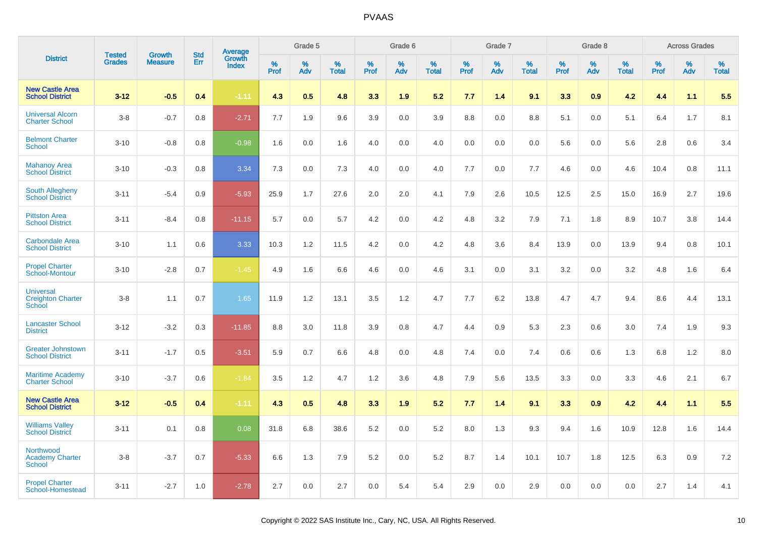# PVAAS

| District | Tested Grades | Growth Measure | Std Err | Average Growth Index | Grade 5 | | | Grade 6 | | | Grade 7 | | | Grade 8 | | | Across Grades | | |
|---|---|---|---|---|---|---|---|---|---|---|---|---|---|---|---|---|---|---|---|
| | | | | | % Prof | % Adv | % Total | % Prof | % Adv | % Total | % Prof | % Adv | % Total | % Prof | % Adv | % Total | % Prof | % Adv | % Total |
| **New Castle Area School District** | **3-12** | **-0.5** | **0.4** | **-1.11** | **4.3** | **0.5** | **4.8** | **3.3** | **1.9** | **5.2** | **7.7** | **1.4** | **9.1** | **3.3** | **0.9** | **4.2** | **4.4** | **1.1** | **5.5** |
| Universal Alcorn Charter School | 3-8 | -0.7 | 0.8 | -2.71 | 7.7 | 1.9 | 9.6 | 3.9 | 0.0 | 3.9 | 8.8 | 0.0 | 8.8 | 5.1 | 0.0 | 5.1 | 6.4 | 1.7 | 8.1 |
| Belmont Charter School | 3-10 | -0.8 | 0.8 | -0.98 | 1.6 | 0.0 | 1.6 | 4.0 | 0.0 | 4.0 | 0.0 | 0.0 | 0.0 | 5.6 | 0.0 | 5.6 | 2.8 | 0.6 | 3.4 |
| Mahanoy Area School District | 3-10 | -0.3 | 0.8 | 3.34 | 7.3 | 0.0 | 7.3 | 4.0 | 0.0 | 4.0 | 7.7 | 0.0 | 7.7 | 4.6 | 0.0 | 4.6 | 10.4 | 0.8 | 11.1 |
| South Allegheny School District | 3-11 | -5.4 | 0.9 | -5.93 | 25.9 | 1.7 | 27.6 | 2.0 | 2.0 | 4.1 | 7.9 | 2.6 | 10.5 | 12.5 | 2.5 | 15.0 | 16.9 | 2.7 | 19.6 |
| Pittston Area School District | 3-11 | -8.4 | 0.8 | -11.15 | 5.7 | 0.0 | 5.7 | 4.2 | 0.0 | 4.2 | 4.8 | 3.2 | 7.9 | 7.1 | 1.8 | 8.9 | 10.7 | 3.8 | 14.4 |
| Carbondale Area School District | 3-10 | 1.1 | 0.6 | 3.33 | 10.3 | 1.2 | 11.5 | 4.2 | 0.0 | 4.2 | 4.8 | 3.6 | 8.4 | 13.9 | 0.0 | 13.9 | 9.4 | 0.8 | 10.1 |
| Propel Charter School-Montour | 3-10 | -2.8 | 0.7 | -1.45 | 4.9 | 1.6 | 6.6 | 4.6 | 0.0 | 4.6 | 3.1 | 0.0 | 3.1 | 3.2 | 0.0 | 3.2 | 4.8 | 1.6 | 6.4 |
| Universal Creighton Charter School | 3-8 | 1.1 | 0.7 | 1.65 | 11.9 | 1.2 | 13.1 | 3.5 | 1.2 | 4.7 | 7.7 | 6.2 | 13.8 | 4.7 | 4.7 | 9.4 | 8.6 | 4.4 | 13.1 |
| Lancaster School District | 3-12 | -3.2 | 0.3 | -11.85 | 8.8 | 3.0 | 11.8 | 3.9 | 0.8 | 4.7 | 4.4 | 0.9 | 5.3 | 2.3 | 0.6 | 3.0 | 7.4 | 1.9 | 9.3 |
| Greater Johnstown School District | 3-11 | -1.7 | 0.5 | -3.51 | 5.9 | 0.7 | 6.6 | 4.8 | 0.0 | 4.8 | 7.4 | 0.0 | 7.4 | 0.6 | 0.6 | 1.3 | 6.8 | 1.2 | 8.0 |
| Maritime Academy Charter School | 3-10 | -3.7 | 0.6 | -1.84 | 3.5 | 1.2 | 4.7 | 1.2 | 3.6 | 4.8 | 7.9 | 5.6 | 13.5 | 3.3 | 0.0 | 3.3 | 4.6 | 2.1 | 6.7 |
| **New Castle Area School District** | **3-12** | **-0.5** | **0.4** | **-1.11** | **4.3** | **0.5** | **4.8** | **3.3** | **1.9** | **5.2** | **7.7** | **1.4** | **9.1** | **3.3** | **0.9** | **4.2** | **4.4** | **1.1** | **5.5** |
| Williams Valley School District | 3-11 | 0.1 | 0.8 | 0.08 | 31.8 | 6.8 | 38.6 | 5.2 | 0.0 | 5.2 | 8.0 | 1.3 | 9.3 | 9.4 | 1.6 | 10.9 | 12.8 | 1.6 | 14.4 |
| Northwood Academy Charter School | 3-8 | -3.7 | 0.7 | -5.33 | 6.6 | 1.3 | 7.9 | 5.2 | 0.0 | 5.2 | 8.7 | 1.4 | 10.1 | 10.7 | 1.8 | 12.5 | 6.3 | 0.9 | 7.2 |
| Propel Charter School-Homestead | 3-11 | -2.7 | 1.0 | -2.78 | 2.7 | 0.0 | 2.7 | 0.0 | 5.4 | 5.4 | 2.9 | 0.0 | 2.9 | 0.0 | 0.0 | 0.0 | 2.7 | 1.4 | 4.1 |

Copyright © 2022 SAS Institute Inc., Cary, NC, USA. All Rights Reserved.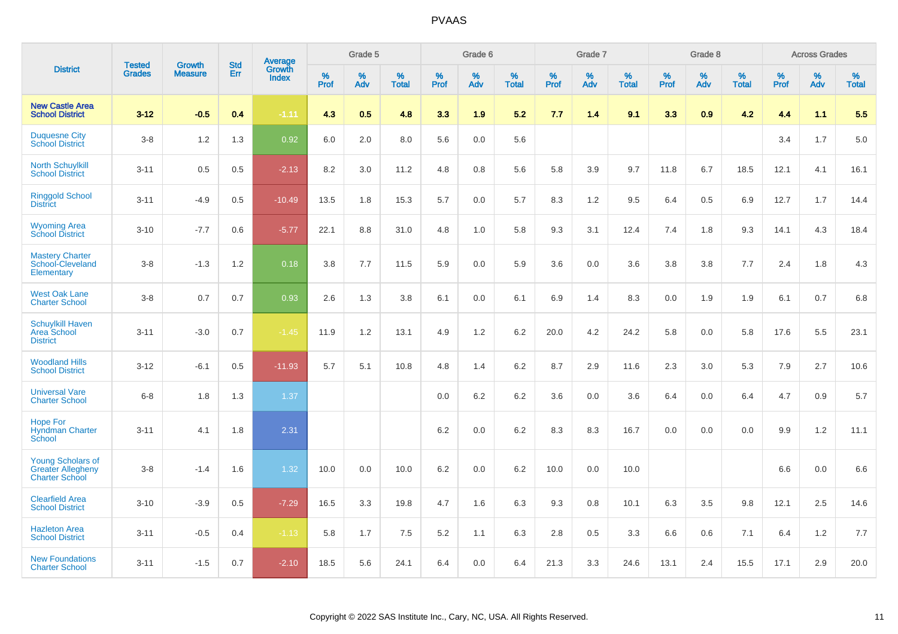# PVAAS

| District | Tested Grades | Growth Measure | Std Err | Average Growth Index | Grade 5 | | | Grade 6 | | | Grade 7 | | | Grade 8 | | | Across Grades | | |
|---|---|---|---|---|---|---|---|---|---|---|---|---|---|---|---|---|---|---|---|
| | | | | | % Prof | % Adv | % Total | % Prof | % Adv | % Total | % Prof | % Adv | % Total | % Prof | % Adv | % Total | % Prof | % Adv | % Total |
| **New Castle Area School District** | **3-12** | **-0.5** | **0.4** | **-1.11** | **4.3** | **0.5** | **4.8** | **3.3** | **1.9** | **5.2** | **7.7** | **1.4** | **9.1** | **3.3** | **0.9** | **4.2** | **4.4** | **1.1** | **5.5** |
| Duquesne City School District | 3-8 | 1.2 | 1.3 | 0.92 | 6.0 | 2.0 | 8.0 | 5.6 | 0.0 | 5.6 | | | | | | | 3.4 | 1.7 | 5.0 |
| North Schuylkill School District | 3-11 | 0.5 | 0.5 | -2.13 | 8.2 | 3.0 | 11.2 | 4.8 | 0.8 | 5.6 | 5.8 | 3.9 | 9.7 | 11.8 | 6.7 | 18.5 | 12.1 | 4.1 | 16.1 |
| Ringgold School District | 3-11 | -4.9 | 0.5 | -10.49 | 13.5 | 1.8 | 15.3 | 5.7 | 0.0 | 5.7 | 8.3 | 1.2 | 9.5 | 6.4 | 0.5 | 6.9 | 12.7 | 1.7 | 14.4 |
| Wyoming Area School District | 3-10 | -7.7 | 0.6 | -5.77 | 22.1 | 8.8 | 31.0 | 4.8 | 1.0 | 5.8 | 9.3 | 3.1 | 12.4 | 7.4 | 1.8 | 9.3 | 14.1 | 4.3 | 18.4 |
| Mastery Charter School-Cleveland Elementary | 3-8 | -1.3 | 1.2 | 0.18 | 3.8 | 7.7 | 11.5 | 5.9 | 0.0 | 5.9 | 3.6 | 0.0 | 3.6 | 3.8 | 3.8 | 7.7 | 2.4 | 1.8 | 4.3 |
| West Oak Lane Charter School | 3-8 | 0.7 | 0.7 | 0.93 | 2.6 | 1.3 | 3.8 | 6.1 | 0.0 | 6.1 | 6.9 | 1.4 | 8.3 | 0.0 | 1.9 | 1.9 | 6.1 | 0.7 | 6.8 |
| Schuylkill Haven Area School District | 3-11 | -3.0 | 0.7 | -1.45 | 11.9 | 1.2 | 13.1 | 4.9 | 1.2 | 6.2 | 20.0 | 4.2 | 24.2 | 5.8 | 0.0 | 5.8 | 17.6 | 5.5 | 23.1 |
| Woodland Hills School District | 3-12 | -6.1 | 0.5 | -11.93 | 5.7 | 5.1 | 10.8 | 4.8 | 1.4 | 6.2 | 8.7 | 2.9 | 11.6 | 2.3 | 3.0 | 5.3 | 7.9 | 2.7 | 10.6 |
| Universal Vare Charter School | 6-8 | 1.8 | 1.3 | 1.37 | | | | 0.0 | 6.2 | 6.2 | 3.6 | 0.0 | 3.6 | 6.4 | 0.0 | 6.4 | 4.7 | 0.9 | 5.7 |
| Hope For Hyndman Charter School | 3-11 | 4.1 | 1.8 | 2.31 | | | | 6.2 | 0.0 | 6.2 | 8.3 | 8.3 | 16.7 | 0.0 | 0.0 | 0.0 | 9.9 | 1.2 | 11.1 |
| Young Scholars of Greater Allegheny Charter School | 3-8 | -1.4 | 1.6 | 1.32 | 10.0 | 0.0 | 10.0 | 6.2 | 0.0 | 6.2 | 10.0 | 0.0 | 10.0 | | | | 6.6 | 0.0 | 6.6 |
| Clearfield Area School District | 3-10 | -3.9 | 0.5 | -7.29 | 16.5 | 3.3 | 19.8 | 4.7 | 1.6 | 6.3 | 9.3 | 0.8 | 10.1 | 6.3 | 3.5 | 9.8 | 12.1 | 2.5 | 14.6 |
| Hazleton Area School District | 3-11 | -0.5 | 0.4 | -1.13 | 5.8 | 1.7 | 7.5 | 5.2 | 1.1 | 6.3 | 2.8 | 0.5 | 3.3 | 6.6 | 0.6 | 7.1 | 6.4 | 1.2 | 7.7 |
| New Foundations Charter School | 3-11 | -1.5 | 0.7 | -2.10 | 18.5 | 5.6 | 24.1 | 6.4 | 0.0 | 6.4 | 21.3 | 3.3 | 24.6 | 13.1 | 2.4 | 15.5 | 17.1 | 2.9 | 20.0 |

Copyright © 2022 SAS Institute Inc., Cary, NC, USA. All Rights Reserved.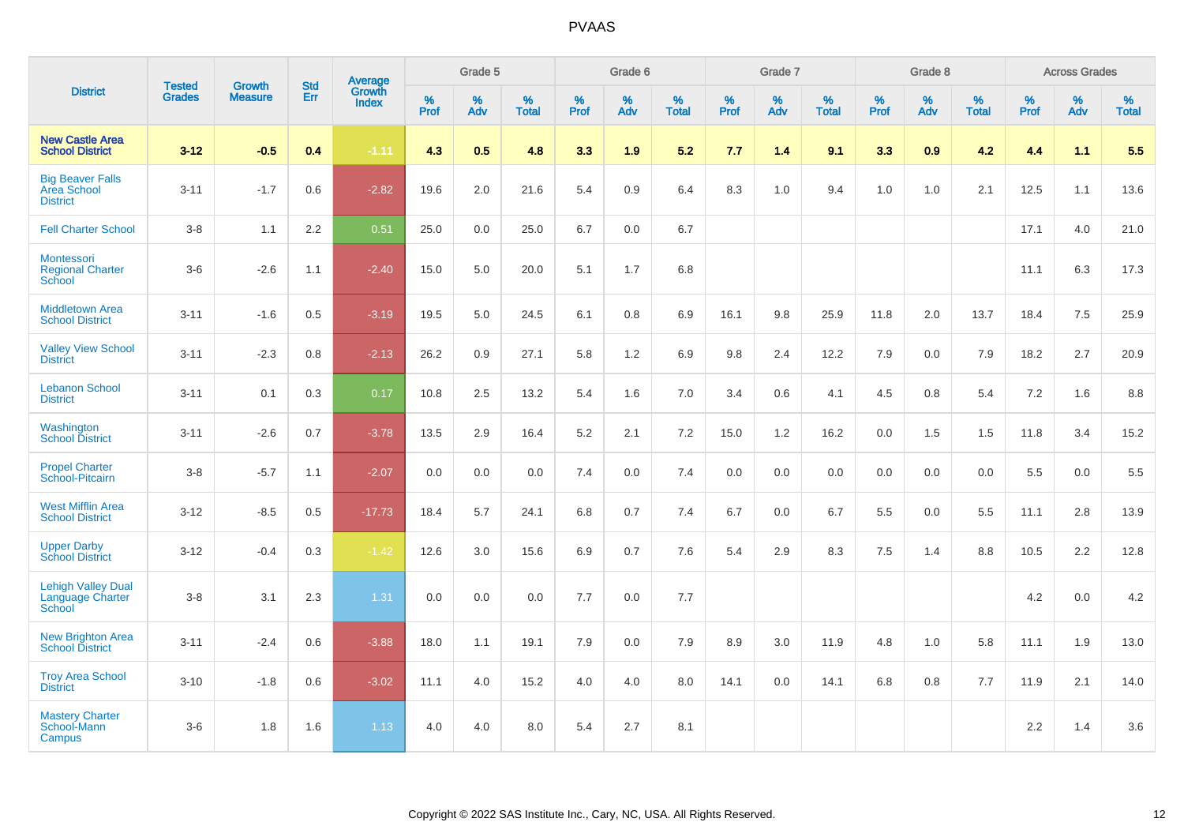# PVAAS

| District | Tested Grades | Growth Measure | Std Err | Average Growth Index | Grade 5 | | | Grade 6 | | | Grade 7 | | | Grade 8 | | | Across Grades | | |
|---|---|---|---|---|---|---|---|---|---|---|---|---|---|---|---|---|---|---|---|
| | | | | | % Prof | % Adv | % Total | % Prof | % Adv | % Total | % Prof | % Adv | % Total | % Prof | % Adv | % Total | % Prof | % Adv | % Total |
| **New Castle Area School District** | **3-12** | **-0.5** | **0.4** | **-1.11** | **4.3** | **0.5** | **4.8** | **3.3** | **1.9** | **5.2** | **7.7** | **1.4** | **9.1** | **3.3** | **0.9** | **4.2** | **4.4** | **1.1** | **5.5** |
| Big Beaver Falls Area School District | 3-11 | -1.7 | 0.6 | -2.82 | 19.6 | 2.0 | 21.6 | 5.4 | 0.9 | 6.4 | 8.3 | 1.0 | 9.4 | 1.0 | 1.0 | 2.1 | 12.5 | 1.1 | 13.6 |
| Fell Charter School | 3-8 | 1.1 | 2.2 | 0.51 | 25.0 | 0.0 | 25.0 | 6.7 | 0.0 | 6.7 | | | | | | | 17.1 | 4.0 | 21.0 |
| Montessori Regional Charter School | 3-6 | -2.6 | 1.1 | -2.40 | 15.0 | 5.0 | 20.0 | 5.1 | 1.7 | 6.8 | | | | | | | 11.1 | 6.3 | 17.3 |
| Middletown Area School District | 3-11 | -1.6 | 0.5 | -3.19 | 19.5 | 5.0 | 24.5 | 6.1 | 0.8 | 6.9 | 16.1 | 9.8 | 25.9 | 11.8 | 2.0 | 13.7 | 18.4 | 7.5 | 25.9 |
| Valley View School District | 3-11 | -2.3 | 0.8 | -2.13 | 26.2 | 0.9 | 27.1 | 5.8 | 1.2 | 6.9 | 9.8 | 2.4 | 12.2 | 7.9 | 0.0 | 7.9 | 18.2 | 2.7 | 20.9 |
| Lebanon School District | 3-11 | 0.1 | 0.3 | 0.17 | 10.8 | 2.5 | 13.2 | 5.4 | 1.6 | 7.0 | 3.4 | 0.6 | 4.1 | 4.5 | 0.8 | 5.4 | 7.2 | 1.6 | 8.8 |
| Washington School District | 3-11 | -2.6 | 0.7 | -3.78 | 13.5 | 2.9 | 16.4 | 5.2 | 2.1 | 7.2 | 15.0 | 1.2 | 16.2 | 0.0 | 1.5 | 1.5 | 11.8 | 3.4 | 15.2 |
| Propel Charter School-Pitcairn | 3-8 | -5.7 | 1.1 | -2.07 | 0.0 | 0.0 | 0.0 | 7.4 | 0.0 | 7.4 | 0.0 | 0.0 | 0.0 | 0.0 | 0.0 | 0.0 | 5.5 | 0.0 | 5.5 |
| West Mifflin Area School District | 3-12 | -8.5 | 0.5 | -17.73 | 18.4 | 5.7 | 24.1 | 6.8 | 0.7 | 7.4 | 6.7 | 0.0 | 6.7 | 5.5 | 0.0 | 5.5 | 11.1 | 2.8 | 13.9 |
| Upper Darby School District | 3-12 | -0.4 | 0.3 | -1.42 | 12.6 | 3.0 | 15.6 | 6.9 | 0.7 | 7.6 | 5.4 | 2.9 | 8.3 | 7.5 | 1.4 | 8.8 | 10.5 | 2.2 | 12.8 |
| Lehigh Valley Dual Language Charter School | 3-8 | 3.1 | 2.3 | 1.31 | 0.0 | 0.0 | 0.0 | 7.7 | 0.0 | 7.7 | | | | | | | 4.2 | 0.0 | 4.2 |
| New Brighton Area School District | 3-11 | -2.4 | 0.6 | -3.88 | 18.0 | 1.1 | 19.1 | 7.9 | 0.0 | 7.9 | 8.9 | 3.0 | 11.9 | 4.8 | 1.0 | 5.8 | 11.1 | 1.9 | 13.0 |
| Troy Area School District | 3-10 | -1.8 | 0.6 | -3.02 | 11.1 | 4.0 | 15.2 | 4.0 | 4.0 | 8.0 | 14.1 | 0.0 | 14.1 | 6.8 | 0.8 | 7.7 | 11.9 | 2.1 | 14.0 |
| Mastery Charter School-Mann Campus | 3-6 | 1.8 | 1.6 | 1.13 | 4.0 | 4.0 | 8.0 | 5.4 | 2.7 | 8.1 | | | | | | | 2.2 | 1.4 | 3.6 |

Copyright © 2022 SAS Institute Inc., Cary, NC, USA. All Rights Reserved.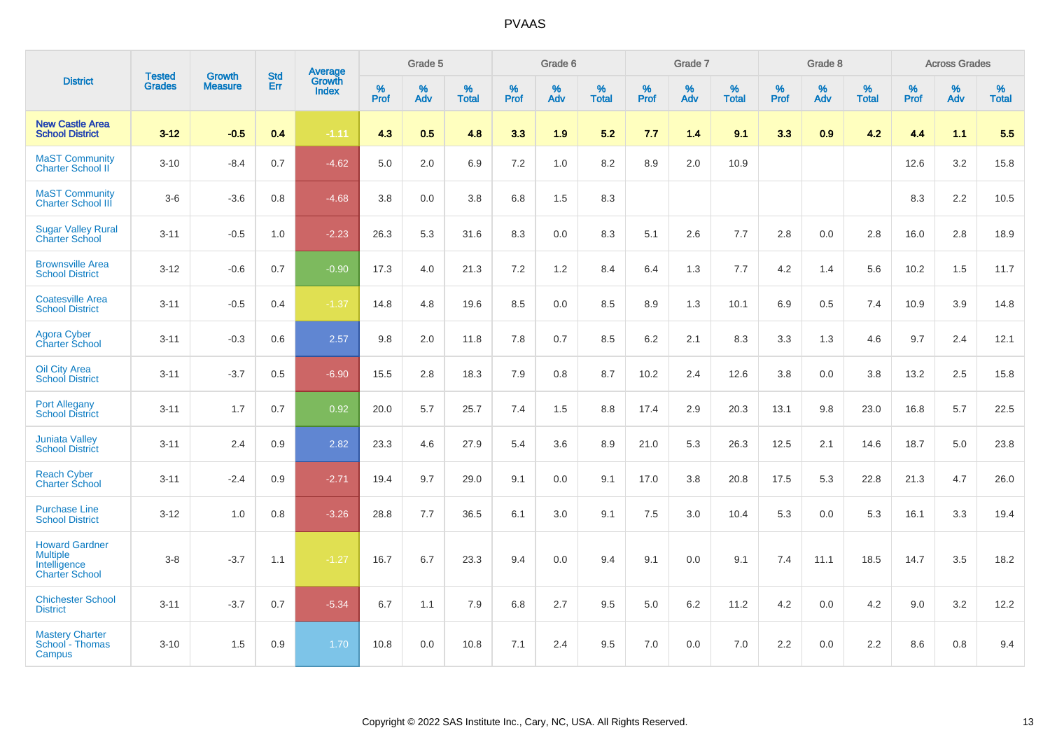# PVAAS

| District | Tested Grades | Growth Measure | Std Err | Average Growth Index | Grade 5 | | | Grade 6 | | | Grade 7 | | | Grade 8 | | | Across Grades | | |
|---|---|---|---|---|---|---|---|---|---|---|---|---|---|---|---|---|---|---|---|
| | | | | | % Prof | % Adv | % Total | % Prof | % Adv | % Total | % Prof | % Adv | % Total | % Prof | % Adv | % Total | % Prof | % Adv | % Total |
| **New Castle Area School District** | **3-12** | **-0.5** | **0.4** | **-1.11** | **4.3** | **0.5** | **4.8** | **3.3** | **1.9** | **5.2** | **7.7** | **1.4** | **9.1** | **3.3** | **0.9** | **4.2** | **4.4** | **1.1** | **5.5** |
| MaST Community Charter School II | 3-10 | -8.4 | 0.7 | -4.62 | 5.0 | 2.0 | 6.9 | 7.2 | 1.0 | 8.2 | 8.9 | 2.0 | 10.9 | | | | 12.6 | 3.2 | 15.8 |
| MaST Community Charter School III | 3-6 | -3.6 | 0.8 | -4.68 | 3.8 | 0.0 | 3.8 | 6.8 | 1.5 | 8.3 | | | | | | | 8.3 | 2.2 | 10.5 |
| Sugar Valley Rural Charter School | 3-11 | -0.5 | 1.0 | -2.23 | 26.3 | 5.3 | 31.6 | 8.3 | 0.0 | 8.3 | 5.1 | 2.6 | 7.7 | 2.8 | 0.0 | 2.8 | 16.0 | 2.8 | 18.9 |
| Brownsville Area School District | 3-12 | -0.6 | 0.7 | -0.90 | 17.3 | 4.0 | 21.3 | 7.2 | 1.2 | 8.4 | 6.4 | 1.3 | 7.7 | 4.2 | 1.4 | 5.6 | 10.2 | 1.5 | 11.7 |
| Coatesville Area School District | 3-11 | -0.5 | 0.4 | -1.37 | 14.8 | 4.8 | 19.6 | 8.5 | 0.0 | 8.5 | 8.9 | 1.3 | 10.1 | 6.9 | 0.5 | 7.4 | 10.9 | 3.9 | 14.8 |
| Agora Cyber Charter School | 3-11 | -0.3 | 0.6 | 2.57 | 9.8 | 2.0 | 11.8 | 7.8 | 0.7 | 8.5 | 6.2 | 2.1 | 8.3 | 3.3 | 1.3 | 4.6 | 9.7 | 2.4 | 12.1 |
| Oil City Area School District | 3-11 | -3.7 | 0.5 | -6.90 | 15.5 | 2.8 | 18.3 | 7.9 | 0.8 | 8.7 | 10.2 | 2.4 | 12.6 | 3.8 | 0.0 | 3.8 | 13.2 | 2.5 | 15.8 |
| Port Allegany School District | 3-11 | 1.7 | 0.7 | 0.92 | 20.0 | 5.7 | 25.7 | 7.4 | 1.5 | 8.8 | 17.4 | 2.9 | 20.3 | 13.1 | 9.8 | 23.0 | 16.8 | 5.7 | 22.5 |
| Juniata Valley School District | 3-11 | 2.4 | 0.9 | 2.82 | 23.3 | 4.6 | 27.9 | 5.4 | 3.6 | 8.9 | 21.0 | 5.3 | 26.3 | 12.5 | 2.1 | 14.6 | 18.7 | 5.0 | 23.8 |
| Reach Cyber Charter School | 3-11 | -2.4 | 0.9 | -2.71 | 19.4 | 9.7 | 29.0 | 9.1 | 0.0 | 9.1 | 17.0 | 3.8 | 20.8 | 17.5 | 5.3 | 22.8 | 21.3 | 4.7 | 26.0 |
| Purchase Line School District | 3-12 | 1.0 | 0.8 | -3.26 | 28.8 | 7.7 | 36.5 | 6.1 | 3.0 | 9.1 | 7.5 | 3.0 | 10.4 | 5.3 | 0.0 | 5.3 | 16.1 | 3.3 | 19.4 |
| Howard Gardner Multiple Intelligence Charter School | 3-8 | -3.7 | 1.1 | -1.27 | 16.7 | 6.7 | 23.3 | 9.4 | 0.0 | 9.4 | 9.1 | 0.0 | 9.1 | 7.4 | 11.1 | 18.5 | 14.7 | 3.5 | 18.2 |
| Chichester School District | 3-11 | -3.7 | 0.7 | -5.34 | 6.7 | 1.1 | 7.9 | 6.8 | 2.7 | 9.5 | 5.0 | 6.2 | 11.2 | 4.2 | 0.0 | 4.2 | 9.0 | 3.2 | 12.2 |
| Mastery Charter School - Thomas Campus | 3-10 | 1.5 | 0.9 | 1.70 | 10.8 | 0.0 | 10.8 | 7.1 | 2.4 | 9.5 | 7.0 | 0.0 | 7.0 | 2.2 | 0.0 | 2.2 | 8.6 | 0.8 | 9.4 |

Copyright © 2022 SAS Institute Inc., Cary, NC, USA. All Rights Reserved.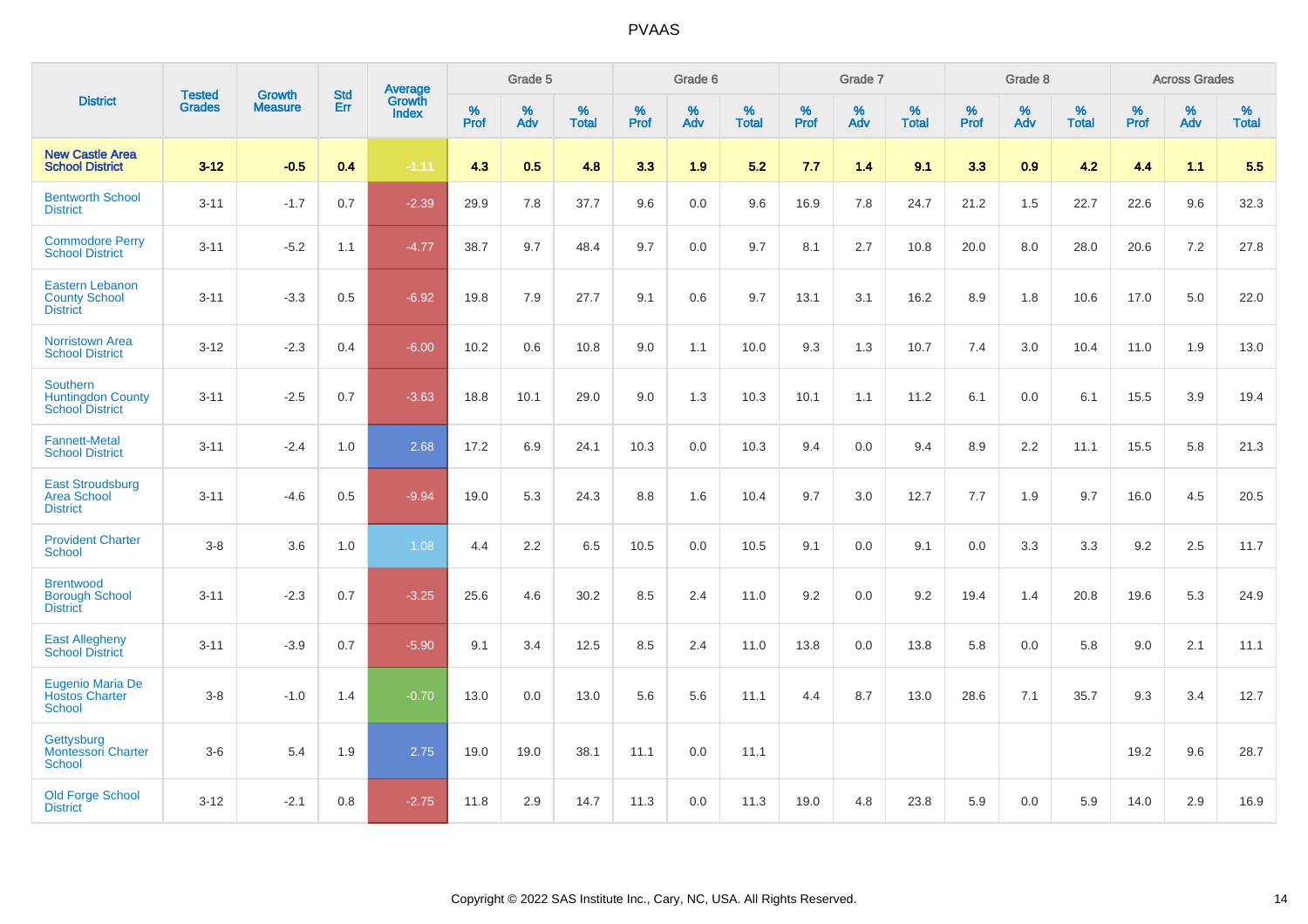# PVAAS

| District | Tested Grades | Growth Measure | Std Err | Average Growth Index | Grade 5 | | | Grade 6 | | | Grade 7 | | | Grade 8 | | | Across Grades | | |
|---|---|---|---|---|---|---|---|---|---|---|---|---|---|---|---|---|---|---|---|
| | | | | | % Prof | % Adv | % Total | % Prof | % Adv | % Total | % Prof | % Adv | % Total | % Prof | % Adv | % Total | % Prof | % Adv | % Total |
| **New Castle Area School District** | **3-12** | **-0.5** | **0.4** | **-1.11** | **4.3** | **0.5** | **4.8** | **3.3** | **1.9** | **5.2** | **7.7** | **1.4** | **9.1** | **3.3** | **0.9** | **4.2** | **4.4** | **1.1** | **5.5** |
| Bentworth School District | 3-11 | -1.7 | 0.7 | -2.39 | 29.9 | 7.8 | 37.7 | 9.6 | 0.0 | 9.6 | 16.9 | 7.8 | 24.7 | 21.2 | 1.5 | 22.7 | 22.6 | 9.6 | 32.3 |
| Commodore Perry School District | 3-11 | -5.2 | 1.1 | -4.77 | 38.7 | 9.7 | 48.4 | 9.7 | 0.0 | 9.7 | 8.1 | 2.7 | 10.8 | 20.0 | 8.0 | 28.0 | 20.6 | 7.2 | 27.8 |
| Eastern Lebanon County School District | 3-11 | -3.3 | 0.5 | -6.92 | 19.8 | 7.9 | 27.7 | 9.1 | 0.6 | 9.7 | 13.1 | 3.1 | 16.2 | 8.9 | 1.8 | 10.6 | 17.0 | 5.0 | 22.0 |
| Norristown Area School District | 3-12 | -2.3 | 0.4 | -6.00 | 10.2 | 0.6 | 10.8 | 9.0 | 1.1 | 10.0 | 9.3 | 1.3 | 10.7 | 7.4 | 3.0 | 10.4 | 11.0 | 1.9 | 13.0 |
| Southern Huntingdon County School District | 3-11 | -2.5 | 0.7 | -3.63 | 18.8 | 10.1 | 29.0 | 9.0 | 1.3 | 10.3 | 10.1 | 1.1 | 11.2 | 6.1 | 0.0 | 6.1 | 15.5 | 3.9 | 19.4 |
| Fannett-Metal School District | 3-11 | -2.4 | 1.0 | 2.68 | 17.2 | 6.9 | 24.1 | 10.3 | 0.0 | 10.3 | 9.4 | 0.0 | 9.4 | 8.9 | 2.2 | 11.1 | 15.5 | 5.8 | 21.3 |
| East Stroudsburg Area School District | 3-11 | -4.6 | 0.5 | -9.94 | 19.0 | 5.3 | 24.3 | 8.8 | 1.6 | 10.4 | 9.7 | 3.0 | 12.7 | 7.7 | 1.9 | 9.7 | 16.0 | 4.5 | 20.5 |
| Provident Charter School | 3-8 | 3.6 | 1.0 | 1.08 | 4.4 | 2.2 | 6.5 | 10.5 | 0.0 | 10.5 | 9.1 | 0.0 | 9.1 | 0.0 | 3.3 | 3.3 | 9.2 | 2.5 | 11.7 |
| Brentwood Borough School District | 3-11 | -2.3 | 0.7 | -3.25 | 25.6 | 4.6 | 30.2 | 8.5 | 2.4 | 11.0 | 9.2 | 0.0 | 9.2 | 19.4 | 1.4 | 20.8 | 19.6 | 5.3 | 24.9 |
| East Allegheny School District | 3-11 | -3.9 | 0.7 | -5.90 | 9.1 | 3.4 | 12.5 | 8.5 | 2.4 | 11.0 | 13.8 | 0.0 | 13.8 | 5.8 | 0.0 | 5.8 | 9.0 | 2.1 | 11.1 |
| Eugenio Maria De Hostos Charter School | 3-8 | -1.0 | 1.4 | -0.70 | 13.0 | 0.0 | 13.0 | 5.6 | 5.6 | 11.1 | 4.4 | 8.7 | 13.0 | 28.6 | 7.1 | 35.7 | 9.3 | 3.4 | 12.7 |
| Gettysburg Montessori Charter School | 3-6 | 5.4 | 1.9 | 2.75 | 19.0 | 19.0 | 38.1 | 11.1 | 0.0 | 11.1 | | | | | | | 19.2 | 9.6 | 28.7 |
| Old Forge School District | 3-12 | -2.1 | 0.8 | -2.75 | 11.8 | 2.9 | 14.7 | 11.3 | 0.0 | 11.3 | 19.0 | 4.8 | 23.8 | 5.9 | 0.0 | 5.9 | 14.0 | 2.9 | 16.9 |

Copyright © 2022 SAS Institute Inc., Cary, NC, USA. All Rights Reserved.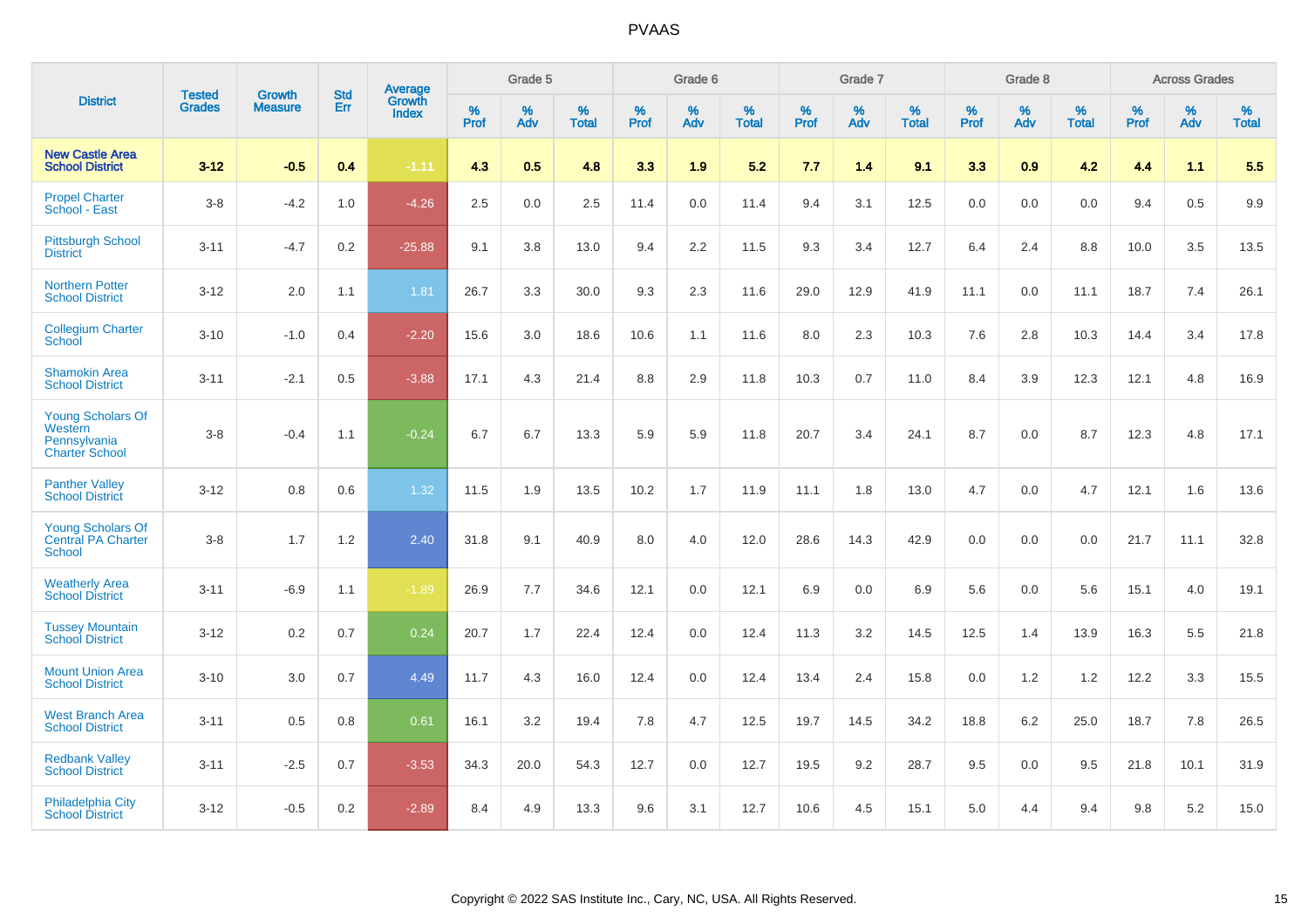# PVAAS

| District | Tested Grades | Growth Measure | Std Err | Average Growth Index | Grade 5 | | | Grade 6 | | | Grade 7 | | | Grade 8 | | | Across Grades | | |
|---|---|---|---|---|---|---|---|---|---|---|---|---|---|---|---|---|---|---|---|
| | | | | | % Prof | % Adv | % Total | % Prof | % Adv | % Total | % Prof | % Adv | % Total | % Prof | % Adv | % Total | % Prof | % Adv | % Total |
| **New Castle Area School District** | **3-12** | **-0.5** | **0.4** | **-1.11** | **4.3** | **0.5** | **4.8** | **3.3** | **1.9** | **5.2** | **7.7** | **1.4** | **9.1** | **3.3** | **0.9** | **4.2** | **4.4** | **1.1** | **5.5** |
| Propel Charter School - East | 3-8 | -4.2 | 1.0 | -4.26 | 2.5 | 0.0 | 2.5 | 11.4 | 0.0 | 11.4 | 9.4 | 3.1 | 12.5 | 0.0 | 0.0 | 0.0 | 9.4 | 0.5 | 9.9 |
| Pittsburgh School District | 3-11 | -4.7 | 0.2 | -25.88 | 9.1 | 3.8 | 13.0 | 9.4 | 2.2 | 11.5 | 9.3 | 3.4 | 12.7 | 6.4 | 2.4 | 8.8 | 10.0 | 3.5 | 13.5 |
| Northern Potter School District | 3-12 | 2.0 | 1.1 | 1.81 | 26.7 | 3.3 | 30.0 | 9.3 | 2.3 | 11.6 | 29.0 | 12.9 | 41.9 | 11.1 | 0.0 | 11.1 | 18.7 | 7.4 | 26.1 |
| Collegium Charter School | 3-10 | -1.0 | 0.4 | -2.20 | 15.6 | 3.0 | 18.6 | 10.6 | 1.1 | 11.6 | 8.0 | 2.3 | 10.3 | 7.6 | 2.8 | 10.3 | 14.4 | 3.4 | 17.8 |
| Shamokin Area School District | 3-11 | -2.1 | 0.5 | -3.88 | 17.1 | 4.3 | 21.4 | 8.8 | 2.9 | 11.8 | 10.3 | 0.7 | 11.0 | 8.4 | 3.9 | 12.3 | 12.1 | 4.8 | 16.9 |
| Young Scholars Of Western Pennsylvania Charter School | 3-8 | -0.4 | 1.1 | -0.24 | 6.7 | 6.7 | 13.3 | 5.9 | 5.9 | 11.8 | 20.7 | 3.4 | 24.1 | 8.7 | 0.0 | 8.7 | 12.3 | 4.8 | 17.1 |
| Panther Valley School District | 3-12 | 0.8 | 0.6 | 1.32 | 11.5 | 1.9 | 13.5 | 10.2 | 1.7 | 11.9 | 11.1 | 1.8 | 13.0 | 4.7 | 0.0 | 4.7 | 12.1 | 1.6 | 13.6 |
| Young Scholars Of Central PA Charter School | 3-8 | 1.7 | 1.2 | 2.40 | 31.8 | 9.1 | 40.9 | 8.0 | 4.0 | 12.0 | 28.6 | 14.3 | 42.9 | 0.0 | 0.0 | 0.0 | 21.7 | 11.1 | 32.8 |
| Weatherly Area School District | 3-11 | -6.9 | 1.1 | -1.89 | 26.9 | 7.7 | 34.6 | 12.1 | 0.0 | 12.1 | 6.9 | 0.0 | 6.9 | 5.6 | 0.0 | 5.6 | 15.1 | 4.0 | 19.1 |
| Tussey Mountain School District | 3-12 | 0.2 | 0.7 | 0.24 | 20.7 | 1.7 | 22.4 | 12.4 | 0.0 | 12.4 | 11.3 | 3.2 | 14.5 | 12.5 | 1.4 | 13.9 | 16.3 | 5.5 | 21.8 |
| Mount Union Area School District | 3-10 | 3.0 | 0.7 | 4.49 | 11.7 | 4.3 | 16.0 | 12.4 | 0.0 | 12.4 | 13.4 | 2.4 | 15.8 | 0.0 | 1.2 | 1.2 | 12.2 | 3.3 | 15.5 |
| West Branch Area School District | 3-11 | 0.5 | 0.8 | 0.61 | 16.1 | 3.2 | 19.4 | 7.8 | 4.7 | 12.5 | 19.7 | 14.5 | 34.2 | 18.8 | 6.2 | 25.0 | 18.7 | 7.8 | 26.5 |
| Redbank Valley School District | 3-11 | -2.5 | 0.7 | -3.53 | 34.3 | 20.0 | 54.3 | 12.7 | 0.0 | 12.7 | 19.5 | 9.2 | 28.7 | 9.5 | 0.0 | 9.5 | 21.8 | 10.1 | 31.9 |
| Philadelphia City School District | 3-12 | -0.5 | 0.2 | -2.89 | 8.4 | 4.9 | 13.3 | 9.6 | 3.1 | 12.7 | 10.6 | 4.5 | 15.1 | 5.0 | 4.4 | 9.4 | 9.8 | 5.2 | 15.0 |

Copyright © 2022 SAS Institute Inc., Cary, NC, USA. All Rights Reserved.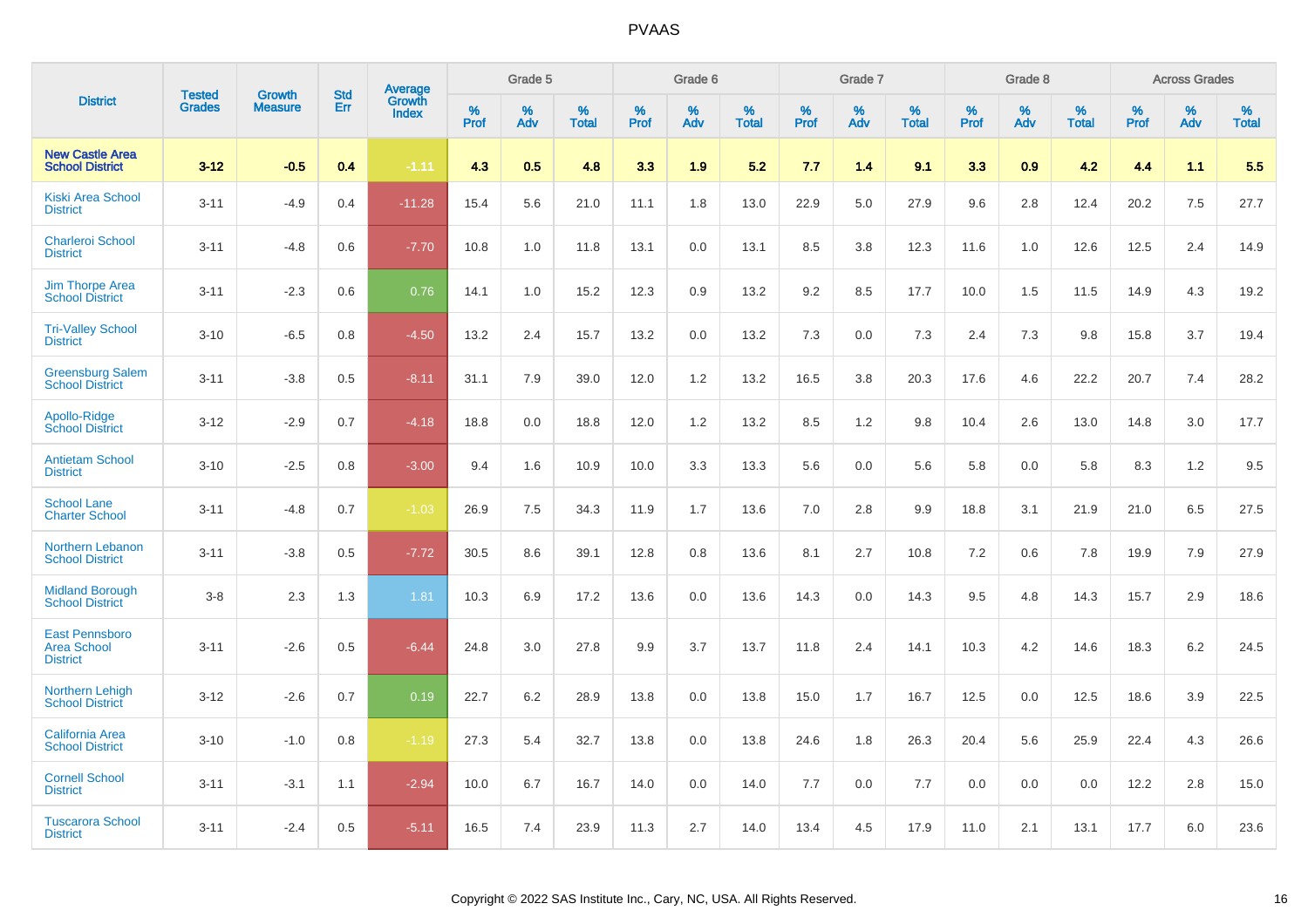| District | Tested Grades | Growth Measure | Std Err | Average Growth Index | Grade 5 | | | Grade 6 | | | Grade 7 | | | Grade 8 | | | Across Grades | | |
|---|---|---|---|---|---|---|---|---|---|---|---|---|---|---|---|---|---|---|---|
| | | | | | % Prof | % Adv | % Total | % Prof | % Adv | % Total | % Prof | % Adv | % Total | % Prof | % Adv | % Total | % Prof | % Adv | % Total |
| **New Castle Area School District** | **3-12** | **-0.5** | **0.4** | **-1.11** | **4.3** | **0.5** | **4.8** | **3.3** | **1.9** | **5.2** | **7.7** | **1.4** | **9.1** | **3.3** | **0.9** | **4.2** | **4.4** | **1.1** | **5.5** |
| Kiski Area School District | 3-11 | -4.9 | 0.4 | -11.28 | 15.4 | 5.6 | 21.0 | 11.1 | 1.8 | 13.0 | 22.9 | 5.0 | 27.9 | 9.6 | 2.8 | 12.4 | 20.2 | 7.5 | 27.7 |
| Charleroi School District | 3-11 | -4.8 | 0.6 | -7.70 | 10.8 | 1.0 | 11.8 | 13.1 | 0.0 | 13.1 | 8.5 | 3.8 | 12.3 | 11.6 | 1.0 | 12.6 | 12.5 | 2.4 | 14.9 |
| Jim Thorpe Area School District | 3-11 | -2.3 | 0.6 | 0.76 | 14.1 | 1.0 | 15.2 | 12.3 | 0.9 | 13.2 | 9.2 | 8.5 | 17.7 | 10.0 | 1.5 | 11.5 | 14.9 | 4.3 | 19.2 |
| Tri-Valley School District | 3-10 | -6.5 | 0.8 | -4.50 | 13.2 | 2.4 | 15.7 | 13.2 | 0.0 | 13.2 | 7.3 | 0.0 | 7.3 | 2.4 | 7.3 | 9.8 | 15.8 | 3.7 | 19.4 |
| Greensburg Salem School District | 3-11 | -3.8 | 0.5 | -8.11 | 31.1 | 7.9 | 39.0 | 12.0 | 1.2 | 13.2 | 16.5 | 3.8 | 20.3 | 17.6 | 4.6 | 22.2 | 20.7 | 7.4 | 28.2 |
| Apollo-Ridge School District | 3-12 | -2.9 | 0.7 | -4.18 | 18.8 | 0.0 | 18.8 | 12.0 | 1.2 | 13.2 | 8.5 | 1.2 | 9.8 | 10.4 | 2.6 | 13.0 | 14.8 | 3.0 | 17.7 |
| Antietam School District | 3-10 | -2.5 | 0.8 | -3.00 | 9.4 | 1.6 | 10.9 | 10.0 | 3.3 | 13.3 | 5.6 | 0.0 | 5.6 | 5.8 | 0.0 | 5.8 | 8.3 | 1.2 | 9.5 |
| School Lane Charter School | 3-11 | -4.8 | 0.7 | -1.03 | 26.9 | 7.5 | 34.3 | 11.9 | 1.7 | 13.6 | 7.0 | 2.8 | 9.9 | 18.8 | 3.1 | 21.9 | 21.0 | 6.5 | 27.5 |
| Northern Lebanon School District | 3-11 | -3.8 | 0.5 | -7.72 | 30.5 | 8.6 | 39.1 | 12.8 | 0.8 | 13.6 | 8.1 | 2.7 | 10.8 | 7.2 | 0.6 | 7.8 | 19.9 | 7.9 | 27.9 |
| Midland Borough School District | 3-8 | 2.3 | 1.3 | 1.81 | 10.3 | 6.9 | 17.2 | 13.6 | 0.0 | 13.6 | 14.3 | 0.0 | 14.3 | 9.5 | 4.8 | 14.3 | 15.7 | 2.9 | 18.6 |
| East Pennsboro Area School District | 3-11 | -2.6 | 0.5 | -6.44 | 24.8 | 3.0 | 27.8 | 9.9 | 3.7 | 13.7 | 11.8 | 2.4 | 14.1 | 10.3 | 4.2 | 14.6 | 18.3 | 6.2 | 24.5 |
| Northern Lehigh School District | 3-12 | -2.6 | 0.7 | 0.19 | 22.7 | 6.2 | 28.9 | 13.8 | 0.0 | 13.8 | 15.0 | 1.7 | 16.7 | 12.5 | 0.0 | 12.5 | 18.6 | 3.9 | 22.5 |
| California Area School District | 3-10 | -1.0 | 0.8 | -1.19 | 27.3 | 5.4 | 32.7 | 13.8 | 0.0 | 13.8 | 24.6 | 1.8 | 26.3 | 20.4 | 5.6 | 25.9 | 22.4 | 4.3 | 26.6 |
| Cornell School District | 3-11 | -3.1 | 1.1 | -2.94 | 10.0 | 6.7 | 16.7 | 14.0 | 0.0 | 14.0 | 7.7 | 0.0 | 7.7 | 0.0 | 0.0 | 0.0 | 12.2 | 2.8 | 15.0 |
| Tuscarora School District | 3-11 | -2.4 | 0.5 | -5.11 | 16.5 | 7.4 | 23.9 | 11.3 | 2.7 | 14.0 | 13.4 | 4.5 | 17.9 | 11.0 | 2.1 | 13.1 | 17.7 | 6.0 | 23.6 |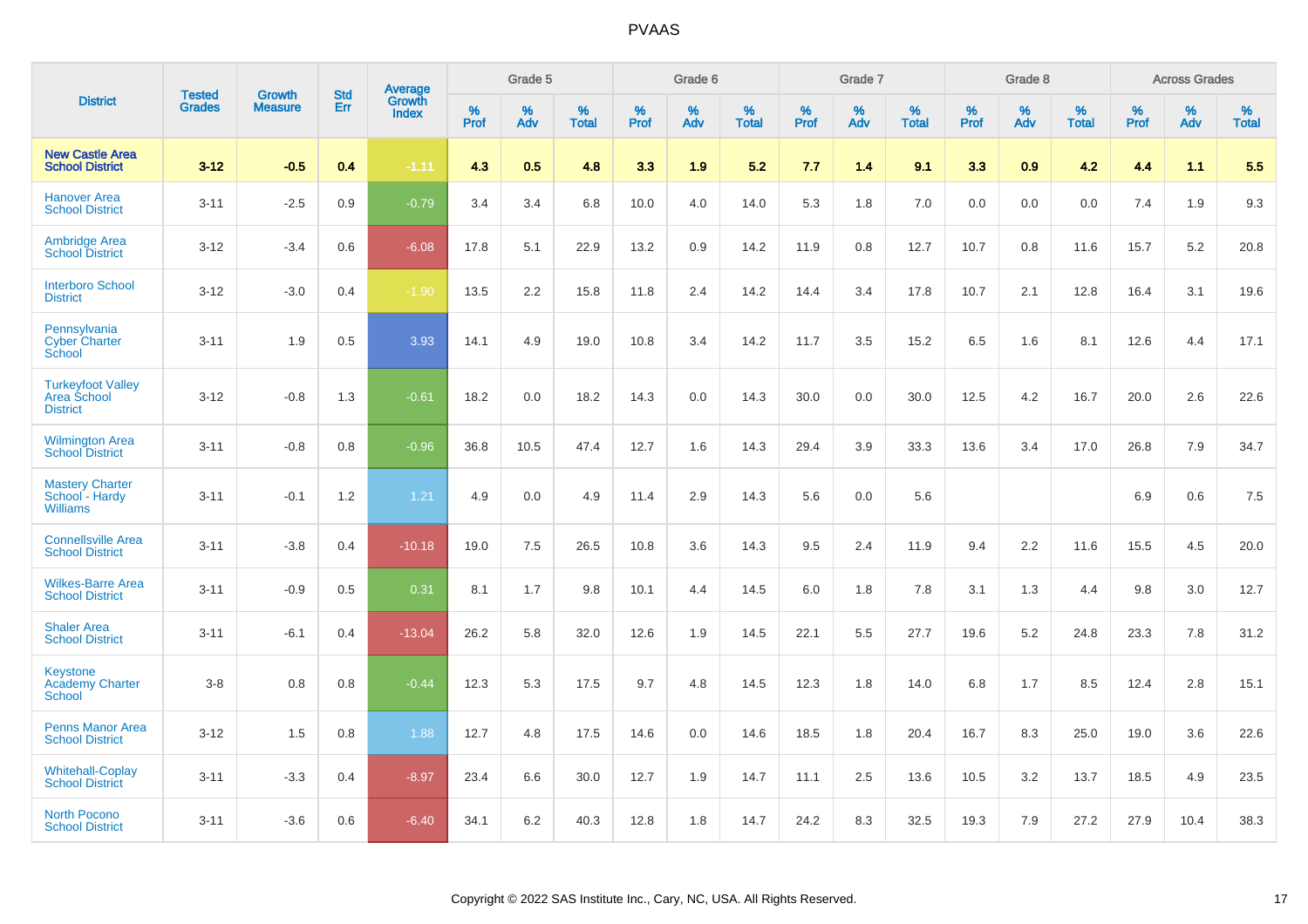| District | Tested Grades | Growth Measure | Std Err | Average Growth Index | Grade 5 | | | Grade 6 | | | Grade 7 | | | Grade 8 | | | Across Grades | | |
|---|---|---|---|---|---|---|---|---|---|---|---|---|---|---|---|---|---|---|---|
| | | | | | % Prof | % Adv | % Total | % Prof | % Adv | % Total | % Prof | % Adv | % Total | % Prof | % Adv | % Total | % Prof | % Adv | % Total |
| **New Castle Area School District** | **3-12** | **-0.5** | **0.4** | **-1.11** | **4.3** | **0.5** | **4.8** | **3.3** | **1.9** | **5.2** | **7.7** | **1.4** | **9.1** | **3.3** | **0.9** | **4.2** | **4.4** | **1.1** | **5.5** |
| Hanover Area School District | 3-11 | -2.5 | 0.9 | -0.79 | 3.4 | 3.4 | 6.8 | 10.0 | 4.0 | 14.0 | 5.3 | 1.8 | 7.0 | 0.0 | 0.0 | 0.0 | 7.4 | 1.9 | 9.3 |
| Ambridge Area School District | 3-12 | -3.4 | 0.6 | -6.08 | 17.8 | 5.1 | 22.9 | 13.2 | 0.9 | 14.2 | 11.9 | 0.8 | 12.7 | 10.7 | 0.8 | 11.6 | 15.7 | 5.2 | 20.8 |
| Interboro School District | 3-12 | -3.0 | 0.4 | -1.90 | 13.5 | 2.2 | 15.8 | 11.8 | 2.4 | 14.2 | 14.4 | 3.4 | 17.8 | 10.7 | 2.1 | 12.8 | 16.4 | 3.1 | 19.6 |
| Pennsylvania Cyber Charter School | 3-11 | 1.9 | 0.5 | 3.93 | 14.1 | 4.9 | 19.0 | 10.8 | 3.4 | 14.2 | 11.7 | 3.5 | 15.2 | 6.5 | 1.6 | 8.1 | 12.6 | 4.4 | 17.1 |
| Turkeyfoot Valley Area School District | 3-12 | -0.8 | 1.3 | -0.61 | 18.2 | 0.0 | 18.2 | 14.3 | 0.0 | 14.3 | 30.0 | 0.0 | 30.0 | 12.5 | 4.2 | 16.7 | 20.0 | 2.6 | 22.6 |
| Wilmington Area School District | 3-11 | -0.8 | 0.8 | -0.96 | 36.8 | 10.5 | 47.4 | 12.7 | 1.6 | 14.3 | 29.4 | 3.9 | 33.3 | 13.6 | 3.4 | 17.0 | 26.8 | 7.9 | 34.7 |
| Mastery Charter School - Hardy Williams | 3-11 | -0.1 | 1.2 | 1.21 | 4.9 | 0.0 | 4.9 | 11.4 | 2.9 | 14.3 | 5.6 | 0.0 | 5.6 | | | | 6.9 | 0.6 | 7.5 |
| Connellsville Area School District | 3-11 | -3.8 | 0.4 | -10.18 | 19.0 | 7.5 | 26.5 | 10.8 | 3.6 | 14.3 | 9.5 | 2.4 | 11.9 | 9.4 | 2.2 | 11.6 | 15.5 | 4.5 | 20.0 |
| Wilkes-Barre Area School District | 3-11 | -0.9 | 0.5 | 0.31 | 8.1 | 1.7 | 9.8 | 10.1 | 4.4 | 14.5 | 6.0 | 1.8 | 7.8 | 3.1 | 1.3 | 4.4 | 9.8 | 3.0 | 12.7 |
| Shaler Area School District | 3-11 | -6.1 | 0.4 | -13.04 | 26.2 | 5.8 | 32.0 | 12.6 | 1.9 | 14.5 | 22.1 | 5.5 | 27.7 | 19.6 | 5.2 | 24.8 | 23.3 | 7.8 | 31.2 |
| Keystone Academy Charter School | 3-8 | 0.8 | 0.8 | -0.44 | 12.3 | 5.3 | 17.5 | 9.7 | 4.8 | 14.5 | 12.3 | 1.8 | 14.0 | 6.8 | 1.7 | 8.5 | 12.4 | 2.8 | 15.1 |
| Penns Manor Area School District | 3-12 | 1.5 | 0.8 | 1.88 | 12.7 | 4.8 | 17.5 | 14.6 | 0.0 | 14.6 | 18.5 | 1.8 | 20.4 | 16.7 | 8.3 | 25.0 | 19.0 | 3.6 | 22.6 |
| Whitehall-Coplay School District | 3-11 | -3.3 | 0.4 | -8.97 | 23.4 | 6.6 | 30.0 | 12.7 | 1.9 | 14.7 | 11.1 | 2.5 | 13.6 | 10.5 | 3.2 | 13.7 | 18.5 | 4.9 | 23.5 |
| North Pocono School District | 3-11 | -3.6 | 0.6 | -6.40 | 34.1 | 6.2 | 40.3 | 12.8 | 1.8 | 14.7 | 24.2 | 8.3 | 32.5 | 19.3 | 7.9 | 27.2 | 27.9 | 10.4 | 38.3 |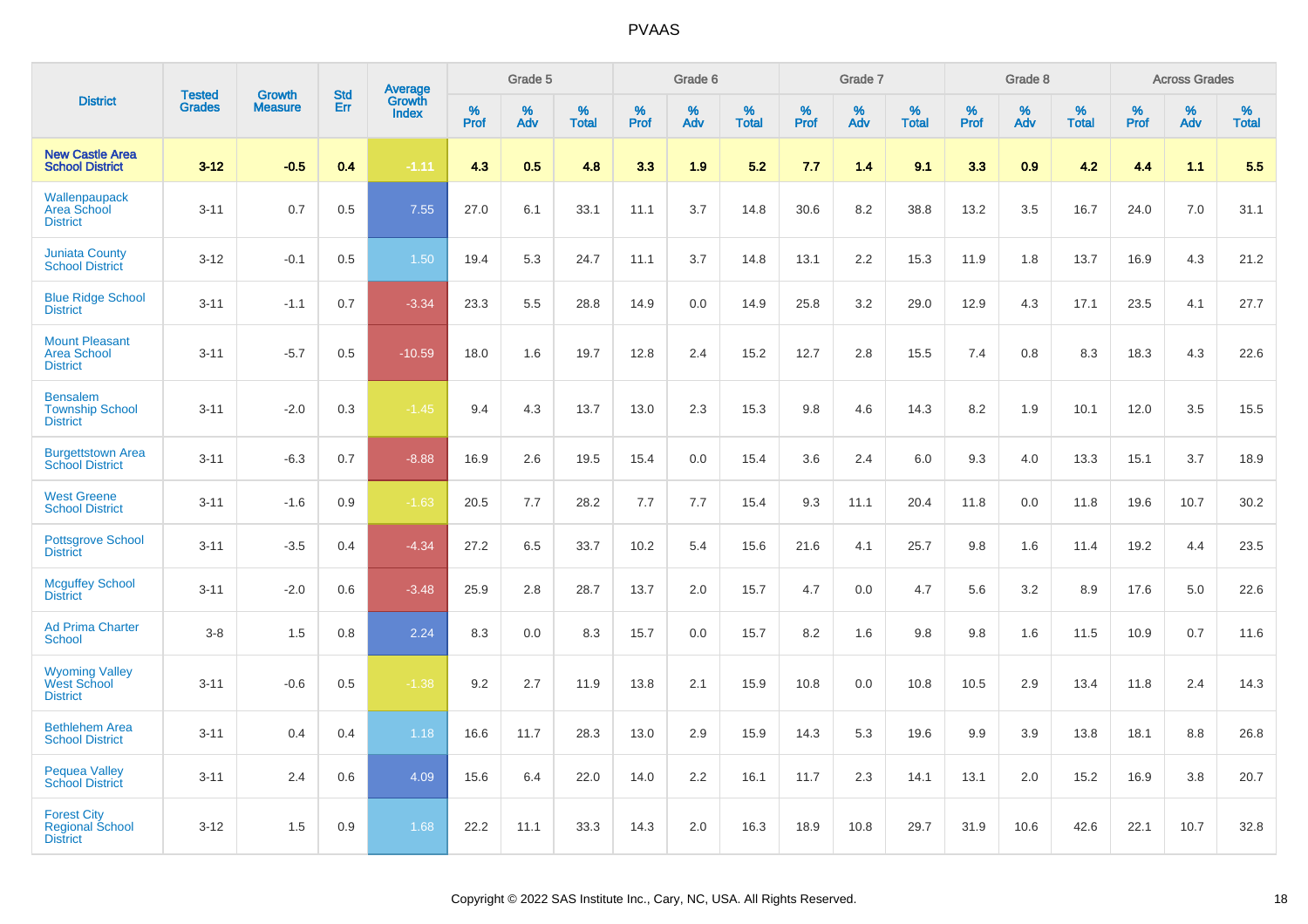# PVAAS

| District | Tested Grades | Growth Measure | Std Err | Average Growth Index | Grade 5 | | | Grade 6 | | | Grade 7 | | | Grade 8 | | | Across Grades | | |
|---|---|---|---|---|---|---|---|---|---|---|---|---|---|---|---|---|---|---|---|
| | | | | | % Prof | % Adv | % Total | % Prof | % Adv | % Total | % Prof | % Adv | % Total | % Prof | % Adv | % Total | % Prof | % Adv | % Total |
| **New Castle Area School District** | **3-12** | **-0.5** | **0.4** | **-1.11** | **4.3** | **0.5** | **4.8** | **3.3** | **1.9** | **5.2** | **7.7** | **1.4** | **9.1** | **3.3** | **0.9** | **4.2** | **4.4** | **1.1** | **5.5** |
| Wallenpaupack Area School District | 3-11 | 0.7 | 0.5 | 7.55 | 27.0 | 6.1 | 33.1 | 11.1 | 3.7 | 14.8 | 30.6 | 8.2 | 38.8 | 13.2 | 3.5 | 16.7 | 24.0 | 7.0 | 31.1 |
| Juniata County School District | 3-12 | -0.1 | 0.5 | 1.50 | 19.4 | 5.3 | 24.7 | 11.1 | 3.7 | 14.8 | 13.1 | 2.2 | 15.3 | 11.9 | 1.8 | 13.7 | 16.9 | 4.3 | 21.2 |
| Blue Ridge School District | 3-11 | -1.1 | 0.7 | -3.34 | 23.3 | 5.5 | 28.8 | 14.9 | 0.0 | 14.9 | 25.8 | 3.2 | 29.0 | 12.9 | 4.3 | 17.1 | 23.5 | 4.1 | 27.7 |
| Mount Pleasant Area School District | 3-11 | -5.7 | 0.5 | -10.59 | 18.0 | 1.6 | 19.7 | 12.8 | 2.4 | 15.2 | 12.7 | 2.8 | 15.5 | 7.4 | 0.8 | 8.3 | 18.3 | 4.3 | 22.6 |
| Bensalem Township School District | 3-11 | -2.0 | 0.3 | -1.45 | 9.4 | 4.3 | 13.7 | 13.0 | 2.3 | 15.3 | 9.8 | 4.6 | 14.3 | 8.2 | 1.9 | 10.1 | 12.0 | 3.5 | 15.5 |
| Burgettstown Area School District | 3-11 | -6.3 | 0.7 | -8.88 | 16.9 | 2.6 | 19.5 | 15.4 | 0.0 | 15.4 | 3.6 | 2.4 | 6.0 | 9.3 | 4.0 | 13.3 | 15.1 | 3.7 | 18.9 |
| West Greene School District | 3-11 | -1.6 | 0.9 | -1.63 | 20.5 | 7.7 | 28.2 | 7.7 | 7.7 | 15.4 | 9.3 | 11.1 | 20.4 | 11.8 | 0.0 | 11.8 | 19.6 | 10.7 | 30.2 |
| Pottsgrove School District | 3-11 | -3.5 | 0.4 | -4.34 | 27.2 | 6.5 | 33.7 | 10.2 | 5.4 | 15.6 | 21.6 | 4.1 | 25.7 | 9.8 | 1.6 | 11.4 | 19.2 | 4.4 | 23.5 |
| Mcguffey School District | 3-11 | -2.0 | 0.6 | -3.48 | 25.9 | 2.8 | 28.7 | 13.7 | 2.0 | 15.7 | 4.7 | 0.0 | 4.7 | 5.6 | 3.2 | 8.9 | 17.6 | 5.0 | 22.6 |
| Ad Prima Charter School | 3-8 | 1.5 | 0.8 | 2.24 | 8.3 | 0.0 | 8.3 | 15.7 | 0.0 | 15.7 | 8.2 | 1.6 | 9.8 | 9.8 | 1.6 | 11.5 | 10.9 | 0.7 | 11.6 |
| Wyoming Valley West School District | 3-11 | -0.6 | 0.5 | -1.38 | 9.2 | 2.7 | 11.9 | 13.8 | 2.1 | 15.9 | 10.8 | 0.0 | 10.8 | 10.5 | 2.9 | 13.4 | 11.8 | 2.4 | 14.3 |
| Bethlehem Area School District | 3-11 | 0.4 | 0.4 | 1.18 | 16.6 | 11.7 | 28.3 | 13.0 | 2.9 | 15.9 | 14.3 | 5.3 | 19.6 | 9.9 | 3.9 | 13.8 | 18.1 | 8.8 | 26.8 |
| Pequea Valley School District | 3-11 | 2.4 | 0.6 | 4.09 | 15.6 | 6.4 | 22.0 | 14.0 | 2.2 | 16.1 | 11.7 | 2.3 | 14.1 | 13.1 | 2.0 | 15.2 | 16.9 | 3.8 | 20.7 |
| Forest City Regional School District | 3-12 | 1.5 | 0.9 | 1.68 | 22.2 | 11.1 | 33.3 | 14.3 | 2.0 | 16.3 | 18.9 | 10.8 | 29.7 | 31.9 | 10.6 | 42.6 | 22.1 | 10.7 | 32.8 |

Copyright © 2022 SAS Institute Inc., Cary, NC, USA. All Rights Reserved.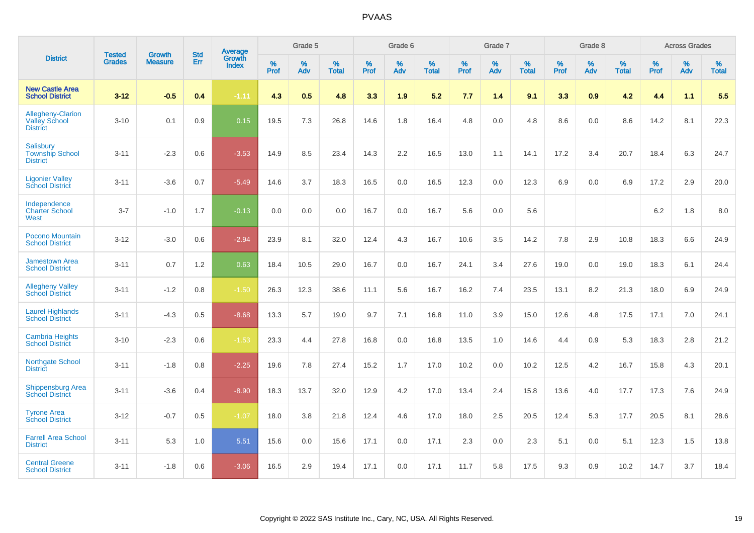# PVAAS

| District | Tested Grades | Growth Measure | Std Err | Average Growth Index | Grade 5 | | | Grade 6 | | | Grade 7 | | | Grade 8 | | | Across Grades | | |
|---|---|---|---|---|---|---|---|---|---|---|---|---|---|---|---|---|---|---|---|
| | | | | | % Prof | % Adv | % Total | % Prof | % Adv | % Total | % Prof | % Adv | % Total | % Prof | % Adv | % Total | % Prof | % Adv | % Total |
| **New Castle Area School District** | **3-12** | **-0.5** | **0.4** | **-1.11** | **4.3** | **0.5** | **4.8** | **3.3** | **1.9** | **5.2** | **7.7** | **1.4** | **9.1** | **3.3** | **0.9** | **4.2** | **4.4** | **1.1** | **5.5** |
| Allegheny-Clarion Valley School District | 3-10 | 0.1 | 0.9 | 0.15 | 19.5 | 7.3 | 26.8 | 14.6 | 1.8 | 16.4 | 4.8 | 0.0 | 4.8 | 8.6 | 0.0 | 8.6 | 14.2 | 8.1 | 22.3 |
| Salisbury Township School District | 3-11 | -2.3 | 0.6 | -3.53 | 14.9 | 8.5 | 23.4 | 14.3 | 2.2 | 16.5 | 13.0 | 1.1 | 14.1 | 17.2 | 3.4 | 20.7 | 18.4 | 6.3 | 24.7 |
| Ligonier Valley School District | 3-11 | -3.6 | 0.7 | -5.49 | 14.6 | 3.7 | 18.3 | 16.5 | 0.0 | 16.5 | 12.3 | 0.0 | 12.3 | 6.9 | 0.0 | 6.9 | 17.2 | 2.9 | 20.0 |
| Independence Charter School West | 3-7 | -1.0 | 1.7 | -0.13 | 0.0 | 0.0 | 0.0 | 16.7 | 0.0 | 16.7 | 5.6 | 0.0 | 5.6 | | | | 6.2 | 1.8 | 8.0 |
| Pocono Mountain School District | 3-12 | -3.0 | 0.6 | -2.94 | 23.9 | 8.1 | 32.0 | 12.4 | 4.3 | 16.7 | 10.6 | 3.5 | 14.2 | 7.8 | 2.9 | 10.8 | 18.3 | 6.6 | 24.9 |
| Jamestown Area School District | 3-11 | 0.7 | 1.2 | 0.63 | 18.4 | 10.5 | 29.0 | 16.7 | 0.0 | 16.7 | 24.1 | 3.4 | 27.6 | 19.0 | 0.0 | 19.0 | 18.3 | 6.1 | 24.4 |
| Allegheny Valley School District | 3-11 | -1.2 | 0.8 | -1.50 | 26.3 | 12.3 | 38.6 | 11.1 | 5.6 | 16.7 | 16.2 | 7.4 | 23.5 | 13.1 | 8.2 | 21.3 | 18.0 | 6.9 | 24.9 |
| Laurel Highlands School District | 3-11 | -4.3 | 0.5 | -8.68 | 13.3 | 5.7 | 19.0 | 9.7 | 7.1 | 16.8 | 11.0 | 3.9 | 15.0 | 12.6 | 4.8 | 17.5 | 17.1 | 7.0 | 24.1 |
| Cambria Heights School District | 3-10 | -2.3 | 0.6 | -1.53 | 23.3 | 4.4 | 27.8 | 16.8 | 0.0 | 16.8 | 13.5 | 1.0 | 14.6 | 4.4 | 0.9 | 5.3 | 18.3 | 2.8 | 21.2 |
| Northgate School District | 3-11 | -1.8 | 0.8 | -2.25 | 19.6 | 7.8 | 27.4 | 15.2 | 1.7 | 17.0 | 10.2 | 0.0 | 10.2 | 12.5 | 4.2 | 16.7 | 15.8 | 4.3 | 20.1 |
| Shippensburg Area School District | 3-11 | -3.6 | 0.4 | -8.90 | 18.3 | 13.7 | 32.0 | 12.9 | 4.2 | 17.0 | 13.4 | 2.4 | 15.8 | 13.6 | 4.0 | 17.7 | 17.3 | 7.6 | 24.9 |
| Tyrone Area School District | 3-12 | -0.7 | 0.5 | -1.07 | 18.0 | 3.8 | 21.8 | 12.4 | 4.6 | 17.0 | 18.0 | 2.5 | 20.5 | 12.4 | 5.3 | 17.7 | 20.5 | 8.1 | 28.6 |
| Farrell Area School District | 3-11 | 5.3 | 1.0 | 5.51 | 15.6 | 0.0 | 15.6 | 17.1 | 0.0 | 17.1 | 2.3 | 0.0 | 2.3 | 5.1 | 0.0 | 5.1 | 12.3 | 1.5 | 13.8 |
| Central Greene School District | 3-11 | -1.8 | 0.6 | -3.06 | 16.5 | 2.9 | 19.4 | 17.1 | 0.0 | 17.1 | 11.7 | 5.8 | 17.5 | 9.3 | 0.9 | 10.2 | 14.7 | 3.7 | 18.4 |

Copyright © 2022 SAS Institute Inc., Cary, NC, USA. All Rights Reserved.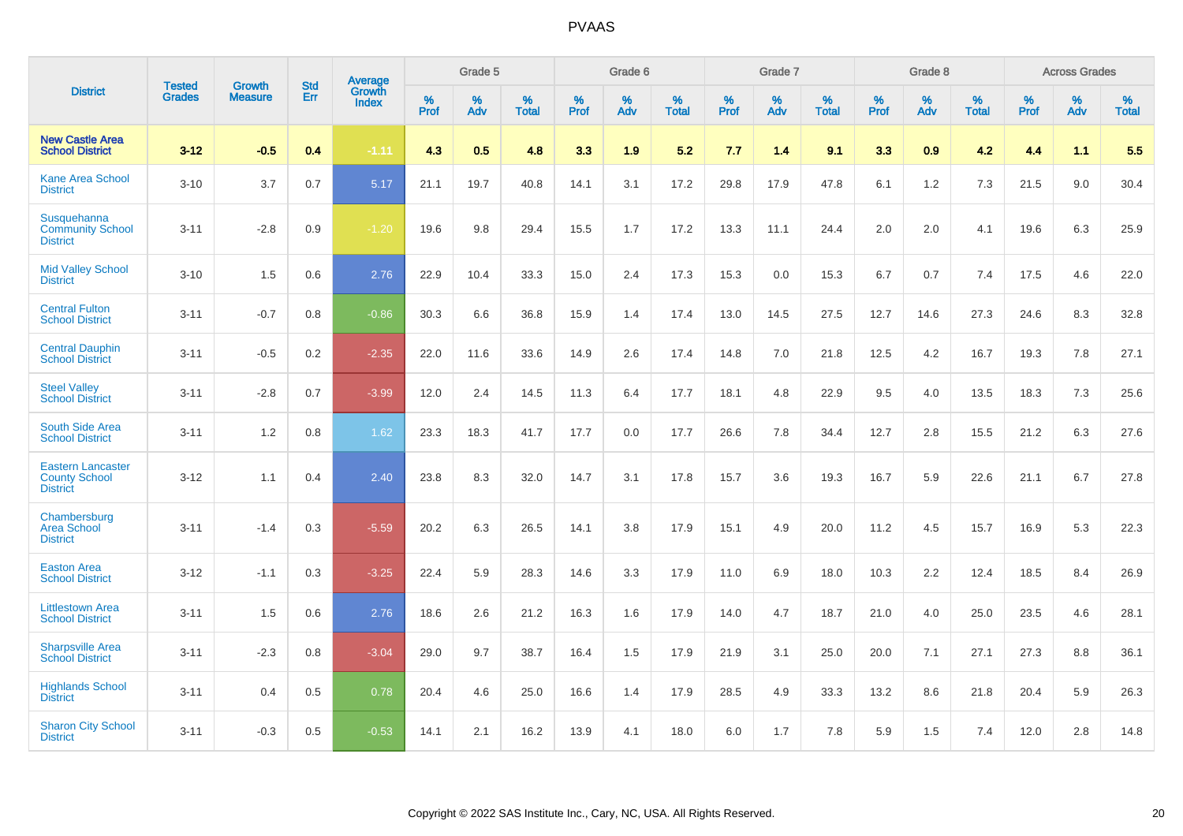# PVAAS

| District | Tested Grades | Growth Measure | Std Err | Average Growth Index | Grade 5 | | | Grade 6 | | | Grade 7 | | | Grade 8 | | | Across Grades | | |
|---|---|---|---|---|---|---|---|---|---|---|---|---|---|---|---|---|---|---|---|
| | | | | | % Prof | % Adv | % Total | % Prof | % Adv | % Total | % Prof | % Adv | % Total | % Prof | % Adv | % Total | % Prof | % Adv | % Total |
| **New Castle Area School District** | **3-12** | **-0.5** | **0.4** | **-1.11** | **4.3** | **0.5** | **4.8** | **3.3** | **1.9** | **5.2** | **7.7** | **1.4** | **9.1** | **3.3** | **0.9** | **4.2** | **4.4** | **1.1** | **5.5** |
| Kane Area School District | 3-10 | 3.7 | 0.7 | 5.17 | 21.1 | 19.7 | 40.8 | 14.1 | 3.1 | 17.2 | 29.8 | 17.9 | 47.8 | 6.1 | 1.2 | 7.3 | 21.5 | 9.0 | 30.4 |
| Susquehanna Community School District | 3-11 | -2.8 | 0.9 | -1.20 | 19.6 | 9.8 | 29.4 | 15.5 | 1.7 | 17.2 | 13.3 | 11.1 | 24.4 | 2.0 | 2.0 | 4.1 | 19.6 | 6.3 | 25.9 |
| Mid Valley School District | 3-10 | 1.5 | 0.6 | 2.76 | 22.9 | 10.4 | 33.3 | 15.0 | 2.4 | 17.3 | 15.3 | 0.0 | 15.3 | 6.7 | 0.7 | 7.4 | 17.5 | 4.6 | 22.0 |
| Central Fulton School District | 3-11 | -0.7 | 0.8 | -0.86 | 30.3 | 6.6 | 36.8 | 15.9 | 1.4 | 17.4 | 13.0 | 14.5 | 27.5 | 12.7 | 14.6 | 27.3 | 24.6 | 8.3 | 32.8 |
| Central Dauphin School District | 3-11 | -0.5 | 0.2 | -2.35 | 22.0 | 11.6 | 33.6 | 14.9 | 2.6 | 17.4 | 14.8 | 7.0 | 21.8 | 12.5 | 4.2 | 16.7 | 19.3 | 7.8 | 27.1 |
| Steel Valley School District | 3-11 | -2.8 | 0.7 | -3.99 | 12.0 | 2.4 | 14.5 | 11.3 | 6.4 | 17.7 | 18.1 | 4.8 | 22.9 | 9.5 | 4.0 | 13.5 | 18.3 | 7.3 | 25.6 |
| South Side Area School District | 3-11 | 1.2 | 0.8 | 1.62 | 23.3 | 18.3 | 41.7 | 17.7 | 0.0 | 17.7 | 26.6 | 7.8 | 34.4 | 12.7 | 2.8 | 15.5 | 21.2 | 6.3 | 27.6 |
| Eastern Lancaster County School District | 3-12 | 1.1 | 0.4 | 2.40 | 23.8 | 8.3 | 32.0 | 14.7 | 3.1 | 17.8 | 15.7 | 3.6 | 19.3 | 16.7 | 5.9 | 22.6 | 21.1 | 6.7 | 27.8 |
| Chambersburg Area School District | 3-11 | -1.4 | 0.3 | -5.59 | 20.2 | 6.3 | 26.5 | 14.1 | 3.8 | 17.9 | 15.1 | 4.9 | 20.0 | 11.2 | 4.5 | 15.7 | 16.9 | 5.3 | 22.3 |
| Easton Area School District | 3-12 | -1.1 | 0.3 | -3.25 | 22.4 | 5.9 | 28.3 | 14.6 | 3.3 | 17.9 | 11.0 | 6.9 | 18.0 | 10.3 | 2.2 | 12.4 | 18.5 | 8.4 | 26.9 |
| Littlestown Area School District | 3-11 | 1.5 | 0.6 | 2.76 | 18.6 | 2.6 | 21.2 | 16.3 | 1.6 | 17.9 | 14.0 | 4.7 | 18.7 | 21.0 | 4.0 | 25.0 | 23.5 | 4.6 | 28.1 |
| Sharpsville Area School District | 3-11 | -2.3 | 0.8 | -3.04 | 29.0 | 9.7 | 38.7 | 16.4 | 1.5 | 17.9 | 21.9 | 3.1 | 25.0 | 20.0 | 7.1 | 27.1 | 27.3 | 8.8 | 36.1 |
| Highlands School District | 3-11 | 0.4 | 0.5 | 0.78 | 20.4 | 4.6 | 25.0 | 16.6 | 1.4 | 17.9 | 28.5 | 4.9 | 33.3 | 13.2 | 8.6 | 21.8 | 20.4 | 5.9 | 26.3 |
| Sharon City School District | 3-11 | -0.3 | 0.5 | -0.53 | 14.1 | 2.1 | 16.2 | 13.9 | 4.1 | 18.0 | 6.0 | 1.7 | 7.8 | 5.9 | 1.5 | 7.4 | 12.0 | 2.8 | 14.8 |

Copyright © 2022 SAS Institute Inc., Cary, NC, USA. All Rights Reserved.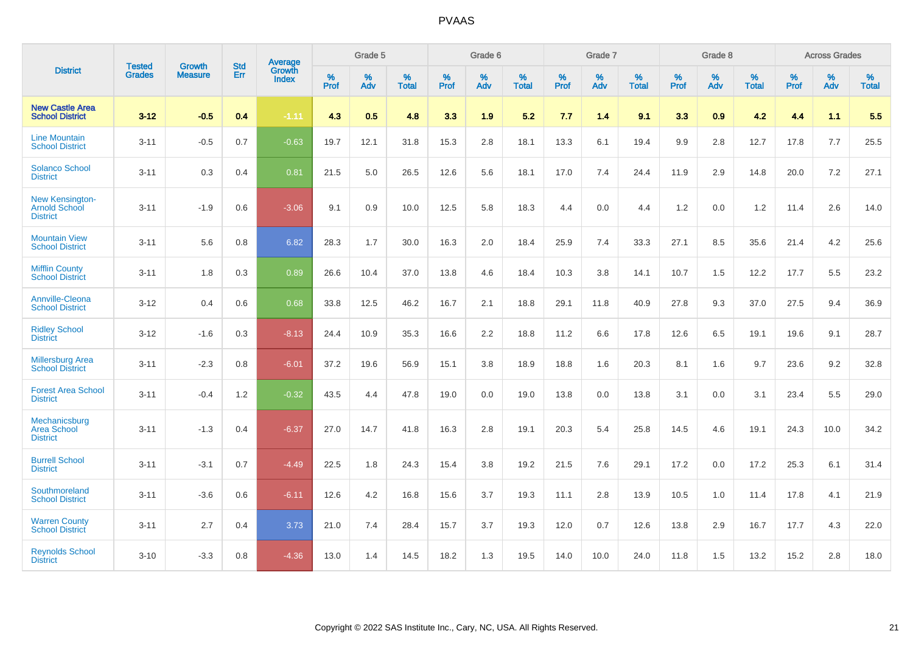# PVAAS

| District | Tested Grades | Growth Measure | Std Err | Average Growth Index | Grade 5 | | | Grade 6 | | | Grade 7 | | | Grade 8 | | | Across Grades | | |
|---|---|---|---|---|---|---|---|---|---|---|---|---|---|---|---|---|---|---|---|
| | | | | | % Prof | % Adv | % Total | % Prof | % Adv | % Total | % Prof | % Adv | % Total | % Prof | % Adv | % Total | % Prof | % Adv | % Total |
| **New Castle Area School District** | **3-12** | **-0.5** | **0.4** | **-1.11** | **4.3** | **0.5** | **4.8** | **3.3** | **1.9** | **5.2** | **7.7** | **1.4** | **9.1** | **3.3** | **0.9** | **4.2** | **4.4** | **1.1** | **5.5** |
| Line Mountain School District | 3-11 | -0.5 | 0.7 | -0.63 | 19.7 | 12.1 | 31.8 | 15.3 | 2.8 | 18.1 | 13.3 | 6.1 | 19.4 | 9.9 | 2.8 | 12.7 | 17.8 | 7.7 | 25.5 |
| Solanco School District | 3-11 | 0.3 | 0.4 | 0.81 | 21.5 | 5.0 | 26.5 | 12.6 | 5.6 | 18.1 | 17.0 | 7.4 | 24.4 | 11.9 | 2.9 | 14.8 | 20.0 | 7.2 | 27.1 |
| New Kensington-Arnold School District | 3-11 | -1.9 | 0.6 | -3.06 | 9.1 | 0.9 | 10.0 | 12.5 | 5.8 | 18.3 | 4.4 | 0.0 | 4.4 | 1.2 | 0.0 | 1.2 | 11.4 | 2.6 | 14.0 |
| Mountain View School District | 3-11 | 5.6 | 0.8 | 6.82 | 28.3 | 1.7 | 30.0 | 16.3 | 2.0 | 18.4 | 25.9 | 7.4 | 33.3 | 27.1 | 8.5 | 35.6 | 21.4 | 4.2 | 25.6 |
| Mifflin County School District | 3-11 | 1.8 | 0.3 | 0.89 | 26.6 | 10.4 | 37.0 | 13.8 | 4.6 | 18.4 | 10.3 | 3.8 | 14.1 | 10.7 | 1.5 | 12.2 | 17.7 | 5.5 | 23.2 |
| Annville-Cleona School District | 3-12 | 0.4 | 0.6 | 0.68 | 33.8 | 12.5 | 46.2 | 16.7 | 2.1 | 18.8 | 29.1 | 11.8 | 40.9 | 27.8 | 9.3 | 37.0 | 27.5 | 9.4 | 36.9 |
| Ridley School District | 3-12 | -1.6 | 0.3 | -8.13 | 24.4 | 10.9 | 35.3 | 16.6 | 2.2 | 18.8 | 11.2 | 6.6 | 17.8 | 12.6 | 6.5 | 19.1 | 19.6 | 9.1 | 28.7 |
| Millersburg Area School District | 3-11 | -2.3 | 0.8 | -6.01 | 37.2 | 19.6 | 56.9 | 15.1 | 3.8 | 18.9 | 18.8 | 1.6 | 20.3 | 8.1 | 1.6 | 9.7 | 23.6 | 9.2 | 32.8 |
| Forest Area School District | 3-11 | -0.4 | 1.2 | -0.32 | 43.5 | 4.4 | 47.8 | 19.0 | 0.0 | 19.0 | 13.8 | 0.0 | 13.8 | 3.1 | 0.0 | 3.1 | 23.4 | 5.5 | 29.0 |
| Mechanicsburg Area School District | 3-11 | -1.3 | 0.4 | -6.37 | 27.0 | 14.7 | 41.8 | 16.3 | 2.8 | 19.1 | 20.3 | 5.4 | 25.8 | 14.5 | 4.6 | 19.1 | 24.3 | 10.0 | 34.2 |
| Burrell School District | 3-11 | -3.1 | 0.7 | -4.49 | 22.5 | 1.8 | 24.3 | 15.4 | 3.8 | 19.2 | 21.5 | 7.6 | 29.1 | 17.2 | 0.0 | 17.2 | 25.3 | 6.1 | 31.4 |
| Southmoreland School District | 3-11 | -3.6 | 0.6 | -6.11 | 12.6 | 4.2 | 16.8 | 15.6 | 3.7 | 19.3 | 11.1 | 2.8 | 13.9 | 10.5 | 1.0 | 11.4 | 17.8 | 4.1 | 21.9 |
| Warren County School District | 3-11 | 2.7 | 0.4 | 3.73 | 21.0 | 7.4 | 28.4 | 15.7 | 3.7 | 19.3 | 12.0 | 0.7 | 12.6 | 13.8 | 2.9 | 16.7 | 17.7 | 4.3 | 22.0 |
| Reynolds School District | 3-10 | -3.3 | 0.8 | -4.36 | 13.0 | 1.4 | 14.5 | 18.2 | 1.3 | 19.5 | 14.0 | 10.0 | 24.0 | 11.8 | 1.5 | 13.2 | 15.2 | 2.8 | 18.0 |

Copyright © 2022 SAS Institute Inc., Cary, NC, USA. All Rights Reserved.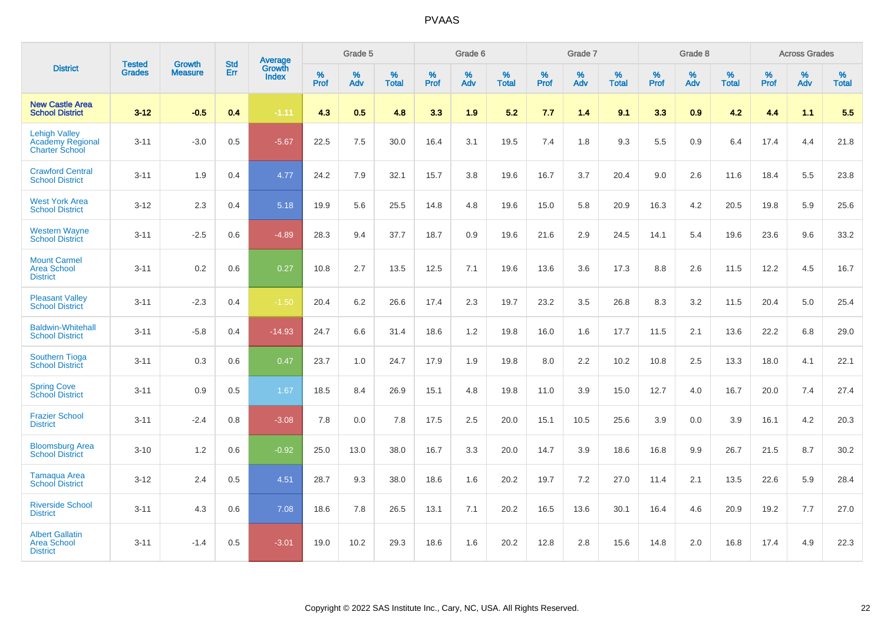# PVAAS

| District | Tested Grades | Growth Measure | Std Err | Average Growth Index | Grade 5 | | | Grade 6 | | | Grade 7 | | | Grade 8 | | | Across Grades | | |
|---|---|---|---|---|---|---|---|---|---|---|---|---|---|---|---|---|---|---|---|
| | | | | | % Prof | % Adv | % Total | % Prof | % Adv | % Total | % Prof | % Adv | % Total | % Prof | % Adv | % Total | % Prof | % Adv | % Total |
| **New Castle Area School District** | **3-12** | **-0.5** | **0.4** | **-1.11** | **4.3** | **0.5** | **4.8** | **3.3** | **1.9** | **5.2** | **7.7** | **1.4** | **9.1** | **3.3** | **0.9** | **4.2** | **4.4** | **1.1** | **5.5** |
| Lehigh Valley Academy Regional Charter School | 3-11 | -3.0 | 0.5 | -5.67 | 22.5 | 7.5 | 30.0 | 16.4 | 3.1 | 19.5 | 7.4 | 1.8 | 9.3 | 5.5 | 0.9 | 6.4 | 17.4 | 4.4 | 21.8 |
| Crawford Central School District | 3-11 | 1.9 | 0.4 | 4.77 | 24.2 | 7.9 | 32.1 | 15.7 | 3.8 | 19.6 | 16.7 | 3.7 | 20.4 | 9.0 | 2.6 | 11.6 | 18.4 | 5.5 | 23.8 |
| West York Area School District | 3-12 | 2.3 | 0.4 | 5.18 | 19.9 | 5.6 | 25.5 | 14.8 | 4.8 | 19.6 | 15.0 | 5.8 | 20.9 | 16.3 | 4.2 | 20.5 | 19.8 | 5.9 | 25.6 |
| Western Wayne School District | 3-11 | -2.5 | 0.6 | -4.89 | 28.3 | 9.4 | 37.7 | 18.7 | 0.9 | 19.6 | 21.6 | 2.9 | 24.5 | 14.1 | 5.4 | 19.6 | 23.6 | 9.6 | 33.2 |
| Mount Carmel Area School District | 3-11 | 0.2 | 0.6 | 0.27 | 10.8 | 2.7 | 13.5 | 12.5 | 7.1 | 19.6 | 13.6 | 3.6 | 17.3 | 8.8 | 2.6 | 11.5 | 12.2 | 4.5 | 16.7 |
| Pleasant Valley School District | 3-11 | -2.3 | 0.4 | -1.50 | 20.4 | 6.2 | 26.6 | 17.4 | 2.3 | 19.7 | 23.2 | 3.5 | 26.8 | 8.3 | 3.2 | 11.5 | 20.4 | 5.0 | 25.4 |
| Baldwin-Whitehall School District | 3-11 | -5.8 | 0.4 | -14.93 | 24.7 | 6.6 | 31.4 | 18.6 | 1.2 | 19.8 | 16.0 | 1.6 | 17.7 | 11.5 | 2.1 | 13.6 | 22.2 | 6.8 | 29.0 |
| Southern Tioga School District | 3-11 | 0.3 | 0.6 | 0.47 | 23.7 | 1.0 | 24.7 | 17.9 | 1.9 | 19.8 | 8.0 | 2.2 | 10.2 | 10.8 | 2.5 | 13.3 | 18.0 | 4.1 | 22.1 |
| Spring Cove School District | 3-11 | 0.9 | 0.5 | 1.67 | 18.5 | 8.4 | 26.9 | 15.1 | 4.8 | 19.8 | 11.0 | 3.9 | 15.0 | 12.7 | 4.0 | 16.7 | 20.0 | 7.4 | 27.4 |
| Frazier School District | 3-11 | -2.4 | 0.8 | -3.08 | 7.8 | 0.0 | 7.8 | 17.5 | 2.5 | 20.0 | 15.1 | 10.5 | 25.6 | 3.9 | 0.0 | 3.9 | 16.1 | 4.2 | 20.3 |
| Bloomsburg Area School District | 3-10 | 1.2 | 0.6 | -0.92 | 25.0 | 13.0 | 38.0 | 16.7 | 3.3 | 20.0 | 14.7 | 3.9 | 18.6 | 16.8 | 9.9 | 26.7 | 21.5 | 8.7 | 30.2 |
| Tamaqua Area School District | 3-12 | 2.4 | 0.5 | 4.51 | 28.7 | 9.3 | 38.0 | 18.6 | 1.6 | 20.2 | 19.7 | 7.2 | 27.0 | 11.4 | 2.1 | 13.5 | 22.6 | 5.9 | 28.4 |
| Riverside School District | 3-11 | 4.3 | 0.6 | 7.08 | 18.6 | 7.8 | 26.5 | 13.1 | 7.1 | 20.2 | 16.5 | 13.6 | 30.1 | 16.4 | 4.6 | 20.9 | 19.2 | 7.7 | 27.0 |
| Albert Gallatin Area School District | 3-11 | -1.4 | 0.5 | -3.01 | 19.0 | 10.2 | 29.3 | 18.6 | 1.6 | 20.2 | 12.8 | 2.8 | 15.6 | 14.8 | 2.0 | 16.8 | 17.4 | 4.9 | 22.3 |

Copyright © 2022 SAS Institute Inc., Cary, NC, USA. All Rights Reserved.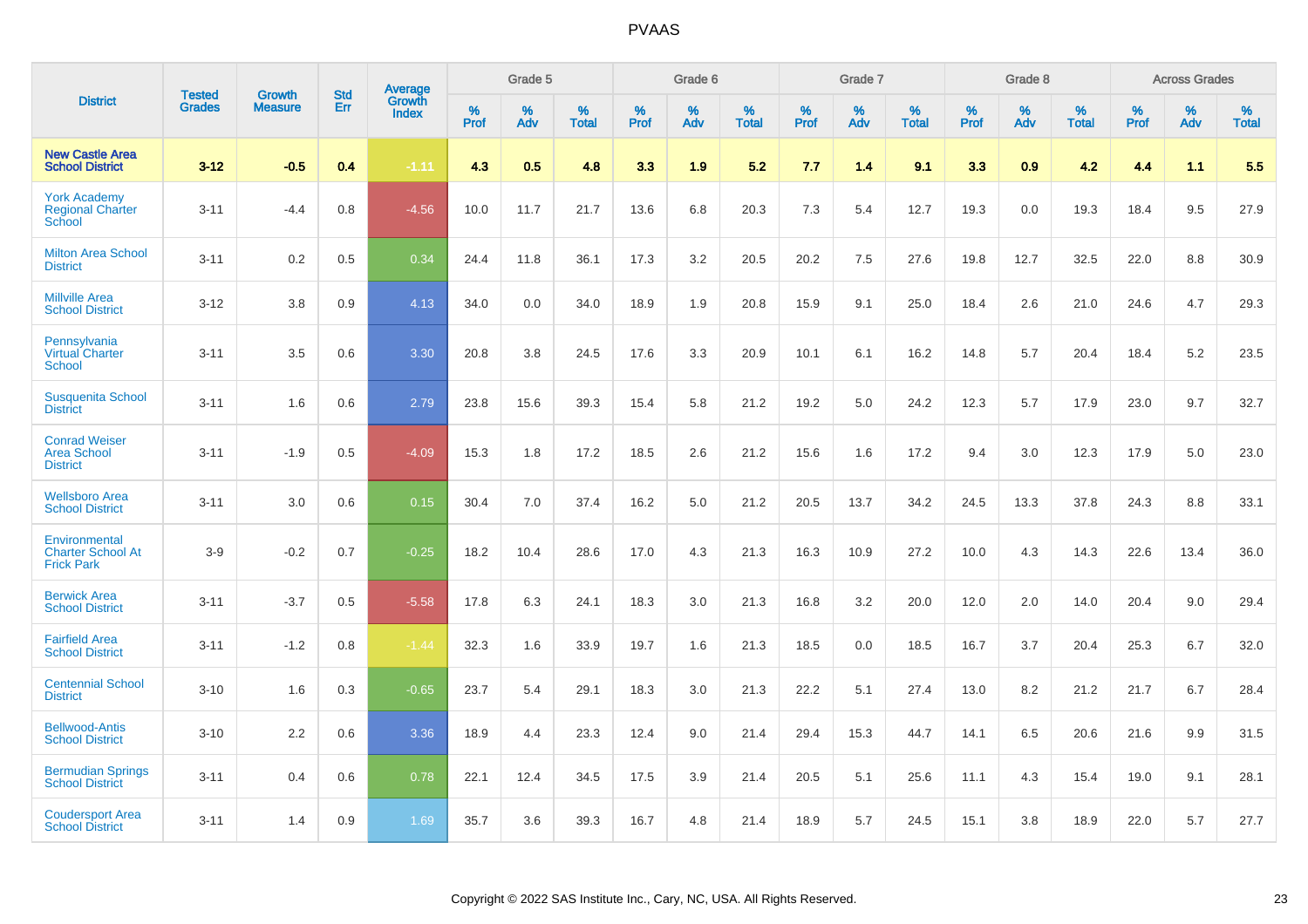| District | Tested Grades | Growth Measure | Std Err | Average Growth Index | Grade 5 | | | Grade 6 | | | Grade 7 | | | Grade 8 | | | Across Grades | | |
|---|---|---|---|---|---|---|---|---|---|---|---|---|---|---|---|---|---|---|---|
| | | | | | % Prof | % Adv | % Total | % Prof | % Adv | % Total | % Prof | % Adv | % Total | % Prof | % Adv | % Total | % Prof | % Adv | % Total |
| **New Castle Area School District** | **3-12** | **-0.5** | **0.4** | **-1.11** | **4.3** | **0.5** | **4.8** | **3.3** | **1.9** | **5.2** | **7.7** | **1.4** | **9.1** | **3.3** | **0.9** | **4.2** | **4.4** | **1.1** | **5.5** |
| York Academy Regional Charter School | 3-11 | -4.4 | 0.8 | -4.56 | 10.0 | 11.7 | 21.7 | 13.6 | 6.8 | 20.3 | 7.3 | 5.4 | 12.7 | 19.3 | 0.0 | 19.3 | 18.4 | 9.5 | 27.9 |
| Milton Area School District | 3-11 | 0.2 | 0.5 | 0.34 | 24.4 | 11.8 | 36.1 | 17.3 | 3.2 | 20.5 | 20.2 | 7.5 | 27.6 | 19.8 | 12.7 | 32.5 | 22.0 | 8.8 | 30.9 |
| Millville Area School District | 3-12 | 3.8 | 0.9 | 4.13 | 34.0 | 0.0 | 34.0 | 18.9 | 1.9 | 20.8 | 15.9 | 9.1 | 25.0 | 18.4 | 2.6 | 21.0 | 24.6 | 4.7 | 29.3 |
| Pennsylvania Virtual Charter School | 3-11 | 3.5 | 0.6 | 3.30 | 20.8 | 3.8 | 24.5 | 17.6 | 3.3 | 20.9 | 10.1 | 6.1 | 16.2 | 14.8 | 5.7 | 20.4 | 18.4 | 5.2 | 23.5 |
| Susquenita School District | 3-11 | 1.6 | 0.6 | 2.79 | 23.8 | 15.6 | 39.3 | 15.4 | 5.8 | 21.2 | 19.2 | 5.0 | 24.2 | 12.3 | 5.7 | 17.9 | 23.0 | 9.7 | 32.7 |
| Conrad Weiser Area School District | 3-11 | -1.9 | 0.5 | -4.09 | 15.3 | 1.8 | 17.2 | 18.5 | 2.6 | 21.2 | 15.6 | 1.6 | 17.2 | 9.4 | 3.0 | 12.3 | 17.9 | 5.0 | 23.0 |
| Wellsboro Area School District | 3-11 | 3.0 | 0.6 | 0.15 | 30.4 | 7.0 | 37.4 | 16.2 | 5.0 | 21.2 | 20.5 | 13.7 | 34.2 | 24.5 | 13.3 | 37.8 | 24.3 | 8.8 | 33.1 |
| Environmental Charter School At Frick Park | 3-9 | -0.2 | 0.7 | -0.25 | 18.2 | 10.4 | 28.6 | 17.0 | 4.3 | 21.3 | 16.3 | 10.9 | 27.2 | 10.0 | 4.3 | 14.3 | 22.6 | 13.4 | 36.0 |
| Berwick Area School District | 3-11 | -3.7 | 0.5 | -5.58 | 17.8 | 6.3 | 24.1 | 18.3 | 3.0 | 21.3 | 16.8 | 3.2 | 20.0 | 12.0 | 2.0 | 14.0 | 20.4 | 9.0 | 29.4 |
| Fairfield Area School District | 3-11 | -1.2 | 0.8 | -1.44 | 32.3 | 1.6 | 33.9 | 19.7 | 1.6 | 21.3 | 18.5 | 0.0 | 18.5 | 16.7 | 3.7 | 20.4 | 25.3 | 6.7 | 32.0 |
| Centennial School District | 3-10 | 1.6 | 0.3 | -0.65 | 23.7 | 5.4 | 29.1 | 18.3 | 3.0 | 21.3 | 22.2 | 5.1 | 27.4 | 13.0 | 8.2 | 21.2 | 21.7 | 6.7 | 28.4 |
| Bellwood-Antis School District | 3-10 | 2.2 | 0.6 | 3.36 | 18.9 | 4.4 | 23.3 | 12.4 | 9.0 | 21.4 | 29.4 | 15.3 | 44.7 | 14.1 | 6.5 | 20.6 | 21.6 | 9.9 | 31.5 |
| Bermudian Springs School District | 3-11 | 0.4 | 0.6 | 0.78 | 22.1 | 12.4 | 34.5 | 17.5 | 3.9 | 21.4 | 20.5 | 5.1 | 25.6 | 11.1 | 4.3 | 15.4 | 19.0 | 9.1 | 28.1 |
| Coudersport Area School District | 3-11 | 1.4 | 0.9 | 1.69 | 35.7 | 3.6 | 39.3 | 16.7 | 4.8 | 21.4 | 18.9 | 5.7 | 24.5 | 15.1 | 3.8 | 18.9 | 22.0 | 5.7 | 27.7 |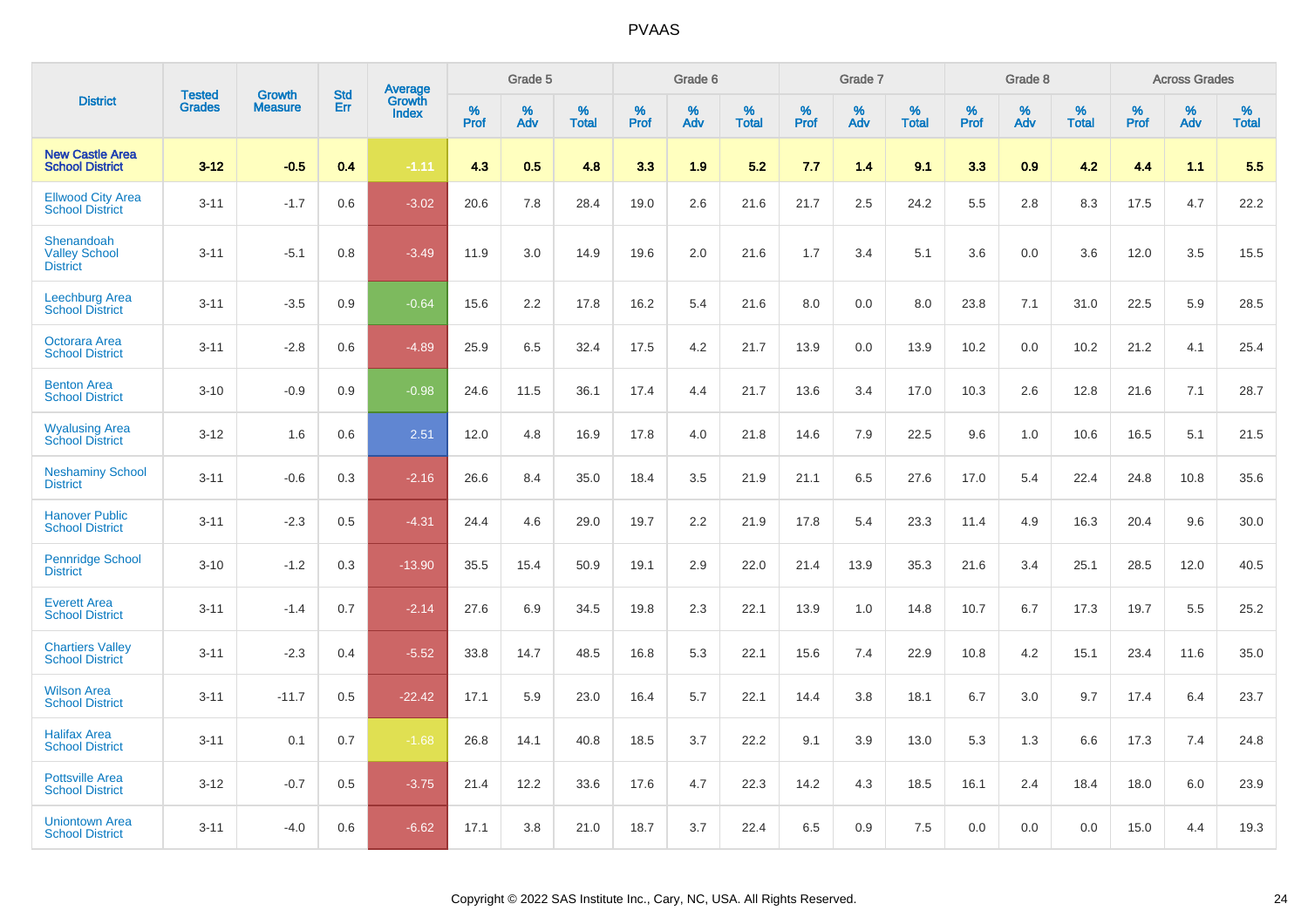# PVAAS

| District | Tested Grades | Growth Measure | Std Err | Average Growth Index | Grade 5 | | | Grade 6 | | | Grade 7 | | | Grade 8 | | | Across Grades | | |
|---|---|---|---|---|---|---|---|---|---|---|---|---|---|---|---|---|---|---|---|
| | | | | | % Prof | % Adv | % Total | % Prof | % Adv | % Total | % Prof | % Adv | % Total | % Prof | % Adv | % Total | % Prof | % Adv | % Total |
| **New Castle Area School District** | **3-12** | **-0.5** | **0.4** | **-1.11** | **4.3** | **0.5** | **4.8** | **3.3** | **1.9** | **5.2** | **7.7** | **1.4** | **9.1** | **3.3** | **0.9** | **4.2** | **4.4** | **1.1** | **5.5** |
| Ellwood City Area School District | 3-11 | -1.7 | 0.6 | -3.02 | 20.6 | 7.8 | 28.4 | 19.0 | 2.6 | 21.6 | 21.7 | 2.5 | 24.2 | 5.5 | 2.8 | 8.3 | 17.5 | 4.7 | 22.2 |
| Shenandoah Valley School District | 3-11 | -5.1 | 0.8 | -3.49 | 11.9 | 3.0 | 14.9 | 19.6 | 2.0 | 21.6 | 1.7 | 3.4 | 5.1 | 3.6 | 0.0 | 3.6 | 12.0 | 3.5 | 15.5 |
| Leechburg Area School District | 3-11 | -3.5 | 0.9 | -0.64 | 15.6 | 2.2 | 17.8 | 16.2 | 5.4 | 21.6 | 8.0 | 0.0 | 8.0 | 23.8 | 7.1 | 31.0 | 22.5 | 5.9 | 28.5 |
| Octorara Area School District | 3-11 | -2.8 | 0.6 | -4.89 | 25.9 | 6.5 | 32.4 | 17.5 | 4.2 | 21.7 | 13.9 | 0.0 | 13.9 | 10.2 | 0.0 | 10.2 | 21.2 | 4.1 | 25.4 |
| Benton Area School District | 3-10 | -0.9 | 0.9 | -0.98 | 24.6 | 11.5 | 36.1 | 17.4 | 4.4 | 21.7 | 13.6 | 3.4 | 17.0 | 10.3 | 2.6 | 12.8 | 21.6 | 7.1 | 28.7 |
| Wyalusing Area School District | 3-12 | 1.6 | 0.6 | 2.51 | 12.0 | 4.8 | 16.9 | 17.8 | 4.0 | 21.8 | 14.6 | 7.9 | 22.5 | 9.6 | 1.0 | 10.6 | 16.5 | 5.1 | 21.5 |
| Neshaminy School District | 3-11 | -0.6 | 0.3 | -2.16 | 26.6 | 8.4 | 35.0 | 18.4 | 3.5 | 21.9 | 21.1 | 6.5 | 27.6 | 17.0 | 5.4 | 22.4 | 24.8 | 10.8 | 35.6 |
| Hanover Public School District | 3-11 | -2.3 | 0.5 | -4.31 | 24.4 | 4.6 | 29.0 | 19.7 | 2.2 | 21.9 | 17.8 | 5.4 | 23.3 | 11.4 | 4.9 | 16.3 | 20.4 | 9.6 | 30.0 |
| Pennridge School District | 3-10 | -1.2 | 0.3 | -13.90 | 35.5 | 15.4 | 50.9 | 19.1 | 2.9 | 22.0 | 21.4 | 13.9 | 35.3 | 21.6 | 3.4 | 25.1 | 28.5 | 12.0 | 40.5 |
| Everett Area School District | 3-11 | -1.4 | 0.7 | -2.14 | 27.6 | 6.9 | 34.5 | 19.8 | 2.3 | 22.1 | 13.9 | 1.0 | 14.8 | 10.7 | 6.7 | 17.3 | 19.7 | 5.5 | 25.2 |
| Chartiers Valley School District | 3-11 | -2.3 | 0.4 | -5.52 | 33.8 | 14.7 | 48.5 | 16.8 | 5.3 | 22.1 | 15.6 | 7.4 | 22.9 | 10.8 | 4.2 | 15.1 | 23.4 | 11.6 | 35.0 |
| Wilson Area School District | 3-11 | -11.7 | 0.5 | -22.42 | 17.1 | 5.9 | 23.0 | 16.4 | 5.7 | 22.1 | 14.4 | 3.8 | 18.1 | 6.7 | 3.0 | 9.7 | 17.4 | 6.4 | 23.7 |
| Halifax Area School District | 3-11 | 0.1 | 0.7 | -1.68 | 26.8 | 14.1 | 40.8 | 18.5 | 3.7 | 22.2 | 9.1 | 3.9 | 13.0 | 5.3 | 1.3 | 6.6 | 17.3 | 7.4 | 24.8 |
| Pottsville Area School District | 3-12 | -0.7 | 0.5 | -3.75 | 21.4 | 12.2 | 33.6 | 17.6 | 4.7 | 22.3 | 14.2 | 4.3 | 18.5 | 16.1 | 2.4 | 18.4 | 18.0 | 6.0 | 23.9 |
| Uniontown Area School District | 3-11 | -4.0 | 0.6 | -6.62 | 17.1 | 3.8 | 21.0 | 18.7 | 3.7 | 22.4 | 6.5 | 0.9 | 7.5 | 0.0 | 0.0 | 0.0 | 15.0 | 4.4 | 19.3 |

Copyright © 2022 SAS Institute Inc., Cary, NC, USA. All Rights Reserved.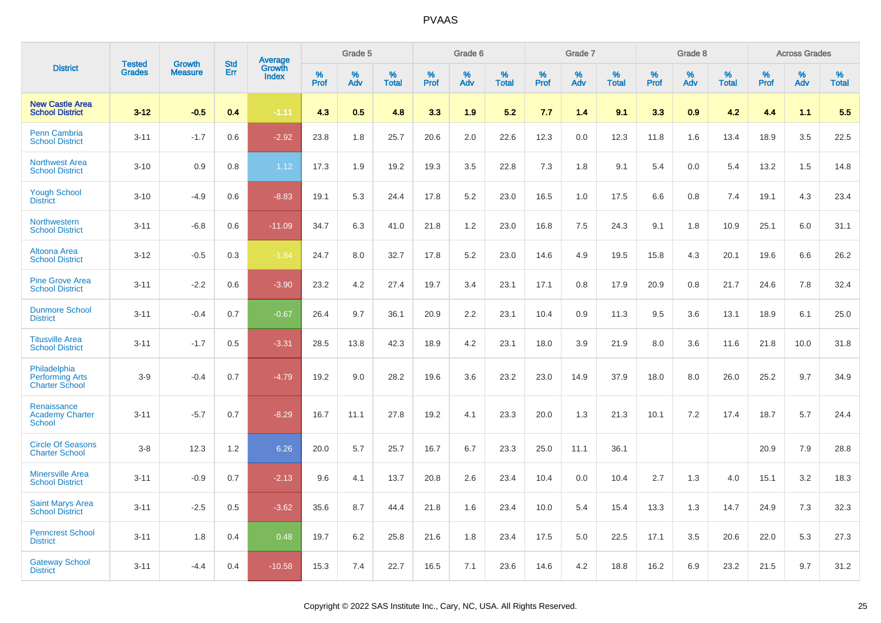# PVAAS

| District | Tested Grades | Growth Measure | Std Err | Average Growth Index | Grade 5 | | | Grade 6 | | | Grade 7 | | | Grade 8 | | | Across Grades | | |
|---|---|---|---|---|---|---|---|---|---|---|---|---|---|---|---|---|---|---|---|
| | | | | | % Prof | % Adv | % Total | % Prof | % Adv | % Total | % Prof | % Adv | % Total | % Prof | % Adv | % Total | % Prof | % Adv | % Total |
| **New Castle Area School District** | **3-12** | **-0.5** | **0.4** | **-1.11** | **4.3** | **0.5** | **4.8** | **3.3** | **1.9** | **5.2** | **7.7** | **1.4** | **9.1** | **3.3** | **0.9** | **4.2** | **4.4** | **1.1** | **5.5** |
| Penn Cambria School District | 3-11 | -1.7 | 0.6 | -2.92 | 23.8 | 1.8 | 25.7 | 20.6 | 2.0 | 22.6 | 12.3 | 0.0 | 12.3 | 11.8 | 1.6 | 13.4 | 18.9 | 3.5 | 22.5 |
| Northwest Area School District | 3-10 | 0.9 | 0.8 | 1.12 | 17.3 | 1.9 | 19.2 | 19.3 | 3.5 | 22.8 | 7.3 | 1.8 | 9.1 | 5.4 | 0.0 | 5.4 | 13.2 | 1.5 | 14.8 |
| Yough School District | 3-10 | -4.9 | 0.6 | -8.83 | 19.1 | 5.3 | 24.4 | 17.8 | 5.2 | 23.0 | 16.5 | 1.0 | 17.5 | 6.6 | 0.8 | 7.4 | 19.1 | 4.3 | 23.4 |
| Northwestern School District | 3-11 | -6.8 | 0.6 | -11.09 | 34.7 | 6.3 | 41.0 | 21.8 | 1.2 | 23.0 | 16.8 | 7.5 | 24.3 | 9.1 | 1.8 | 10.9 | 25.1 | 6.0 | 31.1 |
| Altoona Area School District | 3-12 | -0.5 | 0.3 | -1.84 | 24.7 | 8.0 | 32.7 | 17.8 | 5.2 | 23.0 | 14.6 | 4.9 | 19.5 | 15.8 | 4.3 | 20.1 | 19.6 | 6.6 | 26.2 |
| Pine Grove Area School District | 3-11 | -2.2 | 0.6 | -3.90 | 23.2 | 4.2 | 27.4 | 19.7 | 3.4 | 23.1 | 17.1 | 0.8 | 17.9 | 20.9 | 0.8 | 21.7 | 24.6 | 7.8 | 32.4 |
| Dunmore School District | 3-11 | -0.4 | 0.7 | -0.67 | 26.4 | 9.7 | 36.1 | 20.9 | 2.2 | 23.1 | 10.4 | 0.9 | 11.3 | 9.5 | 3.6 | 13.1 | 18.9 | 6.1 | 25.0 |
| Titusville Area School District | 3-11 | -1.7 | 0.5 | -3.31 | 28.5 | 13.8 | 42.3 | 18.9 | 4.2 | 23.1 | 18.0 | 3.9 | 21.9 | 8.0 | 3.6 | 11.6 | 21.8 | 10.0 | 31.8 |
| Philadelphia Performing Arts Charter School | 3-9 | -0.4 | 0.7 | -4.79 | 19.2 | 9.0 | 28.2 | 19.6 | 3.6 | 23.2 | 23.0 | 14.9 | 37.9 | 18.0 | 8.0 | 26.0 | 25.2 | 9.7 | 34.9 |
| Renaissance Academy Charter School | 3-11 | -5.7 | 0.7 | -8.29 | 16.7 | 11.1 | 27.8 | 19.2 | 4.1 | 23.3 | 20.0 | 1.3 | 21.3 | 10.1 | 7.2 | 17.4 | 18.7 | 5.7 | 24.4 |
| Circle Of Seasons Charter School | 3-8 | 12.3 | 1.2 | 6.26 | 20.0 | 5.7 | 25.7 | 16.7 | 6.7 | 23.3 | 25.0 | 11.1 | 36.1 | | | | 20.9 | 7.9 | 28.8 |
| Minersville Area School District | 3-11 | -0.9 | 0.7 | -2.13 | 9.6 | 4.1 | 13.7 | 20.8 | 2.6 | 23.4 | 10.4 | 0.0 | 10.4 | 2.7 | 1.3 | 4.0 | 15.1 | 3.2 | 18.3 |
| Saint Marys Area School District | 3-11 | -2.5 | 0.5 | -3.62 | 35.6 | 8.7 | 44.4 | 21.8 | 1.6 | 23.4 | 10.0 | 5.4 | 15.4 | 13.3 | 1.3 | 14.7 | 24.9 | 7.3 | 32.3 |
| Penncrest School District | 3-11 | 1.8 | 0.4 | 0.48 | 19.7 | 6.2 | 25.8 | 21.6 | 1.8 | 23.4 | 17.5 | 5.0 | 22.5 | 17.1 | 3.5 | 20.6 | 22.0 | 5.3 | 27.3 |
| Gateway School District | 3-11 | -4.4 | 0.4 | -10.58 | 15.3 | 7.4 | 22.7 | 16.5 | 7.1 | 23.6 | 14.6 | 4.2 | 18.8 | 16.2 | 6.9 | 23.2 | 21.5 | 9.7 | 31.2 |

Copyright © 2022 SAS Institute Inc., Cary, NC, USA. All Rights Reserved.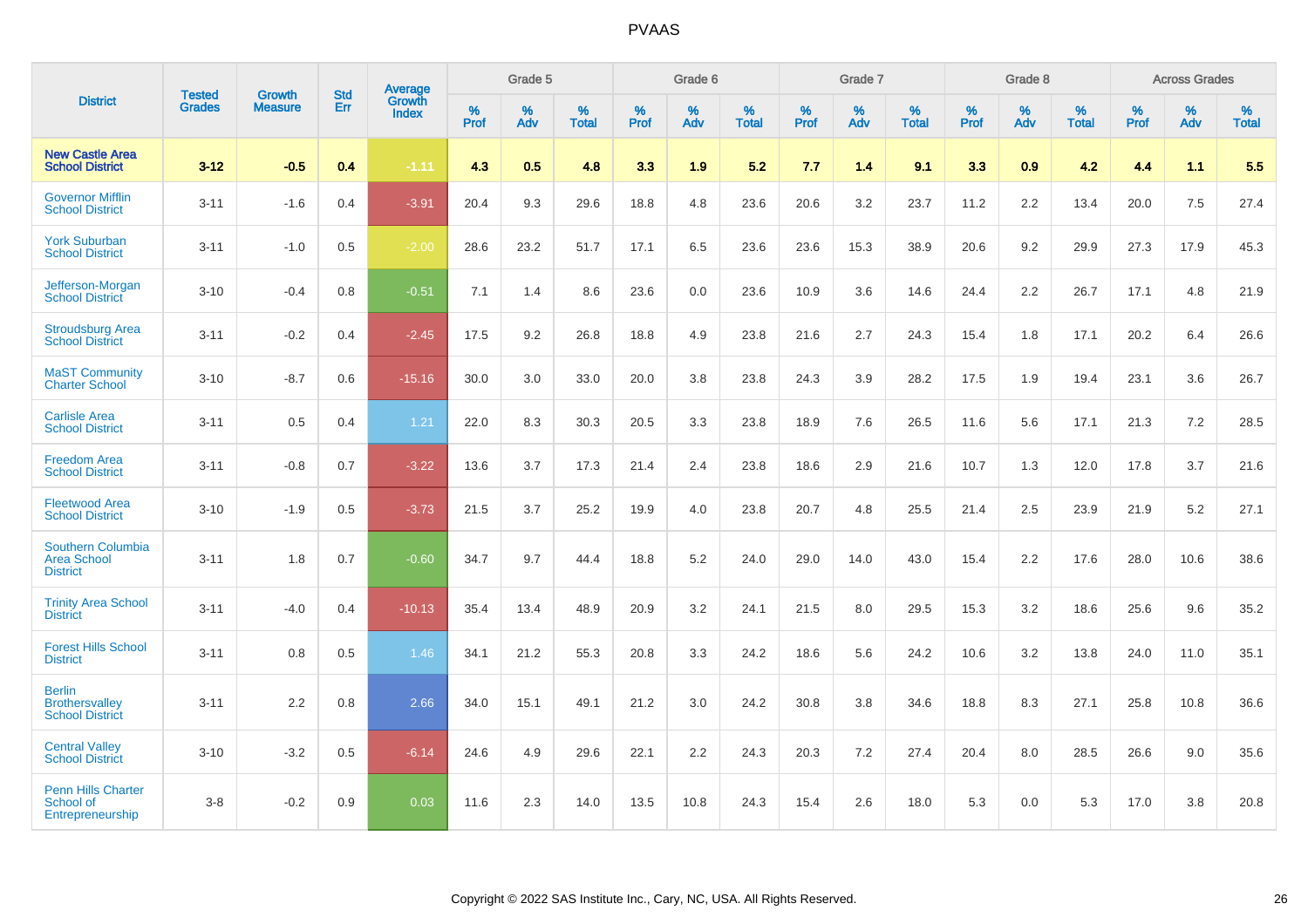# PVAAS

| District | Tested Grades | Growth Measure | Std Err | Average Growth Index | Grade 5 | | | Grade 6 | | | Grade 7 | | | Grade 8 | | | Across Grades | | |
|---|---|---|---|---|---|---|---|---|---|---|---|---|---|---|---|---|---|---|---|
| | | | | | % Prof | % Adv | % Total | % Prof | % Adv | % Total | % Prof | % Adv | % Total | % Prof | % Adv | % Total | % Prof | % Adv | % Total |
| **New Castle Area School District** | **3-12** | **-0.5** | **0.4** | **-1.11** | **4.3** | **0.5** | **4.8** | **3.3** | **1.9** | **5.2** | **7.7** | **1.4** | **9.1** | **3.3** | **0.9** | **4.2** | **4.4** | **1.1** | **5.5** |
| Governor Mifflin School District | 3-11 | -1.6 | 0.4 | -3.91 | 20.4 | 9.3 | 29.6 | 18.8 | 4.8 | 23.6 | 20.6 | 3.2 | 23.7 | 11.2 | 2.2 | 13.4 | 20.0 | 7.5 | 27.4 |
| York Suburban School District | 3-11 | -1.0 | 0.5 | -2.00 | 28.6 | 23.2 | 51.7 | 17.1 | 6.5 | 23.6 | 23.6 | 15.3 | 38.9 | 20.6 | 9.2 | 29.9 | 27.3 | 17.9 | 45.3 |
| Jefferson-Morgan School District | 3-10 | -0.4 | 0.8 | -0.51 | 7.1 | 1.4 | 8.6 | 23.6 | 0.0 | 23.6 | 10.9 | 3.6 | 14.6 | 24.4 | 2.2 | 26.7 | 17.1 | 4.8 | 21.9 |
| Stroudsburg Area School District | 3-11 | -0.2 | 0.4 | -2.45 | 17.5 | 9.2 | 26.8 | 18.8 | 4.9 | 23.8 | 21.6 | 2.7 | 24.3 | 15.4 | 1.8 | 17.1 | 20.2 | 6.4 | 26.6 |
| MaST Community Charter School | 3-10 | -8.7 | 0.6 | -15.16 | 30.0 | 3.0 | 33.0 | 20.0 | 3.8 | 23.8 | 24.3 | 3.9 | 28.2 | 17.5 | 1.9 | 19.4 | 23.1 | 3.6 | 26.7 |
| Carlisle Area School District | 3-11 | 0.5 | 0.4 | 1.21 | 22.0 | 8.3 | 30.3 | 20.5 | 3.3 | 23.8 | 18.9 | 7.6 | 26.5 | 11.6 | 5.6 | 17.1 | 21.3 | 7.2 | 28.5 |
| Freedom Area School District | 3-11 | -0.8 | 0.7 | -3.22 | 13.6 | 3.7 | 17.3 | 21.4 | 2.4 | 23.8 | 18.6 | 2.9 | 21.6 | 10.7 | 1.3 | 12.0 | 17.8 | 3.7 | 21.6 |
| Fleetwood Area School District | 3-10 | -1.9 | 0.5 | -3.73 | 21.5 | 3.7 | 25.2 | 19.9 | 4.0 | 23.8 | 20.7 | 4.8 | 25.5 | 21.4 | 2.5 | 23.9 | 21.9 | 5.2 | 27.1 |
| Southern Columbia Area School District | 3-11 | 1.8 | 0.7 | -0.60 | 34.7 | 9.7 | 44.4 | 18.8 | 5.2 | 24.0 | 29.0 | 14.0 | 43.0 | 15.4 | 2.2 | 17.6 | 28.0 | 10.6 | 38.6 |
| Trinity Area School District | 3-11 | -4.0 | 0.4 | -10.13 | 35.4 | 13.4 | 48.9 | 20.9 | 3.2 | 24.1 | 21.5 | 8.0 | 29.5 | 15.3 | 3.2 | 18.6 | 25.6 | 9.6 | 35.2 |
| Forest Hills School District | 3-11 | 0.8 | 0.5 | 1.46 | 34.1 | 21.2 | 55.3 | 20.8 | 3.3 | 24.2 | 18.6 | 5.6 | 24.2 | 10.6 | 3.2 | 13.8 | 24.0 | 11.0 | 35.1 |
| Berlin Brothersvalley School District | 3-11 | 2.2 | 0.8 | 2.66 | 34.0 | 15.1 | 49.1 | 21.2 | 3.0 | 24.2 | 30.8 | 3.8 | 34.6 | 18.8 | 8.3 | 27.1 | 25.8 | 10.8 | 36.6 |
| Central Valley School District | 3-10 | -3.2 | 0.5 | -6.14 | 24.6 | 4.9 | 29.6 | 22.1 | 2.2 | 24.3 | 20.3 | 7.2 | 27.4 | 20.4 | 8.0 | 28.5 | 26.6 | 9.0 | 35.6 |
| Penn Hills Charter School of Entrepreneurship | 3-8 | -0.2 | 0.9 | 0.03 | 11.6 | 2.3 | 14.0 | 13.5 | 10.8 | 24.3 | 15.4 | 2.6 | 18.0 | 5.3 | 0.0 | 5.3 | 17.0 | 3.8 | 20.8 |

Copyright © 2022 SAS Institute Inc., Cary, NC, USA. All Rights Reserved.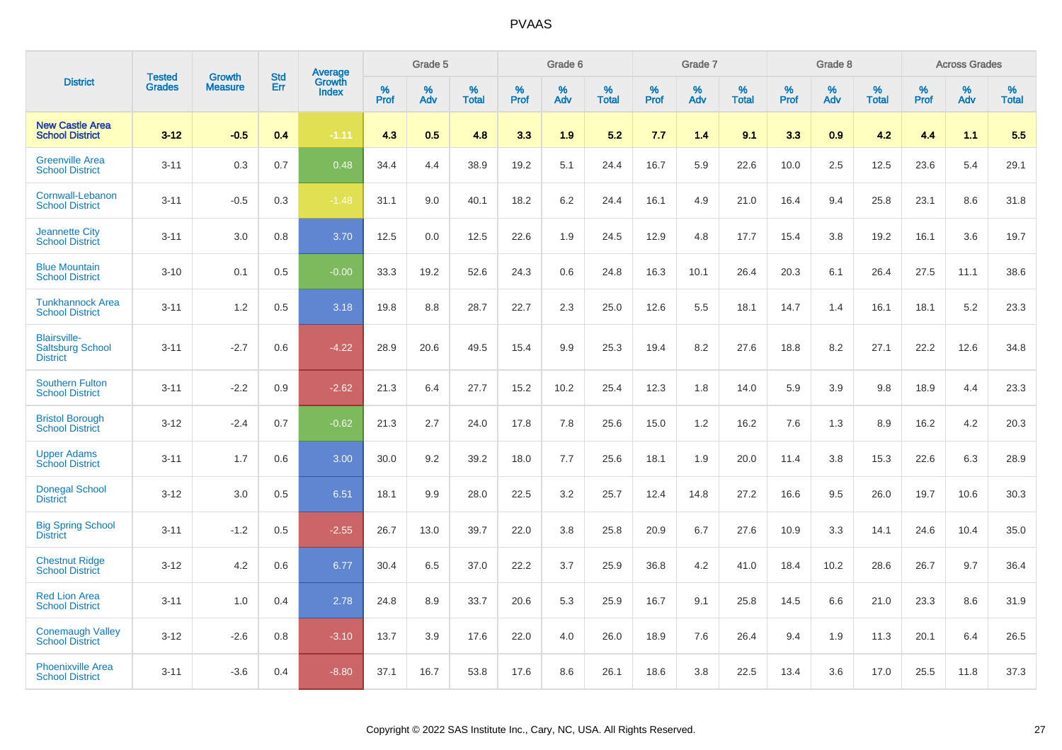# PVAAS

| District | Tested Grades | Growth Measure | Std Err | Average Growth Index | Grade 5 | | | Grade 6 | | | Grade 7 | | | Grade 8 | | | Across Grades | | |
|---|---|---|---|---|---|---|---|---|---|---|---|---|---|---|---|---|---|---|---|
| | | | | | % Prof | % Adv | % Total | % Prof | % Adv | % Total | % Prof | % Adv | % Total | % Prof | % Adv | % Total | % Prof | % Adv | % Total |
| **New Castle Area School District** | **3-12** | **-0.5** | **0.4** | **-1.11** | **4.3** | **0.5** | **4.8** | **3.3** | **1.9** | **5.2** | **7.7** | **1.4** | **9.1** | **3.3** | **0.9** | **4.2** | **4.4** | **1.1** | **5.5** |
| Greenville Area School District | 3-11 | 0.3 | 0.7 | 0.48 | 34.4 | 4.4 | 38.9 | 19.2 | 5.1 | 24.4 | 16.7 | 5.9 | 22.6 | 10.0 | 2.5 | 12.5 | 23.6 | 5.4 | 29.1 |
| Cornwall-Lebanon School District | 3-11 | -0.5 | 0.3 | -1.48 | 31.1 | 9.0 | 40.1 | 18.2 | 6.2 | 24.4 | 16.1 | 4.9 | 21.0 | 16.4 | 9.4 | 25.8 | 23.1 | 8.6 | 31.8 |
| Jeannette City School District | 3-11 | 3.0 | 0.8 | 3.70 | 12.5 | 0.0 | 12.5 | 22.6 | 1.9 | 24.5 | 12.9 | 4.8 | 17.7 | 15.4 | 3.8 | 19.2 | 16.1 | 3.6 | 19.7 |
| Blue Mountain School District | 3-10 | 0.1 | 0.5 | -0.00 | 33.3 | 19.2 | 52.6 | 24.3 | 0.6 | 24.8 | 16.3 | 10.1 | 26.4 | 20.3 | 6.1 | 26.4 | 27.5 | 11.1 | 38.6 |
| Tunkhannock Area School District | 3-11 | 1.2 | 0.5 | 3.18 | 19.8 | 8.8 | 28.7 | 22.7 | 2.3 | 25.0 | 12.6 | 5.5 | 18.1 | 14.7 | 1.4 | 16.1 | 18.1 | 5.2 | 23.3 |
| Blairsville-Saltsburg School District | 3-11 | -2.7 | 0.6 | -4.22 | 28.9 | 20.6 | 49.5 | 15.4 | 9.9 | 25.3 | 19.4 | 8.2 | 27.6 | 18.8 | 8.2 | 27.1 | 22.2 | 12.6 | 34.8 |
| Southern Fulton School District | 3-11 | -2.2 | 0.9 | -2.62 | 21.3 | 6.4 | 27.7 | 15.2 | 10.2 | 25.4 | 12.3 | 1.8 | 14.0 | 5.9 | 3.9 | 9.8 | 18.9 | 4.4 | 23.3 |
| Bristol Borough School District | 3-12 | -2.4 | 0.7 | -0.62 | 21.3 | 2.7 | 24.0 | 17.8 | 7.8 | 25.6 | 15.0 | 1.2 | 16.2 | 7.6 | 1.3 | 8.9 | 16.2 | 4.2 | 20.3 |
| Upper Adams School District | 3-11 | 1.7 | 0.6 | 3.00 | 30.0 | 9.2 | 39.2 | 18.0 | 7.7 | 25.6 | 18.1 | 1.9 | 20.0 | 11.4 | 3.8 | 15.3 | 22.6 | 6.3 | 28.9 |
| Donegal School District | 3-12 | 3.0 | 0.5 | 6.51 | 18.1 | 9.9 | 28.0 | 22.5 | 3.2 | 25.7 | 12.4 | 14.8 | 27.2 | 16.6 | 9.5 | 26.0 | 19.7 | 10.6 | 30.3 |
| Big Spring School District | 3-11 | -1.2 | 0.5 | -2.55 | 26.7 | 13.0 | 39.7 | 22.0 | 3.8 | 25.8 | 20.9 | 6.7 | 27.6 | 10.9 | 3.3 | 14.1 | 24.6 | 10.4 | 35.0 |
| Chestnut Ridge School District | 3-12 | 4.2 | 0.6 | 6.77 | 30.4 | 6.5 | 37.0 | 22.2 | 3.7 | 25.9 | 36.8 | 4.2 | 41.0 | 18.4 | 10.2 | 28.6 | 26.7 | 9.7 | 36.4 |
| Red Lion Area School District | 3-11 | 1.0 | 0.4 | 2.78 | 24.8 | 8.9 | 33.7 | 20.6 | 5.3 | 25.9 | 16.7 | 9.1 | 25.8 | 14.5 | 6.6 | 21.0 | 23.3 | 8.6 | 31.9 |
| Conemaugh Valley School District | 3-12 | -2.6 | 0.8 | -3.10 | 13.7 | 3.9 | 17.6 | 22.0 | 4.0 | 26.0 | 18.9 | 7.6 | 26.4 | 9.4 | 1.9 | 11.3 | 20.1 | 6.4 | 26.5 |
| Phoenixville Area School District | 3-11 | -3.6 | 0.4 | -8.80 | 37.1 | 16.7 | 53.8 | 17.6 | 8.6 | 26.1 | 18.6 | 3.8 | 22.5 | 13.4 | 3.6 | 17.0 | 25.5 | 11.8 | 37.3 |

Copyright © 2022 SAS Institute Inc., Cary, NC, USA. All Rights Reserved.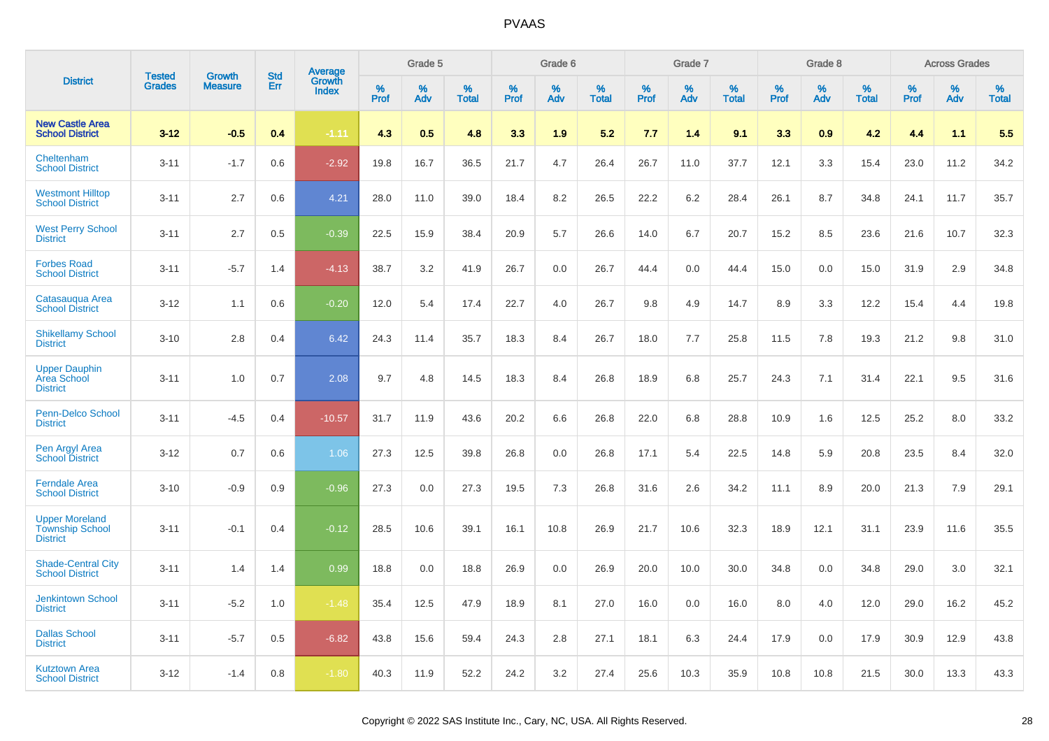| District | Tested Grades | Growth Measure | Std Err | Average Growth Index | Grade 5 | | | Grade 6 | | | Grade 7 | | | Grade 8 | | | Across Grades | | |
|---|---|---|---|---|---|---|---|---|---|---|---|---|---|---|---|---|---|---|---|
| | | | | | % Prof | % Adv | % Total | % Prof | % Adv | % Total | % Prof | % Adv | % Total | % Prof | % Adv | % Total | % Prof | % Adv | % Total |
| **New Castle Area School District** | **3-12** | **-0.5** | **0.4** | **-1.11** | **4.3** | **0.5** | **4.8** | **3.3** | **1.9** | **5.2** | **7.7** | **1.4** | **9.1** | **3.3** | **0.9** | **4.2** | **4.4** | **1.1** | **5.5** |
| Cheltenham School District | 3-11 | -1.7 | 0.6 | -2.92 | 19.8 | 16.7 | 36.5 | 21.7 | 4.7 | 26.4 | 26.7 | 11.0 | 37.7 | 12.1 | 3.3 | 15.4 | 23.0 | 11.2 | 34.2 |
| Westmont Hilltop School District | 3-11 | 2.7 | 0.6 | 4.21 | 28.0 | 11.0 | 39.0 | 18.4 | 8.2 | 26.5 | 22.2 | 6.2 | 28.4 | 26.1 | 8.7 | 34.8 | 24.1 | 11.7 | 35.7 |
| West Perry School District | 3-11 | 2.7 | 0.5 | -0.39 | 22.5 | 15.9 | 38.4 | 20.9 | 5.7 | 26.6 | 14.0 | 6.7 | 20.7 | 15.2 | 8.5 | 23.6 | 21.6 | 10.7 | 32.3 |
| Forbes Road School District | 3-11 | -5.7 | 1.4 | -4.13 | 38.7 | 3.2 | 41.9 | 26.7 | 0.0 | 26.7 | 44.4 | 0.0 | 44.4 | 15.0 | 0.0 | 15.0 | 31.9 | 2.9 | 34.8 |
| Catasauqua Area School District | 3-12 | 1.1 | 0.6 | -0.20 | 12.0 | 5.4 | 17.4 | 22.7 | 4.0 | 26.7 | 9.8 | 4.9 | 14.7 | 8.9 | 3.3 | 12.2 | 15.4 | 4.4 | 19.8 |
| Shikellamy School District | 3-10 | 2.8 | 0.4 | 6.42 | 24.3 | 11.4 | 35.7 | 18.3 | 8.4 | 26.7 | 18.0 | 7.7 | 25.8 | 11.5 | 7.8 | 19.3 | 21.2 | 9.8 | 31.0 |
| Upper Dauphin Area School District | 3-11 | 1.0 | 0.7 | 2.08 | 9.7 | 4.8 | 14.5 | 18.3 | 8.4 | 26.8 | 18.9 | 6.8 | 25.7 | 24.3 | 7.1 | 31.4 | 22.1 | 9.5 | 31.6 |
| Penn-Delco School District | 3-11 | -4.5 | 0.4 | -10.57 | 31.7 | 11.9 | 43.6 | 20.2 | 6.6 | 26.8 | 22.0 | 6.8 | 28.8 | 10.9 | 1.6 | 12.5 | 25.2 | 8.0 | 33.2 |
| Pen Argyl Area School District | 3-12 | 0.7 | 0.6 | 1.06 | 27.3 | 12.5 | 39.8 | 26.8 | 0.0 | 26.8 | 17.1 | 5.4 | 22.5 | 14.8 | 5.9 | 20.8 | 23.5 | 8.4 | 32.0 |
| Ferndale Area School District | 3-10 | -0.9 | 0.9 | -0.96 | 27.3 | 0.0 | 27.3 | 19.5 | 7.3 | 26.8 | 31.6 | 2.6 | 34.2 | 11.1 | 8.9 | 20.0 | 21.3 | 7.9 | 29.1 |
| Upper Moreland Township School District | 3-11 | -0.1 | 0.4 | -0.12 | 28.5 | 10.6 | 39.1 | 16.1 | 10.8 | 26.9 | 21.7 | 10.6 | 32.3 | 18.9 | 12.1 | 31.1 | 23.9 | 11.6 | 35.5 |
| Shade-Central City School District | 3-11 | 1.4 | 1.4 | 0.99 | 18.8 | 0.0 | 18.8 | 26.9 | 0.0 | 26.9 | 20.0 | 10.0 | 30.0 | 34.8 | 0.0 | 34.8 | 29.0 | 3.0 | 32.1 |
| Jenkintown School District | 3-11 | -5.2 | 1.0 | -1.48 | 35.4 | 12.5 | 47.9 | 18.9 | 8.1 | 27.0 | 16.0 | 0.0 | 16.0 | 8.0 | 4.0 | 12.0 | 29.0 | 16.2 | 45.2 |
| Dallas School District | 3-11 | -5.7 | 0.5 | -6.82 | 43.8 | 15.6 | 59.4 | 24.3 | 2.8 | 27.1 | 18.1 | 6.3 | 24.4 | 17.9 | 0.0 | 17.9 | 30.9 | 12.9 | 43.8 |
| Kutztown Area School District | 3-12 | -1.4 | 0.8 | -1.80 | 40.3 | 11.9 | 52.2 | 24.2 | 3.2 | 27.4 | 25.6 | 10.3 | 35.9 | 10.8 | 10.8 | 21.5 | 30.0 | 13.3 | 43.3 |

Copyright © 2022 SAS Institute Inc., Cary, NC, USA. All Rights Reserved.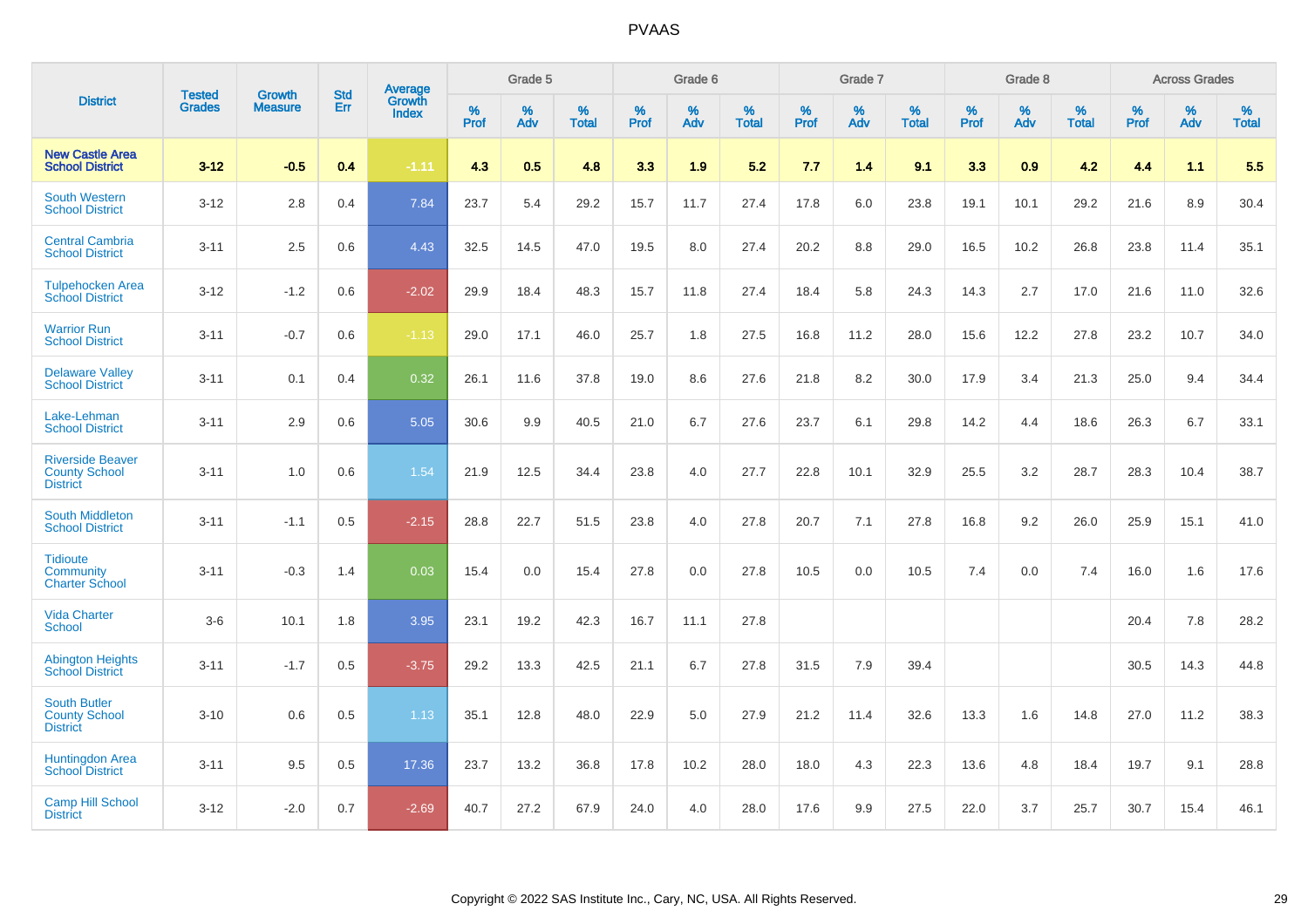# PVAAS

| District | Tested Grades | Growth Measure | Std Err | Average Growth Index | Grade 5 | | | Grade 6 | | | Grade 7 | | | Grade 8 | | | Across Grades | | |
|---|---|---|---|---|---|---|---|---|---|---|---|---|---|---|---|---|---|---|---|
| | | | | | % Prof | % Adv | % Total | % Prof | % Adv | % Total | % Prof | % Adv | % Total | % Prof | % Adv | % Total | % Prof | % Adv | % Total |
| **New Castle Area School District** | **3-12** | **-0.5** | **0.4** | **-1.11** | **4.3** | **0.5** | **4.8** | **3.3** | **1.9** | **5.2** | **7.7** | **1.4** | **9.1** | **3.3** | **0.9** | **4.2** | **4.4** | **1.1** | **5.5** |
| South Western School District | 3-12 | 2.8 | 0.4 | 7.84 | 23.7 | 5.4 | 29.2 | 15.7 | 11.7 | 27.4 | 17.8 | 6.0 | 23.8 | 19.1 | 10.1 | 29.2 | 21.6 | 8.9 | 30.4 |
| Central Cambria School District | 3-11 | 2.5 | 0.6 | 4.43 | 32.5 | 14.5 | 47.0 | 19.5 | 8.0 | 27.4 | 20.2 | 8.8 | 29.0 | 16.5 | 10.2 | 26.8 | 23.8 | 11.4 | 35.1 |
| Tulpehocken Area School District | 3-12 | -1.2 | 0.6 | -2.02 | 29.9 | 18.4 | 48.3 | 15.7 | 11.8 | 27.4 | 18.4 | 5.8 | 24.3 | 14.3 | 2.7 | 17.0 | 21.6 | 11.0 | 32.6 |
| Warrior Run School District | 3-11 | -0.7 | 0.6 | -1.13 | 29.0 | 17.1 | 46.0 | 25.7 | 1.8 | 27.5 | 16.8 | 11.2 | 28.0 | 15.6 | 12.2 | 27.8 | 23.2 | 10.7 | 34.0 |
| Delaware Valley School District | 3-11 | 0.1 | 0.4 | 0.32 | 26.1 | 11.6 | 37.8 | 19.0 | 8.6 | 27.6 | 21.8 | 8.2 | 30.0 | 17.9 | 3.4 | 21.3 | 25.0 | 9.4 | 34.4 |
| Lake-Lehman School District | 3-11 | 2.9 | 0.6 | 5.05 | 30.6 | 9.9 | 40.5 | 21.0 | 6.7 | 27.6 | 23.7 | 6.1 | 29.8 | 14.2 | 4.4 | 18.6 | 26.3 | 6.7 | 33.1 |
| Riverside Beaver County School District | 3-11 | 1.0 | 0.6 | 1.54 | 21.9 | 12.5 | 34.4 | 23.8 | 4.0 | 27.7 | 22.8 | 10.1 | 32.9 | 25.5 | 3.2 | 28.7 | 28.3 | 10.4 | 38.7 |
| South Middleton School District | 3-11 | -1.1 | 0.5 | -2.15 | 28.8 | 22.7 | 51.5 | 23.8 | 4.0 | 27.8 | 20.7 | 7.1 | 27.8 | 16.8 | 9.2 | 26.0 | 25.9 | 15.1 | 41.0 |
| Tidioute Community Charter School | 3-11 | -0.3 | 1.4 | 0.03 | 15.4 | 0.0 | 15.4 | 27.8 | 0.0 | 27.8 | 10.5 | 0.0 | 10.5 | 7.4 | 0.0 | 7.4 | 16.0 | 1.6 | 17.6 |
| Vida Charter School | 3-6 | 10.1 | 1.8 | 3.95 | 23.1 | 19.2 | 42.3 | 16.7 | 11.1 | 27.8 | | | | | | | 20.4 | 7.8 | 28.2 |
| Abington Heights School District | 3-11 | -1.7 | 0.5 | -3.75 | 29.2 | 13.3 | 42.5 | 21.1 | 6.7 | 27.8 | 31.5 | 7.9 | 39.4 | | | | 30.5 | 14.3 | 44.8 |
| South Butler County School District | 3-10 | 0.6 | 0.5 | 1.13 | 35.1 | 12.8 | 48.0 | 22.9 | 5.0 | 27.9 | 21.2 | 11.4 | 32.6 | 13.3 | 1.6 | 14.8 | 27.0 | 11.2 | 38.3 |
| Huntingdon Area School District | 3-11 | 9.5 | 0.5 | 17.36 | 23.7 | 13.2 | 36.8 | 17.8 | 10.2 | 28.0 | 18.0 | 4.3 | 22.3 | 13.6 | 4.8 | 18.4 | 19.7 | 9.1 | 28.8 |
| Camp Hill School District | 3-12 | -2.0 | 0.7 | -2.69 | 40.7 | 27.2 | 67.9 | 24.0 | 4.0 | 28.0 | 17.6 | 9.9 | 27.5 | 22.0 | 3.7 | 25.7 | 30.7 | 15.4 | 46.1 |

Copyright © 2022 SAS Institute Inc., Cary, NC, USA. All Rights Reserved.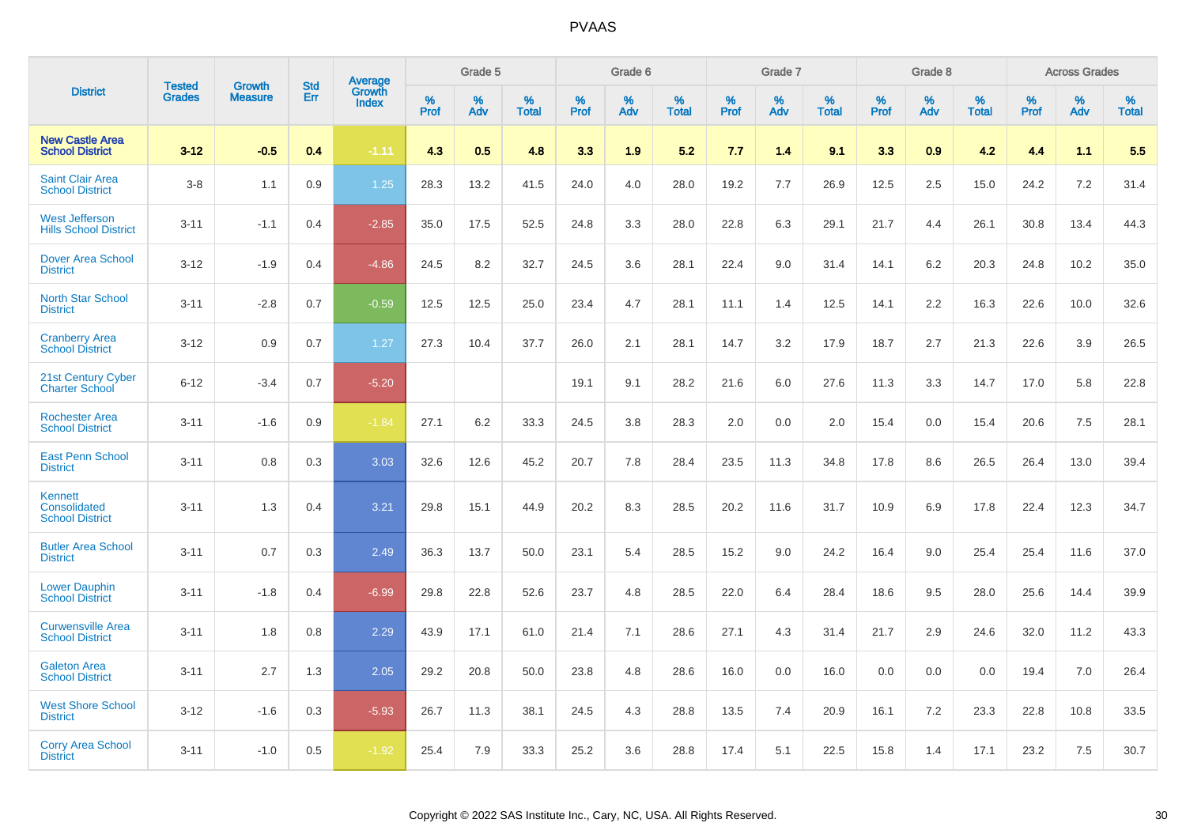# PVAAS

| District | Tested Grades | Growth Measure | Std Err | Average Growth Index | Grade 5 | | | Grade 6 | | | Grade 7 | | | Grade 8 | | | Across Grades | | |
|---|---|---|---|---|---|---|---|---|---|---|---|---|---|---|---|---|---|---|---|
| | | | | | % Prof | % Adv | % Total | % Prof | % Adv | % Total | % Prof | % Adv | % Total | % Prof | % Adv | % Total | % Prof | % Adv | % Total |
| **New Castle Area School District** | **3-12** | **-0.5** | **0.4** | **-1.11** | **4.3** | **0.5** | **4.8** | **3.3** | **1.9** | **5.2** | **7.7** | **1.4** | **9.1** | **3.3** | **0.9** | **4.2** | **4.4** | **1.1** | **5.5** |
| Saint Clair Area School District | 3-8 | 1.1 | 0.9 | 1.25 | 28.3 | 13.2 | 41.5 | 24.0 | 4.0 | 28.0 | 19.2 | 7.7 | 26.9 | 12.5 | 2.5 | 15.0 | 24.2 | 7.2 | 31.4 |
| West Jefferson Hills School District | 3-11 | -1.1 | 0.4 | -2.85 | 35.0 | 17.5 | 52.5 | 24.8 | 3.3 | 28.0 | 22.8 | 6.3 | 29.1 | 21.7 | 4.4 | 26.1 | 30.8 | 13.4 | 44.3 |
| Dover Area School District | 3-12 | -1.9 | 0.4 | -4.86 | 24.5 | 8.2 | 32.7 | 24.5 | 3.6 | 28.1 | 22.4 | 9.0 | 31.4 | 14.1 | 6.2 | 20.3 | 24.8 | 10.2 | 35.0 |
| North Star School District | 3-11 | -2.8 | 0.7 | -0.59 | 12.5 | 12.5 | 25.0 | 23.4 | 4.7 | 28.1 | 11.1 | 1.4 | 12.5 | 14.1 | 2.2 | 16.3 | 22.6 | 10.0 | 32.6 |
| Cranberry Area School District | 3-12 | 0.9 | 0.7 | 1.27 | 27.3 | 10.4 | 37.7 | 26.0 | 2.1 | 28.1 | 14.7 | 3.2 | 17.9 | 18.7 | 2.7 | 21.3 | 22.6 | 3.9 | 26.5 |
| 21st Century Cyber Charter School | 6-12 | -3.4 | 0.7 | -5.20 | | | | 19.1 | 9.1 | 28.2 | 21.6 | 6.0 | 27.6 | 11.3 | 3.3 | 14.7 | 17.0 | 5.8 | 22.8 |
| Rochester Area School District | 3-11 | -1.6 | 0.9 | -1.84 | 27.1 | 6.2 | 33.3 | 24.5 | 3.8 | 28.3 | 2.0 | 0.0 | 2.0 | 15.4 | 0.0 | 15.4 | 20.6 | 7.5 | 28.1 |
| East Penn School District | 3-11 | 0.8 | 0.3 | 3.03 | 32.6 | 12.6 | 45.2 | 20.7 | 7.8 | 28.4 | 23.5 | 11.3 | 34.8 | 17.8 | 8.6 | 26.5 | 26.4 | 13.0 | 39.4 |
| Kennett Consolidated School District | 3-11 | 1.3 | 0.4 | 3.21 | 29.8 | 15.1 | 44.9 | 20.2 | 8.3 | 28.5 | 20.2 | 11.6 | 31.7 | 10.9 | 6.9 | 17.8 | 22.4 | 12.3 | 34.7 |
| Butler Area School District | 3-11 | 0.7 | 0.3 | 2.49 | 36.3 | 13.7 | 50.0 | 23.1 | 5.4 | 28.5 | 15.2 | 9.0 | 24.2 | 16.4 | 9.0 | 25.4 | 25.4 | 11.6 | 37.0 |
| Lower Dauphin School District | 3-11 | -1.8 | 0.4 | -6.99 | 29.8 | 22.8 | 52.6 | 23.7 | 4.8 | 28.5 | 22.0 | 6.4 | 28.4 | 18.6 | 9.5 | 28.0 | 25.6 | 14.4 | 39.9 |
| Curwensville Area School District | 3-11 | 1.8 | 0.8 | 2.29 | 43.9 | 17.1 | 61.0 | 21.4 | 7.1 | 28.6 | 27.1 | 4.3 | 31.4 | 21.7 | 2.9 | 24.6 | 32.0 | 11.2 | 43.3 |
| Galeton Area School District | 3-11 | 2.7 | 1.3 | 2.05 | 29.2 | 20.8 | 50.0 | 23.8 | 4.8 | 28.6 | 16.0 | 0.0 | 16.0 | 0.0 | 0.0 | 0.0 | 19.4 | 7.0 | 26.4 |
| West Shore School District | 3-12 | -1.6 | 0.3 | -5.93 | 26.7 | 11.3 | 38.1 | 24.5 | 4.3 | 28.8 | 13.5 | 7.4 | 20.9 | 16.1 | 7.2 | 23.3 | 22.8 | 10.8 | 33.5 |
| Corry Area School District | 3-11 | -1.0 | 0.5 | -1.92 | 25.4 | 7.9 | 33.3 | 25.2 | 3.6 | 28.8 | 17.4 | 5.1 | 22.5 | 15.8 | 1.4 | 17.1 | 23.2 | 7.5 | 30.7 |

Copyright © 2022 SAS Institute Inc., Cary, NC, USA. All Rights Reserved.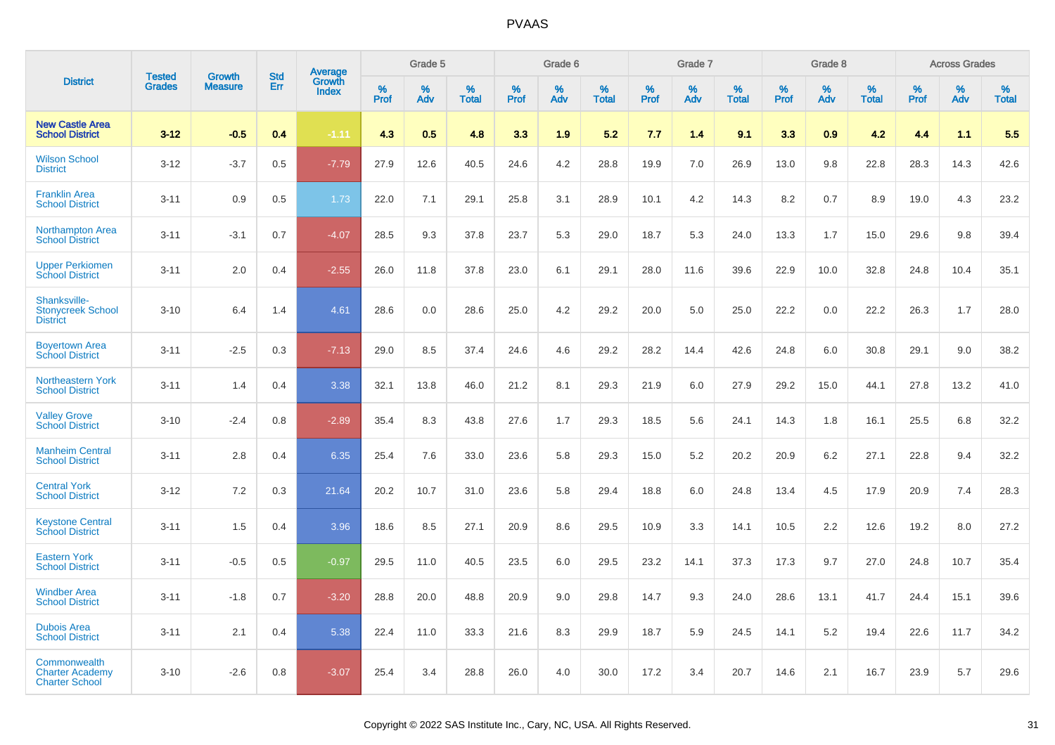| District | Tested Grades | Growth Measure | Std Err | Average Growth Index | Grade 5 | | | Grade 6 | | | Grade 7 | | | Grade 8 | | | Across Grades | | |
|---|---|---|---|---|---|---|---|---|---|---|---|---|---|---|---|---|---|---|---|
| | | | | | % Prof | % Adv | % Total | % Prof | % Adv | % Total | % Prof | % Adv | % Total | % Prof | % Adv | % Total | % Prof | % Adv | % Total |
| **New Castle Area School District** | **3-12** | **-0.5** | **0.4** | **-1.11** | **4.3** | **0.5** | **4.8** | **3.3** | **1.9** | **5.2** | **7.7** | **1.4** | **9.1** | **3.3** | **0.9** | **4.2** | **4.4** | **1.1** | **5.5** |
| Wilson School District | 3-12 | -3.7 | 0.5 | -7.79 | 27.9 | 12.6 | 40.5 | 24.6 | 4.2 | 28.8 | 19.9 | 7.0 | 26.9 | 13.0 | 9.8 | 22.8 | 28.3 | 14.3 | 42.6 |
| Franklin Area School District | 3-11 | 0.9 | 0.5 | 1.73 | 22.0 | 7.1 | 29.1 | 25.8 | 3.1 | 28.9 | 10.1 | 4.2 | 14.3 | 8.2 | 0.7 | 8.9 | 19.0 | 4.3 | 23.2 |
| Northampton Area School District | 3-11 | -3.1 | 0.7 | -4.07 | 28.5 | 9.3 | 37.8 | 23.7 | 5.3 | 29.0 | 18.7 | 5.3 | 24.0 | 13.3 | 1.7 | 15.0 | 29.6 | 9.8 | 39.4 |
| Upper Perkiomen School District | 3-11 | 2.0 | 0.4 | -2.55 | 26.0 | 11.8 | 37.8 | 23.0 | 6.1 | 29.1 | 28.0 | 11.6 | 39.6 | 22.9 | 10.0 | 32.8 | 24.8 | 10.4 | 35.1 |
| Shanksville-Stonycreek School District | 3-10 | 6.4 | 1.4 | 4.61 | 28.6 | 0.0 | 28.6 | 25.0 | 4.2 | 29.2 | 20.0 | 5.0 | 25.0 | 22.2 | 0.0 | 22.2 | 26.3 | 1.7 | 28.0 |
| Boyertown Area School District | 3-11 | -2.5 | 0.3 | -7.13 | 29.0 | 8.5 | 37.4 | 24.6 | 4.6 | 29.2 | 28.2 | 14.4 | 42.6 | 24.8 | 6.0 | 30.8 | 29.1 | 9.0 | 38.2 |
| Northeastern York School District | 3-11 | 1.4 | 0.4 | 3.38 | 32.1 | 13.8 | 46.0 | 21.2 | 8.1 | 29.3 | 21.9 | 6.0 | 27.9 | 29.2 | 15.0 | 44.1 | 27.8 | 13.2 | 41.0 |
| Valley Grove School District | 3-10 | -2.4 | 0.8 | -2.89 | 35.4 | 8.3 | 43.8 | 27.6 | 1.7 | 29.3 | 18.5 | 5.6 | 24.1 | 14.3 | 1.8 | 16.1 | 25.5 | 6.8 | 32.2 |
| Manheim Central School District | 3-11 | 2.8 | 0.4 | 6.35 | 25.4 | 7.6 | 33.0 | 23.6 | 5.8 | 29.3 | 15.0 | 5.2 | 20.2 | 20.9 | 6.2 | 27.1 | 22.8 | 9.4 | 32.2 |
| Central York School District | 3-12 | 7.2 | 0.3 | 21.64 | 20.2 | 10.7 | 31.0 | 23.6 | 5.8 | 29.4 | 18.8 | 6.0 | 24.8 | 13.4 | 4.5 | 17.9 | 20.9 | 7.4 | 28.3 |
| Keystone Central School District | 3-11 | 1.5 | 0.4 | 3.96 | 18.6 | 8.5 | 27.1 | 20.9 | 8.6 | 29.5 | 10.9 | 3.3 | 14.1 | 10.5 | 2.2 | 12.6 | 19.2 | 8.0 | 27.2 |
| Eastern York School District | 3-11 | -0.5 | 0.5 | -0.97 | 29.5 | 11.0 | 40.5 | 23.5 | 6.0 | 29.5 | 23.2 | 14.1 | 37.3 | 17.3 | 9.7 | 27.0 | 24.8 | 10.7 | 35.4 |
| Windber Area School District | 3-11 | -1.8 | 0.7 | -3.20 | 28.8 | 20.0 | 48.8 | 20.9 | 9.0 | 29.8 | 14.7 | 9.3 | 24.0 | 28.6 | 13.1 | 41.7 | 24.4 | 15.1 | 39.6 |
| Dubois Area School District | 3-11 | 2.1 | 0.4 | 5.38 | 22.4 | 11.0 | 33.3 | 21.6 | 8.3 | 29.9 | 18.7 | 5.9 | 24.5 | 14.1 | 5.2 | 19.4 | 22.6 | 11.7 | 34.2 |
| Commonwealth Charter Academy Charter School | 3-10 | -2.6 | 0.8 | -3.07 | 25.4 | 3.4 | 28.8 | 26.0 | 4.0 | 30.0 | 17.2 | 3.4 | 20.7 | 14.6 | 2.1 | 16.7 | 23.9 | 5.7 | 29.6 |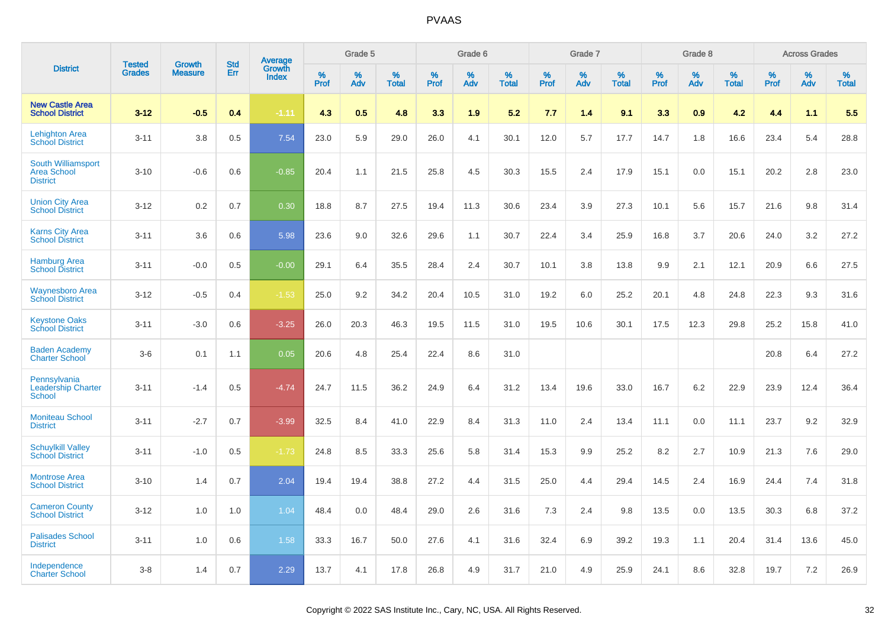# PVAAS

| District | Tested Grades | Growth Measure | Std Err | Average Growth Index | Grade 5 | | | Grade 6 | | | Grade 7 | | | Grade 8 | | | Across Grades | | |
|---|---|---|---|---|---|---|---|---|---|---|---|---|---|---|---|---|---|---|---|
| | | | | | % Prof | % Adv | % Total | % Prof | % Adv | % Total | % Prof | % Adv | % Total | % Prof | % Adv | % Total | % Prof | % Adv | % Total |
| **New Castle Area School District** | **3-12** | **-0.5** | **0.4** | **-1.11** | **4.3** | **0.5** | **4.8** | **3.3** | **1.9** | **5.2** | **7.7** | **1.4** | **9.1** | **3.3** | **0.9** | **4.2** | **4.4** | **1.1** | **5.5** |
| Lehighton Area School District | 3-11 | 3.8 | 0.5 | 7.54 | 23.0 | 5.9 | 29.0 | 26.0 | 4.1 | 30.1 | 12.0 | 5.7 | 17.7 | 14.7 | 1.8 | 16.6 | 23.4 | 5.4 | 28.8 |
| South Williamsport Area School District | 3-10 | -0.6 | 0.6 | -0.85 | 20.4 | 1.1 | 21.5 | 25.8 | 4.5 | 30.3 | 15.5 | 2.4 | 17.9 | 15.1 | 0.0 | 15.1 | 20.2 | 2.8 | 23.0 |
| Union City Area School District | 3-12 | 0.2 | 0.7 | 0.30 | 18.8 | 8.7 | 27.5 | 19.4 | 11.3 | 30.6 | 23.4 | 3.9 | 27.3 | 10.1 | 5.6 | 15.7 | 21.6 | 9.8 | 31.4 |
| Karns City Area School District | 3-11 | 3.6 | 0.6 | 5.98 | 23.6 | 9.0 | 32.6 | 29.6 | 1.1 | 30.7 | 22.4 | 3.4 | 25.9 | 16.8 | 3.7 | 20.6 | 24.0 | 3.2 | 27.2 |
| Hamburg Area School District | 3-11 | -0.0 | 0.5 | -0.00 | 29.1 | 6.4 | 35.5 | 28.4 | 2.4 | 30.7 | 10.1 | 3.8 | 13.8 | 9.9 | 2.1 | 12.1 | 20.9 | 6.6 | 27.5 |
| Waynesboro Area School District | 3-12 | -0.5 | 0.4 | -1.53 | 25.0 | 9.2 | 34.2 | 20.4 | 10.5 | 31.0 | 19.2 | 6.0 | 25.2 | 20.1 | 4.8 | 24.8 | 22.3 | 9.3 | 31.6 |
| Keystone Oaks School District | 3-11 | -3.0 | 0.6 | -3.25 | 26.0 | 20.3 | 46.3 | 19.5 | 11.5 | 31.0 | 19.5 | 10.6 | 30.1 | 17.5 | 12.3 | 29.8 | 25.2 | 15.8 | 41.0 |
| Baden Academy Charter School | 3-6 | 0.1 | 1.1 | 0.05 | 20.6 | 4.8 | 25.4 | 22.4 | 8.6 | 31.0 | | | | | | | 20.8 | 6.4 | 27.2 |
| Pennsylvania Leadership Charter School | 3-11 | -1.4 | 0.5 | -4.74 | 24.7 | 11.5 | 36.2 | 24.9 | 6.4 | 31.2 | 13.4 | 19.6 | 33.0 | 16.7 | 6.2 | 22.9 | 23.9 | 12.4 | 36.4 |
| Moniteau School District | 3-11 | -2.7 | 0.7 | -3.99 | 32.5 | 8.4 | 41.0 | 22.9 | 8.4 | 31.3 | 11.0 | 2.4 | 13.4 | 11.1 | 0.0 | 11.1 | 23.7 | 9.2 | 32.9 |
| Schuylkill Valley School District | 3-11 | -1.0 | 0.5 | -1.73 | 24.8 | 8.5 | 33.3 | 25.6 | 5.8 | 31.4 | 15.3 | 9.9 | 25.2 | 8.2 | 2.7 | 10.9 | 21.3 | 7.6 | 29.0 |
| Montrose Area School District | 3-10 | 1.4 | 0.7 | 2.04 | 19.4 | 19.4 | 38.8 | 27.2 | 4.4 | 31.5 | 25.0 | 4.4 | 29.4 | 14.5 | 2.4 | 16.9 | 24.4 | 7.4 | 31.8 |
| Cameron County School District | 3-12 | 1.0 | 1.0 | 1.04 | 48.4 | 0.0 | 48.4 | 29.0 | 2.6 | 31.6 | 7.3 | 2.4 | 9.8 | 13.5 | 0.0 | 13.5 | 30.3 | 6.8 | 37.2 |
| Palisades School District | 3-11 | 1.0 | 0.6 | 1.58 | 33.3 | 16.7 | 50.0 | 27.6 | 4.1 | 31.6 | 32.4 | 6.9 | 39.2 | 19.3 | 1.1 | 20.4 | 31.4 | 13.6 | 45.0 |
| Independence Charter School | 3-8 | 1.4 | 0.7 | 2.29 | 13.7 | 4.1 | 17.8 | 26.8 | 4.9 | 31.7 | 21.0 | 4.9 | 25.9 | 24.1 | 8.6 | 32.8 | 19.7 | 7.2 | 26.9 |

Copyright © 2022 SAS Institute Inc., Cary, NC, USA. All Rights Reserved.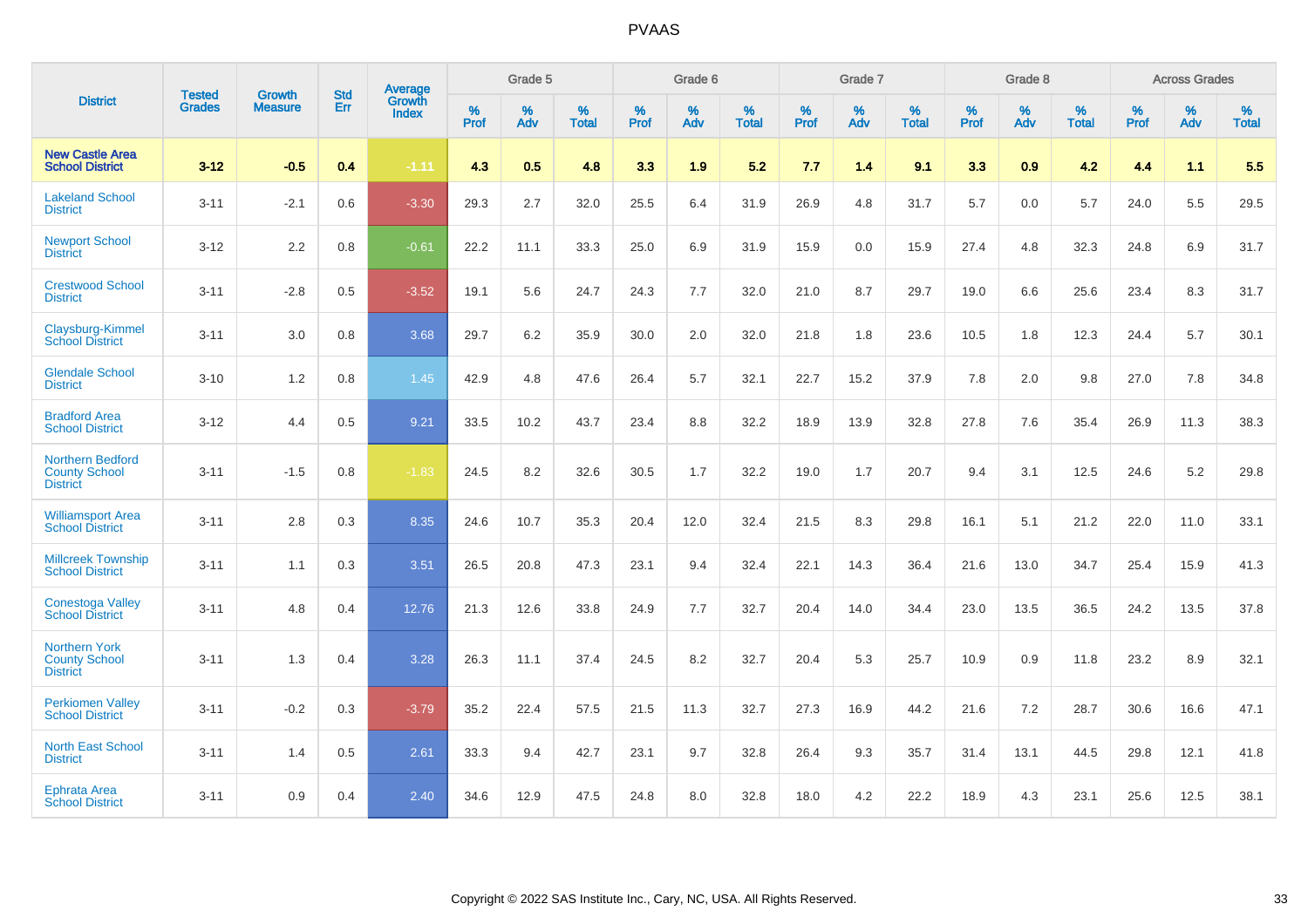# PVAAS

| District | Tested Grades | Growth Measure | Std Err | Average Growth Index | Grade 5 | | | Grade 6 | | | Grade 7 | | | Grade 8 | | | Across Grades | | |
|---|---|---|---|---|---|---|---|---|---|---|---|---|---|---|---|---|---|---|---|
| | | | | | % Prof | % Adv | % Total | % Prof | % Adv | % Total | % Prof | % Adv | % Total | % Prof | % Adv | % Total | % Prof | % Adv | % Total |
| **New Castle Area School District** | **3-12** | **-0.5** | **0.4** | **-1.11** | **4.3** | **0.5** | **4.8** | **3.3** | **1.9** | **5.2** | **7.7** | **1.4** | **9.1** | **3.3** | **0.9** | **4.2** | **4.4** | **1.1** | **5.5** |
| Lakeland School District | 3-11 | -2.1 | 0.6 | -3.30 | 29.3 | 2.7 | 32.0 | 25.5 | 6.4 | 31.9 | 26.9 | 4.8 | 31.7 | 5.7 | 0.0 | 5.7 | 24.0 | 5.5 | 29.5 |
| Newport School District | 3-12 | 2.2 | 0.8 | -0.61 | 22.2 | 11.1 | 33.3 | 25.0 | 6.9 | 31.9 | 15.9 | 0.0 | 15.9 | 27.4 | 4.8 | 32.3 | 24.8 | 6.9 | 31.7 |
| Crestwood School District | 3-11 | -2.8 | 0.5 | -3.52 | 19.1 | 5.6 | 24.7 | 24.3 | 7.7 | 32.0 | 21.0 | 8.7 | 29.7 | 19.0 | 6.6 | 25.6 | 23.4 | 8.3 | 31.7 |
| Claysburg-Kimmel School District | 3-11 | 3.0 | 0.8 | 3.68 | 29.7 | 6.2 | 35.9 | 30.0 | 2.0 | 32.0 | 21.8 | 1.8 | 23.6 | 10.5 | 1.8 | 12.3 | 24.4 | 5.7 | 30.1 |
| Glendale School District | 3-10 | 1.2 | 0.8 | 1.45 | 42.9 | 4.8 | 47.6 | 26.4 | 5.7 | 32.1 | 22.7 | 15.2 | 37.9 | 7.8 | 2.0 | 9.8 | 27.0 | 7.8 | 34.8 |
| Bradford Area School District | 3-12 | 4.4 | 0.5 | 9.21 | 33.5 | 10.2 | 43.7 | 23.4 | 8.8 | 32.2 | 18.9 | 13.9 | 32.8 | 27.8 | 7.6 | 35.4 | 26.9 | 11.3 | 38.3 |
| Northern Bedford County School District | 3-11 | -1.5 | 0.8 | -1.83 | 24.5 | 8.2 | 32.6 | 30.5 | 1.7 | 32.2 | 19.0 | 1.7 | 20.7 | 9.4 | 3.1 | 12.5 | 24.6 | 5.2 | 29.8 |
| Williamsport Area School District | 3-11 | 2.8 | 0.3 | 8.35 | 24.6 | 10.7 | 35.3 | 20.4 | 12.0 | 32.4 | 21.5 | 8.3 | 29.8 | 16.1 | 5.1 | 21.2 | 22.0 | 11.0 | 33.1 |
| Millcreek Township School District | 3-11 | 1.1 | 0.3 | 3.51 | 26.5 | 20.8 | 47.3 | 23.1 | 9.4 | 32.4 | 22.1 | 14.3 | 36.4 | 21.6 | 13.0 | 34.7 | 25.4 | 15.9 | 41.3 |
| Conestoga Valley School District | 3-11 | 4.8 | 0.4 | 12.76 | 21.3 | 12.6 | 33.8 | 24.9 | 7.7 | 32.7 | 20.4 | 14.0 | 34.4 | 23.0 | 13.5 | 36.5 | 24.2 | 13.5 | 37.8 |
| Northern York County School District | 3-11 | 1.3 | 0.4 | 3.28 | 26.3 | 11.1 | 37.4 | 24.5 | 8.2 | 32.7 | 20.4 | 5.3 | 25.7 | 10.9 | 0.9 | 11.8 | 23.2 | 8.9 | 32.1 |
| Perkiomen Valley School District | 3-11 | -0.2 | 0.3 | -3.79 | 35.2 | 22.4 | 57.5 | 21.5 | 11.3 | 32.7 | 27.3 | 16.9 | 44.2 | 21.6 | 7.2 | 28.7 | 30.6 | 16.6 | 47.1 |
| North East School District | 3-11 | 1.4 | 0.5 | 2.61 | 33.3 | 9.4 | 42.7 | 23.1 | 9.7 | 32.8 | 26.4 | 9.3 | 35.7 | 31.4 | 13.1 | 44.5 | 29.8 | 12.1 | 41.8 |
| Ephrata Area School District | 3-11 | 0.9 | 0.4 | 2.40 | 34.6 | 12.9 | 47.5 | 24.8 | 8.0 | 32.8 | 18.0 | 4.2 | 22.2 | 18.9 | 4.3 | 23.1 | 25.6 | 12.5 | 38.1 |

Copyright © 2022 SAS Institute Inc., Cary, NC, USA. All Rights Reserved.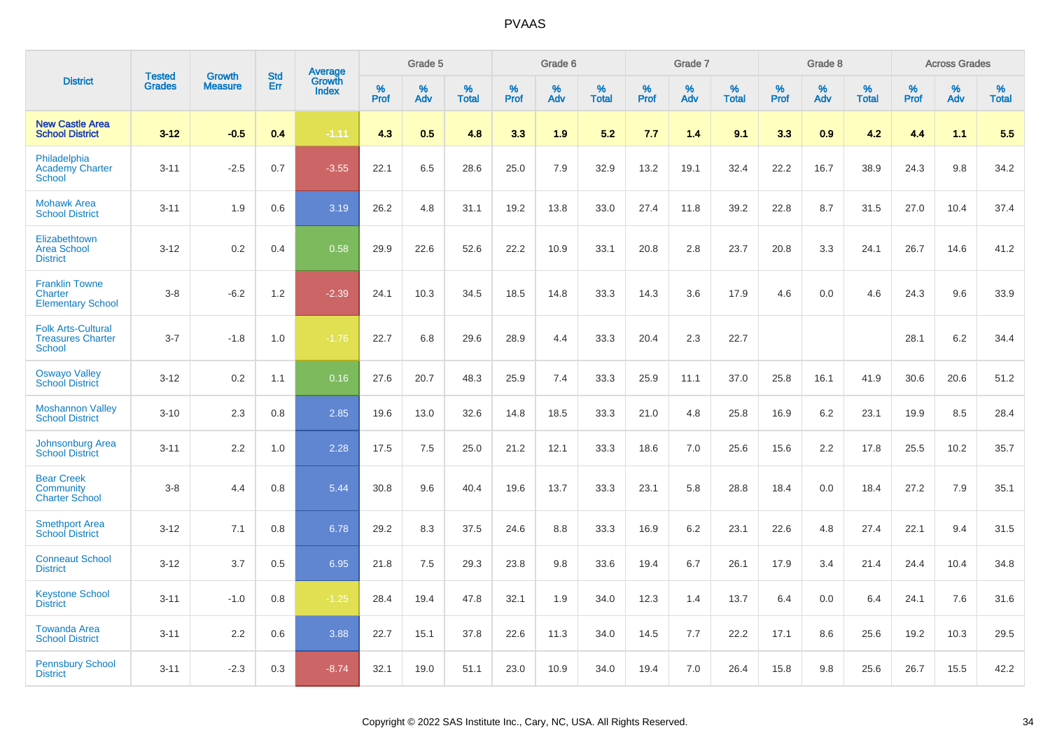# PVAAS

| District | Tested Grades | Growth Measure | Std Err | Average Growth Index | Grade 5 | | | Grade 6 | | | Grade 7 | | | Grade 8 | | | Across Grades | | |
|---|---|---|---|---|---|---|---|---|---|---|---|---|---|---|---|---|---|---|---|
| | | | | | % Prof | % Adv | % Total | % Prof | % Adv | % Total | % Prof | % Adv | % Total | % Prof | % Adv | % Total | % Prof | % Adv | % Total |
| **New Castle Area School District** | **3-12** | **-0.5** | **0.4** | **-1.11** | **4.3** | **0.5** | **4.8** | **3.3** | **1.9** | **5.2** | **7.7** | **1.4** | **9.1** | **3.3** | **0.9** | **4.2** | **4.4** | **1.1** | **5.5** |
| Philadelphia Academy Charter School | 3-11 | -2.5 | 0.7 | -3.55 | 22.1 | 6.5 | 28.6 | 25.0 | 7.9 | 32.9 | 13.2 | 19.1 | 32.4 | 22.2 | 16.7 | 38.9 | 24.3 | 9.8 | 34.2 |
| Mohawk Area School District | 3-11 | 1.9 | 0.6 | 3.19 | 26.2 | 4.8 | 31.1 | 19.2 | 13.8 | 33.0 | 27.4 | 11.8 | 39.2 | 22.8 | 8.7 | 31.5 | 27.0 | 10.4 | 37.4 |
| Elizabethtown Area School District | 3-12 | 0.2 | 0.4 | 0.58 | 29.9 | 22.6 | 52.6 | 22.2 | 10.9 | 33.1 | 20.8 | 2.8 | 23.7 | 20.8 | 3.3 | 24.1 | 26.7 | 14.6 | 41.2 |
| Franklin Towne Charter Elementary School | 3-8 | -6.2 | 1.2 | -2.39 | 24.1 | 10.3 | 34.5 | 18.5 | 14.8 | 33.3 | 14.3 | 3.6 | 17.9 | 4.6 | 0.0 | 4.6 | 24.3 | 9.6 | 33.9 |
| Folk Arts-Cultural Treasures Charter School | 3-7 | -1.8 | 1.0 | -1.76 | 22.7 | 6.8 | 29.6 | 28.9 | 4.4 | 33.3 | 20.4 | 2.3 | 22.7 | | | | 28.1 | 6.2 | 34.4 |
| Oswayo Valley School District | 3-12 | 0.2 | 1.1 | 0.16 | 27.6 | 20.7 | 48.3 | 25.9 | 7.4 | 33.3 | 25.9 | 11.1 | 37.0 | 25.8 | 16.1 | 41.9 | 30.6 | 20.6 | 51.2 |
| Moshannon Valley School District | 3-10 | 2.3 | 0.8 | 2.85 | 19.6 | 13.0 | 32.6 | 14.8 | 18.5 | 33.3 | 21.0 | 4.8 | 25.8 | 16.9 | 6.2 | 23.1 | 19.9 | 8.5 | 28.4 |
| Johnsonburg Area School District | 3-11 | 2.2 | 1.0 | 2.28 | 17.5 | 7.5 | 25.0 | 21.2 | 12.1 | 33.3 | 18.6 | 7.0 | 25.6 | 15.6 | 2.2 | 17.8 | 25.5 | 10.2 | 35.7 |
| Bear Creek Community Charter School | 3-8 | 4.4 | 0.8 | 5.44 | 30.8 | 9.6 | 40.4 | 19.6 | 13.7 | 33.3 | 23.1 | 5.8 | 28.8 | 18.4 | 0.0 | 18.4 | 27.2 | 7.9 | 35.1 |
| Smethport Area School District | 3-12 | 7.1 | 0.8 | 6.78 | 29.2 | 8.3 | 37.5 | 24.6 | 8.8 | 33.3 | 16.9 | 6.2 | 23.1 | 22.6 | 4.8 | 27.4 | 22.1 | 9.4 | 31.5 |
| Conneaut School District | 3-12 | 3.7 | 0.5 | 6.95 | 21.8 | 7.5 | 29.3 | 23.8 | 9.8 | 33.6 | 19.4 | 6.7 | 26.1 | 17.9 | 3.4 | 21.4 | 24.4 | 10.4 | 34.8 |
| Keystone School District | 3-11 | -1.0 | 0.8 | -1.25 | 28.4 | 19.4 | 47.8 | 32.1 | 1.9 | 34.0 | 12.3 | 1.4 | 13.7 | 6.4 | 0.0 | 6.4 | 24.1 | 7.6 | 31.6 |
| Towanda Area School District | 3-11 | 2.2 | 0.6 | 3.88 | 22.7 | 15.1 | 37.8 | 22.6 | 11.3 | 34.0 | 14.5 | 7.7 | 22.2 | 17.1 | 8.6 | 25.6 | 19.2 | 10.3 | 29.5 |
| Pennsbury School District | 3-11 | -2.3 | 0.3 | -8.74 | 32.1 | 19.0 | 51.1 | 23.0 | 10.9 | 34.0 | 19.4 | 7.0 | 26.4 | 15.8 | 9.8 | 25.6 | 26.7 | 15.5 | 42.2 |

Copyright © 2022 SAS Institute Inc., Cary, NC, USA. All Rights Reserved.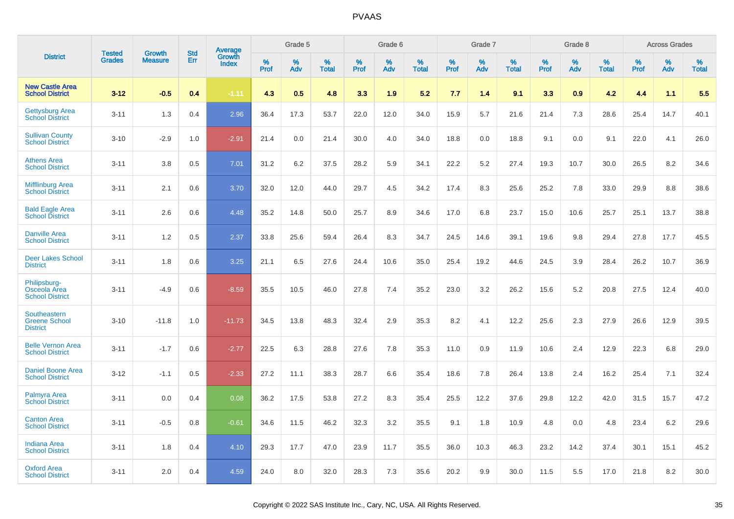# PVAAS

| District | Tested Grades | Growth Measure | Std Err | Average Growth Index | Grade 5 | | | Grade 6 | | | Grade 7 | | | Grade 8 | | | Across Grades | | |
|---|---|---|---|---|---|---|---|---|---|---|---|---|---|---|---|---|---|---|---|
| | | | | | % Prof | % Adv | % Total | % Prof | % Adv | % Total | % Prof | % Adv | % Total | % Prof | % Adv | % Total | % Prof | % Adv | % Total |
| **New Castle Area School District** | **3-12** | **-0.5** | **0.4** | **-1.11** | **4.3** | **0.5** | **4.8** | **3.3** | **1.9** | **5.2** | **7.7** | **1.4** | **9.1** | **3.3** | **0.9** | **4.2** | **4.4** | **1.1** | **5.5** |
| Gettysburg Area School District | 3-11 | 1.3 | 0.4 | 2.96 | 36.4 | 17.3 | 53.7 | 22.0 | 12.0 | 34.0 | 15.9 | 5.7 | 21.6 | 21.4 | 7.3 | 28.6 | 25.4 | 14.7 | 40.1 |
| Sullivan County School District | 3-10 | -2.9 | 1.0 | -2.91 | 21.4 | 0.0 | 21.4 | 30.0 | 4.0 | 34.0 | 18.8 | 0.0 | 18.8 | 9.1 | 0.0 | 9.1 | 22.0 | 4.1 | 26.0 |
| Athens Area School District | 3-11 | 3.8 | 0.5 | 7.01 | 31.2 | 6.2 | 37.5 | 28.2 | 5.9 | 34.1 | 22.2 | 5.2 | 27.4 | 19.3 | 10.7 | 30.0 | 26.5 | 8.2 | 34.6 |
| Mifflinburg Area School District | 3-11 | 2.1 | 0.6 | 3.70 | 32.0 | 12.0 | 44.0 | 29.7 | 4.5 | 34.2 | 17.4 | 8.3 | 25.6 | 25.2 | 7.8 | 33.0 | 29.9 | 8.8 | 38.6 |
| Bald Eagle Area School District | 3-11 | 2.6 | 0.6 | 4.48 | 35.2 | 14.8 | 50.0 | 25.7 | 8.9 | 34.6 | 17.0 | 6.8 | 23.7 | 15.0 | 10.6 | 25.7 | 25.1 | 13.7 | 38.8 |
| Danville Area School District | 3-11 | 1.2 | 0.5 | 2.37 | 33.8 | 25.6 | 59.4 | 26.4 | 8.3 | 34.7 | 24.5 | 14.6 | 39.1 | 19.6 | 9.8 | 29.4 | 27.8 | 17.7 | 45.5 |
| Deer Lakes School District | 3-11 | 1.8 | 0.6 | 3.25 | 21.1 | 6.5 | 27.6 | 24.4 | 10.6 | 35.0 | 25.4 | 19.2 | 44.6 | 24.5 | 3.9 | 28.4 | 26.2 | 10.7 | 36.9 |
| Philipsburg-Osceola Area School District | 3-11 | -4.9 | 0.6 | -8.59 | 35.5 | 10.5 | 46.0 | 27.8 | 7.4 | 35.2 | 23.0 | 3.2 | 26.2 | 15.6 | 5.2 | 20.8 | 27.5 | 12.4 | 40.0 |
| Southeastern Greene School District | 3-10 | -11.8 | 1.0 | -11.73 | 34.5 | 13.8 | 48.3 | 32.4 | 2.9 | 35.3 | 8.2 | 4.1 | 12.2 | 25.6 | 2.3 | 27.9 | 26.6 | 12.9 | 39.5 |
| Belle Vernon Area School District | 3-11 | -1.7 | 0.6 | -2.77 | 22.5 | 6.3 | 28.8 | 27.6 | 7.8 | 35.3 | 11.0 | 0.9 | 11.9 | 10.6 | 2.4 | 12.9 | 22.3 | 6.8 | 29.0 |
| Daniel Boone Area School District | 3-12 | -1.1 | 0.5 | -2.33 | 27.2 | 11.1 | 38.3 | 28.7 | 6.6 | 35.4 | 18.6 | 7.8 | 26.4 | 13.8 | 2.4 | 16.2 | 25.4 | 7.1 | 32.4 |
| Palmyra Area School District | 3-11 | 0.0 | 0.4 | 0.08 | 36.2 | 17.5 | 53.8 | 27.2 | 8.3 | 35.4 | 25.5 | 12.2 | 37.6 | 29.8 | 12.2 | 42.0 | 31.5 | 15.7 | 47.2 |
| Canton Area School District | 3-11 | -0.5 | 0.8 | -0.61 | 34.6 | 11.5 | 46.2 | 32.3 | 3.2 | 35.5 | 9.1 | 1.8 | 10.9 | 4.8 | 0.0 | 4.8 | 23.4 | 6.2 | 29.6 |
| Indiana Area School District | 3-11 | 1.8 | 0.4 | 4.10 | 29.3 | 17.7 | 47.0 | 23.9 | 11.7 | 35.5 | 36.0 | 10.3 | 46.3 | 23.2 | 14.2 | 37.4 | 30.1 | 15.1 | 45.2 |
| Oxford Area School District | 3-11 | 2.0 | 0.4 | 4.59 | 24.0 | 8.0 | 32.0 | 28.3 | 7.3 | 35.6 | 20.2 | 9.9 | 30.0 | 11.5 | 5.5 | 17.0 | 21.8 | 8.2 | 30.0 |

Copyright © 2022 SAS Institute Inc., Cary, NC, USA. All Rights Reserved.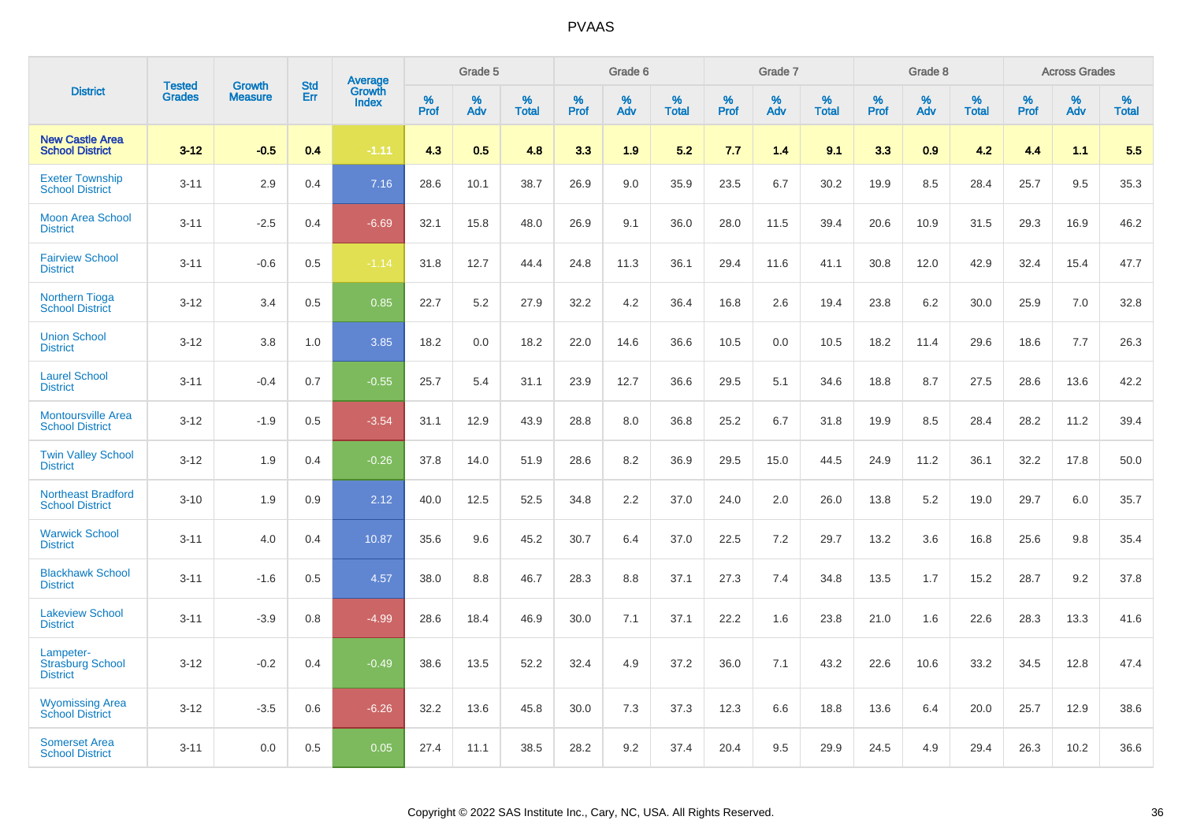# PVAAS

| District | Tested Grades | Growth Measure | Std Err | Average Growth Index | Grade 5 | | | Grade 6 | | | Grade 7 | | | Grade 8 | | | Across Grades | | |
|---|---|---|---|---|---|---|---|---|---|---|---|---|---|---|---|---|---|---|---|
| | | | | | % Prof | % Adv | % Total | % Prof | % Adv | % Total | % Prof | % Adv | % Total | % Prof | % Adv | % Total | % Prof | % Adv | % Total |
| **New Castle Area School District** | **3-12** | **-0.5** | **0.4** | **-1.11** | **4.3** | **0.5** | **4.8** | **3.3** | **1.9** | **5.2** | **7.7** | **1.4** | **9.1** | **3.3** | **0.9** | **4.2** | **4.4** | **1.1** | **5.5** |
| Exeter Township School District | 3-11 | 2.9 | 0.4 | 7.16 | 28.6 | 10.1 | 38.7 | 26.9 | 9.0 | 35.9 | 23.5 | 6.7 | 30.2 | 19.9 | 8.5 | 28.4 | 25.7 | 9.5 | 35.3 |
| Moon Area School District | 3-11 | -2.5 | 0.4 | -6.69 | 32.1 | 15.8 | 48.0 | 26.9 | 9.1 | 36.0 | 28.0 | 11.5 | 39.4 | 20.6 | 10.9 | 31.5 | 29.3 | 16.9 | 46.2 |
| Fairview School District | 3-11 | -0.6 | 0.5 | -1.14 | 31.8 | 12.7 | 44.4 | 24.8 | 11.3 | 36.1 | 29.4 | 11.6 | 41.1 | 30.8 | 12.0 | 42.9 | 32.4 | 15.4 | 47.7 |
| Northern Tioga School District | 3-12 | 3.4 | 0.5 | 0.85 | 22.7 | 5.2 | 27.9 | 32.2 | 4.2 | 36.4 | 16.8 | 2.6 | 19.4 | 23.8 | 6.2 | 30.0 | 25.9 | 7.0 | 32.8 |
| Union School District | 3-12 | 3.8 | 1.0 | 3.85 | 18.2 | 0.0 | 18.2 | 22.0 | 14.6 | 36.6 | 10.5 | 0.0 | 10.5 | 18.2 | 11.4 | 29.6 | 18.6 | 7.7 | 26.3 |
| Laurel School District | 3-11 | -0.4 | 0.7 | -0.55 | 25.7 | 5.4 | 31.1 | 23.9 | 12.7 | 36.6 | 29.5 | 5.1 | 34.6 | 18.8 | 8.7 | 27.5 | 28.6 | 13.6 | 42.2 |
| Montoursville Area School District | 3-12 | -1.9 | 0.5 | -3.54 | 31.1 | 12.9 | 43.9 | 28.8 | 8.0 | 36.8 | 25.2 | 6.7 | 31.8 | 19.9 | 8.5 | 28.4 | 28.2 | 11.2 | 39.4 |
| Twin Valley School District | 3-12 | 1.9 | 0.4 | -0.26 | 37.8 | 14.0 | 51.9 | 28.6 | 8.2 | 36.9 | 29.5 | 15.0 | 44.5 | 24.9 | 11.2 | 36.1 | 32.2 | 17.8 | 50.0 |
| Northeast Bradford School District | 3-10 | 1.9 | 0.9 | 2.12 | 40.0 | 12.5 | 52.5 | 34.8 | 2.2 | 37.0 | 24.0 | 2.0 | 26.0 | 13.8 | 5.2 | 19.0 | 29.7 | 6.0 | 35.7 |
| Warwick School District | 3-11 | 4.0 | 0.4 | 10.87 | 35.6 | 9.6 | 45.2 | 30.7 | 6.4 | 37.0 | 22.5 | 7.2 | 29.7 | 13.2 | 3.6 | 16.8 | 25.6 | 9.8 | 35.4 |
| Blackhawk School District | 3-11 | -1.6 | 0.5 | 4.57 | 38.0 | 8.8 | 46.7 | 28.3 | 8.8 | 37.1 | 27.3 | 7.4 | 34.8 | 13.5 | 1.7 | 15.2 | 28.7 | 9.2 | 37.8 |
| Lakeview School District | 3-11 | -3.9 | 0.8 | -4.99 | 28.6 | 18.4 | 46.9 | 30.0 | 7.1 | 37.1 | 22.2 | 1.6 | 23.8 | 21.0 | 1.6 | 22.6 | 28.3 | 13.3 | 41.6 |
| Lampeter-Strasburg School District | 3-12 | -0.2 | 0.4 | -0.49 | 38.6 | 13.5 | 52.2 | 32.4 | 4.9 | 37.2 | 36.0 | 7.1 | 43.2 | 22.6 | 10.6 | 33.2 | 34.5 | 12.8 | 47.4 |
| Wyomissing Area School District | 3-12 | -3.5 | 0.6 | -6.26 | 32.2 | 13.6 | 45.8 | 30.0 | 7.3 | 37.3 | 12.3 | 6.6 | 18.8 | 13.6 | 6.4 | 20.0 | 25.7 | 12.9 | 38.6 |
| Somerset Area School District | 3-11 | 0.0 | 0.5 | 0.05 | 27.4 | 11.1 | 38.5 | 28.2 | 9.2 | 37.4 | 20.4 | 9.5 | 29.9 | 24.5 | 4.9 | 29.4 | 26.3 | 10.2 | 36.6 |

Copyright © 2022 SAS Institute Inc., Cary, NC, USA. All Rights Reserved.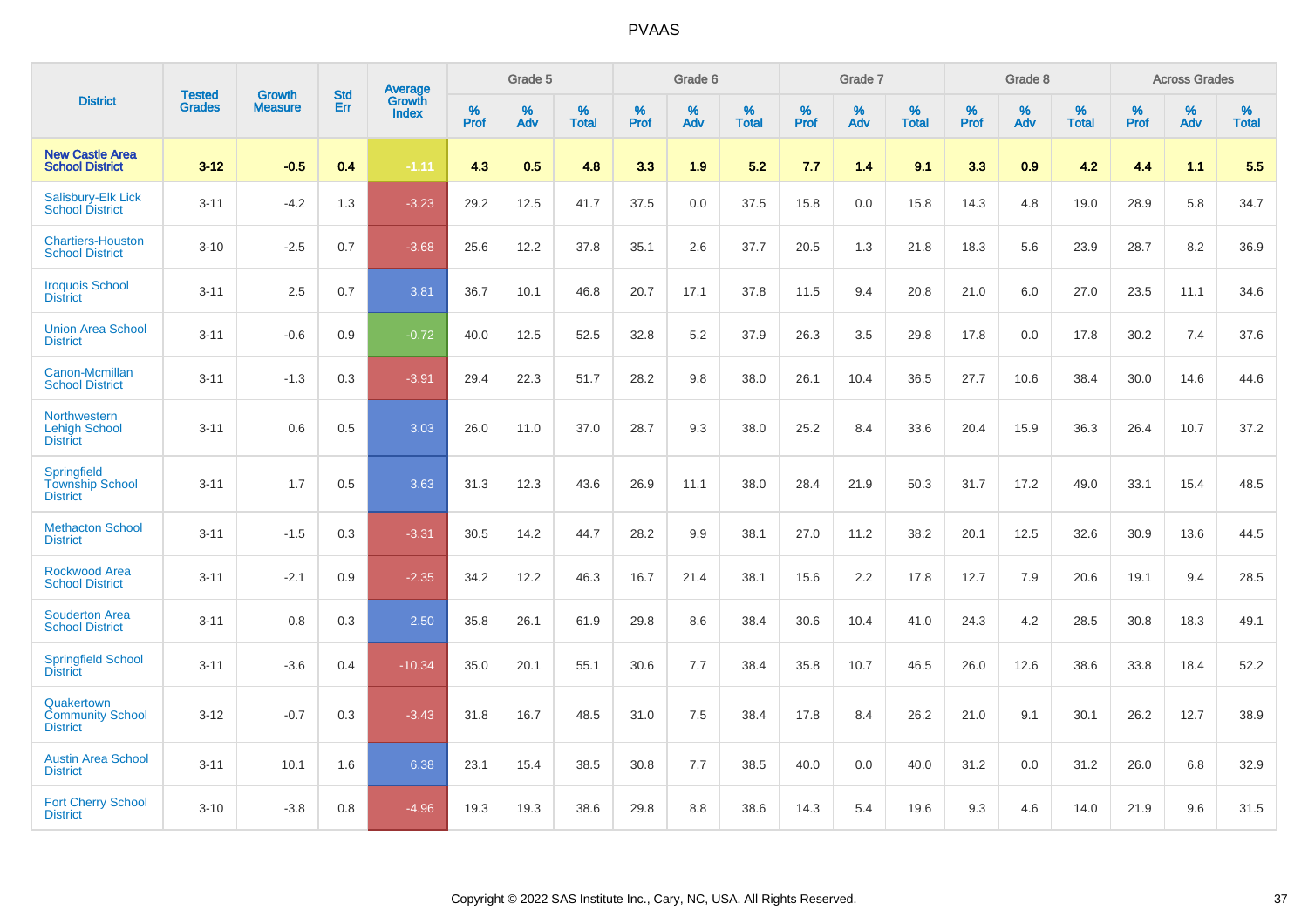# PVAAS

| District | Tested Grades | Growth Measure | Std Err | Average Growth Index | Grade 5 | | | Grade 6 | | | Grade 7 | | | Grade 8 | | | Across Grades | | |
|---|---|---|---|---|---|---|---|---|---|---|---|---|---|---|---|---|---|---|---|
| | | | | | % Prof | % Adv | % Total | % Prof | % Adv | % Total | % Prof | % Adv | % Total | % Prof | % Adv | % Total | % Prof | % Adv | % Total |
| **New Castle Area School District** | **3-12** | **-0.5** | **0.4** | **-1.11** | **4.3** | **0.5** | **4.8** | **3.3** | **1.9** | **5.2** | **7.7** | **1.4** | **9.1** | **3.3** | **0.9** | **4.2** | **4.4** | **1.1** | **5.5** |
| Salisbury-Elk Lick School District | 3-11 | -4.2 | 1.3 | -3.23 | 29.2 | 12.5 | 41.7 | 37.5 | 0.0 | 37.5 | 15.8 | 0.0 | 15.8 | 14.3 | 4.8 | 19.0 | 28.9 | 5.8 | 34.7 |
| Chartiers-Houston School District | 3-10 | -2.5 | 0.7 | -3.68 | 25.6 | 12.2 | 37.8 | 35.1 | 2.6 | 37.7 | 20.5 | 1.3 | 21.8 | 18.3 | 5.6 | 23.9 | 28.7 | 8.2 | 36.9 |
| Iroquois School District | 3-11 | 2.5 | 0.7 | 3.81 | 36.7 | 10.1 | 46.8 | 20.7 | 17.1 | 37.8 | 11.5 | 9.4 | 20.8 | 21.0 | 6.0 | 27.0 | 23.5 | 11.1 | 34.6 |
| Union Area School District | 3-11 | -0.6 | 0.9 | -0.72 | 40.0 | 12.5 | 52.5 | 32.8 | 5.2 | 37.9 | 26.3 | 3.5 | 29.8 | 17.8 | 0.0 | 17.8 | 30.2 | 7.4 | 37.6 |
| Canon-Mcmillan School District | 3-11 | -1.3 | 0.3 | -3.91 | 29.4 | 22.3 | 51.7 | 28.2 | 9.8 | 38.0 | 26.1 | 10.4 | 36.5 | 27.7 | 10.6 | 38.4 | 30.0 | 14.6 | 44.6 |
| Northwestern Lehigh School District | 3-11 | 0.6 | 0.5 | 3.03 | 26.0 | 11.0 | 37.0 | 28.7 | 9.3 | 38.0 | 25.2 | 8.4 | 33.6 | 20.4 | 15.9 | 36.3 | 26.4 | 10.7 | 37.2 |
| Springfield Township School District | 3-11 | 1.7 | 0.5 | 3.63 | 31.3 | 12.3 | 43.6 | 26.9 | 11.1 | 38.0 | 28.4 | 21.9 | 50.3 | 31.7 | 17.2 | 49.0 | 33.1 | 15.4 | 48.5 |
| Methacton School District | 3-11 | -1.5 | 0.3 | -3.31 | 30.5 | 14.2 | 44.7 | 28.2 | 9.9 | 38.1 | 27.0 | 11.2 | 38.2 | 20.1 | 12.5 | 32.6 | 30.9 | 13.6 | 44.5 |
| Rockwood Area School District | 3-11 | -2.1 | 0.9 | -2.35 | 34.2 | 12.2 | 46.3 | 16.7 | 21.4 | 38.1 | 15.6 | 2.2 | 17.8 | 12.7 | 7.9 | 20.6 | 19.1 | 9.4 | 28.5 |
| Souderton Area School District | 3-11 | 0.8 | 0.3 | 2.50 | 35.8 | 26.1 | 61.9 | 29.8 | 8.6 | 38.4 | 30.6 | 10.4 | 41.0 | 24.3 | 4.2 | 28.5 | 30.8 | 18.3 | 49.1 |
| Springfield School District | 3-11 | -3.6 | 0.4 | -10.34 | 35.0 | 20.1 | 55.1 | 30.6 | 7.7 | 38.4 | 35.8 | 10.7 | 46.5 | 26.0 | 12.6 | 38.6 | 33.8 | 18.4 | 52.2 |
| Quakertown Community School District | 3-12 | -0.7 | 0.3 | -3.43 | 31.8 | 16.7 | 48.5 | 31.0 | 7.5 | 38.4 | 17.8 | 8.4 | 26.2 | 21.0 | 9.1 | 30.1 | 26.2 | 12.7 | 38.9 |
| Austin Area School District | 3-11 | 10.1 | 1.6 | 6.38 | 23.1 | 15.4 | 38.5 | 30.8 | 7.7 | 38.5 | 40.0 | 0.0 | 40.0 | 31.2 | 0.0 | 31.2 | 26.0 | 6.8 | 32.9 |
| Fort Cherry School District | 3-10 | -3.8 | 0.8 | -4.96 | 19.3 | 19.3 | 38.6 | 29.8 | 8.8 | 38.6 | 14.3 | 5.4 | 19.6 | 9.3 | 4.6 | 14.0 | 21.9 | 9.6 | 31.5 |

Copyright © 2022 SAS Institute Inc., Cary, NC, USA. All Rights Reserved.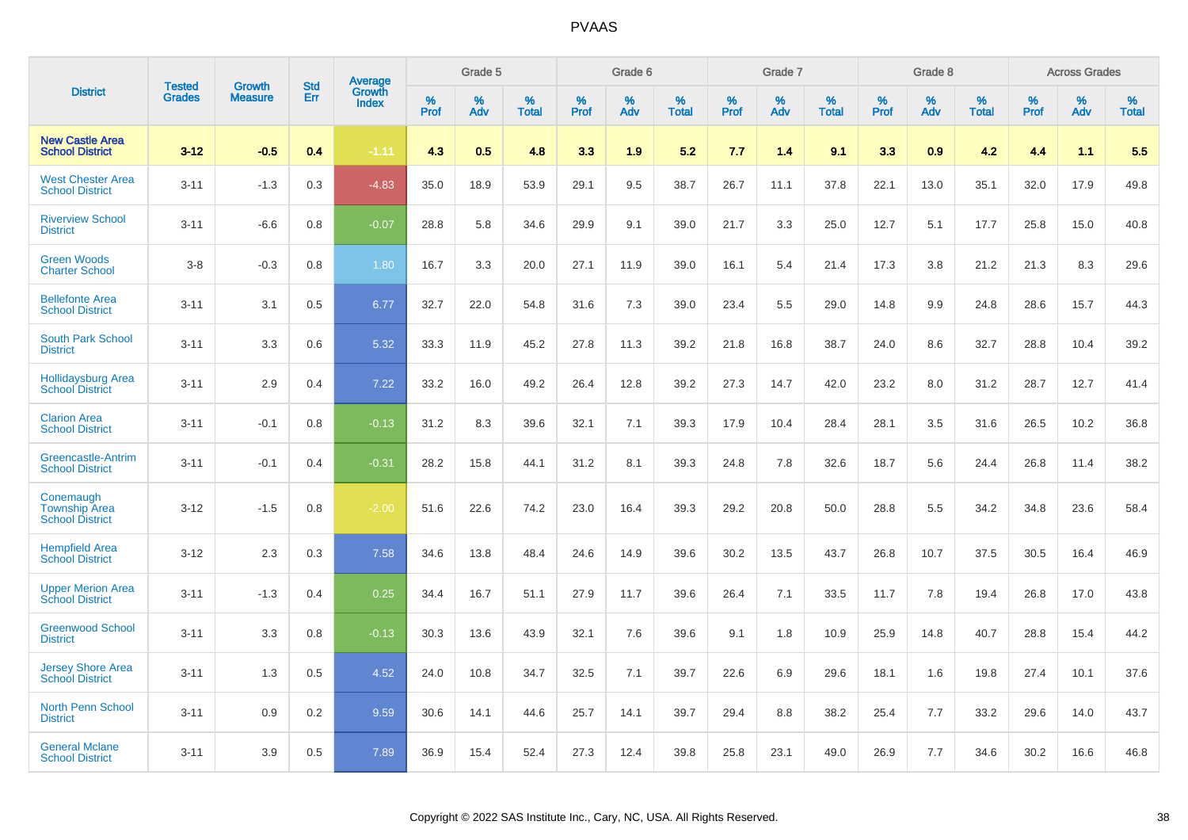# PVAAS

| District | Tested Grades | Growth Measure | Std Err | Average Growth Index | Grade 5 | | | Grade 6 | | | Grade 7 | | | Grade 8 | | | Across Grades | | |
|---|---|---|---|---|---|---|---|---|---|---|---|---|---|---|---|---|---|---|---|
| | | | | | % Prof | % Adv | % Total | % Prof | % Adv | % Total | % Prof | % Adv | % Total | % Prof | % Adv | % Total | % Prof | % Adv | % Total |
| **New Castle Area School District** | **3-12** | **-0.5** | **0.4** | **-1.11** | **4.3** | **0.5** | **4.8** | **3.3** | **1.9** | **5.2** | **7.7** | **1.4** | **9.1** | **3.3** | **0.9** | **4.2** | **4.4** | **1.1** | **5.5** |
| West Chester Area School District | 3-11 | -1.3 | 0.3 | -4.83 | 35.0 | 18.9 | 53.9 | 29.1 | 9.5 | 38.7 | 26.7 | 11.1 | 37.8 | 22.1 | 13.0 | 35.1 | 32.0 | 17.9 | 49.8 |
| Riverview School District | 3-11 | -6.6 | 0.8 | -0.07 | 28.8 | 5.8 | 34.6 | 29.9 | 9.1 | 39.0 | 21.7 | 3.3 | 25.0 | 12.7 | 5.1 | 17.7 | 25.8 | 15.0 | 40.8 |
| Green Woods Charter School | 3-8 | -0.3 | 0.8 | 1.80 | 16.7 | 3.3 | 20.0 | 27.1 | 11.9 | 39.0 | 16.1 | 5.4 | 21.4 | 17.3 | 3.8 | 21.2 | 21.3 | 8.3 | 29.6 |
| Bellefonte Area School District | 3-11 | 3.1 | 0.5 | 6.77 | 32.7 | 22.0 | 54.8 | 31.6 | 7.3 | 39.0 | 23.4 | 5.5 | 29.0 | 14.8 | 9.9 | 24.8 | 28.6 | 15.7 | 44.3 |
| South Park School District | 3-11 | 3.3 | 0.6 | 5.32 | 33.3 | 11.9 | 45.2 | 27.8 | 11.3 | 39.2 | 21.8 | 16.8 | 38.7 | 24.0 | 8.6 | 32.7 | 28.8 | 10.4 | 39.2 |
| Hollidaysburg Area School District | 3-11 | 2.9 | 0.4 | 7.22 | 33.2 | 16.0 | 49.2 | 26.4 | 12.8 | 39.2 | 27.3 | 14.7 | 42.0 | 23.2 | 8.0 | 31.2 | 28.7 | 12.7 | 41.4 |
| Clarion Area School District | 3-11 | -0.1 | 0.8 | -0.13 | 31.2 | 8.3 | 39.6 | 32.1 | 7.1 | 39.3 | 17.9 | 10.4 | 28.4 | 28.1 | 3.5 | 31.6 | 26.5 | 10.2 | 36.8 |
| Greencastle-Antrim School District | 3-11 | -0.1 | 0.4 | -0.31 | 28.2 | 15.8 | 44.1 | 31.2 | 8.1 | 39.3 | 24.8 | 7.8 | 32.6 | 18.7 | 5.6 | 24.4 | 26.8 | 11.4 | 38.2 |
| Conemaugh Township Area School District | 3-12 | -1.5 | 0.8 | -2.00 | 51.6 | 22.6 | 74.2 | 23.0 | 16.4 | 39.3 | 29.2 | 20.8 | 50.0 | 28.8 | 5.5 | 34.2 | 34.8 | 23.6 | 58.4 |
| Hempfield Area School District | 3-12 | 2.3 | 0.3 | 7.58 | 34.6 | 13.8 | 48.4 | 24.6 | 14.9 | 39.6 | 30.2 | 13.5 | 43.7 | 26.8 | 10.7 | 37.5 | 30.5 | 16.4 | 46.9 |
| Upper Merion Area School District | 3-11 | -1.3 | 0.4 | 0.25 | 34.4 | 16.7 | 51.1 | 27.9 | 11.7 | 39.6 | 26.4 | 7.1 | 33.5 | 11.7 | 7.8 | 19.4 | 26.8 | 17.0 | 43.8 |
| Greenwood School District | 3-11 | 3.3 | 0.8 | -0.13 | 30.3 | 13.6 | 43.9 | 32.1 | 7.6 | 39.6 | 9.1 | 1.8 | 10.9 | 25.9 | 14.8 | 40.7 | 28.8 | 15.4 | 44.2 |
| Jersey Shore Area School District | 3-11 | 1.3 | 0.5 | 4.52 | 24.0 | 10.8 | 34.7 | 32.5 | 7.1 | 39.7 | 22.6 | 6.9 | 29.6 | 18.1 | 1.6 | 19.8 | 27.4 | 10.1 | 37.6 |
| North Penn School District | 3-11 | 0.9 | 0.2 | 9.59 | 30.6 | 14.1 | 44.6 | 25.7 | 14.1 | 39.7 | 29.4 | 8.8 | 38.2 | 25.4 | 7.7 | 33.2 | 29.6 | 14.0 | 43.7 |
| General Mclane School District | 3-11 | 3.9 | 0.5 | 7.89 | 36.9 | 15.4 | 52.4 | 27.3 | 12.4 | 39.8 | 25.8 | 23.1 | 49.0 | 26.9 | 7.7 | 34.6 | 30.2 | 16.6 | 46.8 |

Copyright © 2022 SAS Institute Inc., Cary, NC, USA. All Rights Reserved.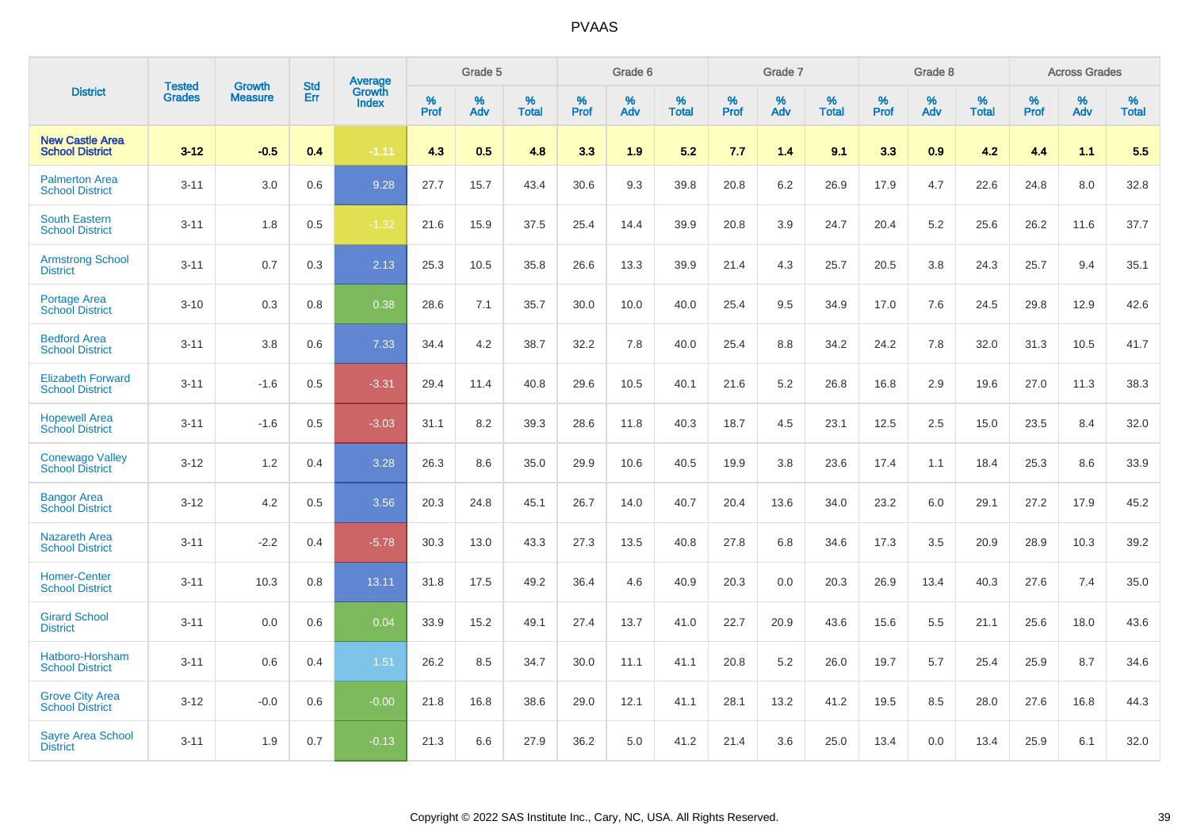# PVAAS

| District | Tested Grades | Growth Measure | Std Err | Average Growth Index | Grade 5 | | | Grade 6 | | | Grade 7 | | | Grade 8 | | | Across Grades | | |
|---|---|---|---|---|---|---|---|---|---|---|---|---|---|---|---|---|---|---|---|
| | | | | | % Prof | % Adv | % Total | % Prof | % Adv | % Total | % Prof | % Adv | % Total | % Prof | % Adv | % Total | % Prof | % Adv | % Total |
| **New Castle Area School District** | **3-12** | **-0.5** | **0.4** | **-1.11** | **4.3** | **0.5** | **4.8** | **3.3** | **1.9** | **5.2** | **7.7** | **1.4** | **9.1** | **3.3** | **0.9** | **4.2** | **4.4** | **1.1** | **5.5** |
| Palmerton Area School District | 3-11 | 3.0 | 0.6 | 9.28 | 27.7 | 15.7 | 43.4 | 30.6 | 9.3 | 39.8 | 20.8 | 6.2 | 26.9 | 17.9 | 4.7 | 22.6 | 24.8 | 8.0 | 32.8 |
| South Eastern School District | 3-11 | 1.8 | 0.5 | -1.32 | 21.6 | 15.9 | 37.5 | 25.4 | 14.4 | 39.9 | 20.8 | 3.9 | 24.7 | 20.4 | 5.2 | 25.6 | 26.2 | 11.6 | 37.7 |
| Armstrong School District | 3-11 | 0.7 | 0.3 | 2.13 | 25.3 | 10.5 | 35.8 | 26.6 | 13.3 | 39.9 | 21.4 | 4.3 | 25.7 | 20.5 | 3.8 | 24.3 | 25.7 | 9.4 | 35.1 |
| Portage Area School District | 3-10 | 0.3 | 0.8 | 0.38 | 28.6 | 7.1 | 35.7 | 30.0 | 10.0 | 40.0 | 25.4 | 9.5 | 34.9 | 17.0 | 7.6 | 24.5 | 29.8 | 12.9 | 42.6 |
| Bedford Area School District | 3-11 | 3.8 | 0.6 | 7.33 | 34.4 | 4.2 | 38.7 | 32.2 | 7.8 | 40.0 | 25.4 | 8.8 | 34.2 | 24.2 | 7.8 | 32.0 | 31.3 | 10.5 | 41.7 |
| Elizabeth Forward School District | 3-11 | -1.6 | 0.5 | -3.31 | 29.4 | 11.4 | 40.8 | 29.6 | 10.5 | 40.1 | 21.6 | 5.2 | 26.8 | 16.8 | 2.9 | 19.6 | 27.0 | 11.3 | 38.3 |
| Hopewell Area School District | 3-11 | -1.6 | 0.5 | -3.03 | 31.1 | 8.2 | 39.3 | 28.6 | 11.8 | 40.3 | 18.7 | 4.5 | 23.1 | 12.5 | 2.5 | 15.0 | 23.5 | 8.4 | 32.0 |
| Conewago Valley School District | 3-12 | 1.2 | 0.4 | 3.28 | 26.3 | 8.6 | 35.0 | 29.9 | 10.6 | 40.5 | 19.9 | 3.8 | 23.6 | 17.4 | 1.1 | 18.4 | 25.3 | 8.6 | 33.9 |
| Bangor Area School District | 3-12 | 4.2 | 0.5 | 3.56 | 20.3 | 24.8 | 45.1 | 26.7 | 14.0 | 40.7 | 20.4 | 13.6 | 34.0 | 23.2 | 6.0 | 29.1 | 27.2 | 17.9 | 45.2 |
| Nazareth Area School District | 3-11 | -2.2 | 0.4 | -5.78 | 30.3 | 13.0 | 43.3 | 27.3 | 13.5 | 40.8 | 27.8 | 6.8 | 34.6 | 17.3 | 3.5 | 20.9 | 28.9 | 10.3 | 39.2 |
| Homer-Center School District | 3-11 | 10.3 | 0.8 | 13.11 | 31.8 | 17.5 | 49.2 | 36.4 | 4.6 | 40.9 | 20.3 | 0.0 | 20.3 | 26.9 | 13.4 | 40.3 | 27.6 | 7.4 | 35.0 |
| Girard School District | 3-11 | 0.0 | 0.6 | 0.04 | 33.9 | 15.2 | 49.1 | 27.4 | 13.7 | 41.0 | 22.7 | 20.9 | 43.6 | 15.6 | 5.5 | 21.1 | 25.6 | 18.0 | 43.6 |
| Hatboro-Horsham School District | 3-11 | 0.6 | 0.4 | 1.51 | 26.2 | 8.5 | 34.7 | 30.0 | 11.1 | 41.1 | 20.8 | 5.2 | 26.0 | 19.7 | 5.7 | 25.4 | 25.9 | 8.7 | 34.6 |
| Grove City Area School District | 3-12 | -0.0 | 0.6 | -0.00 | 21.8 | 16.8 | 38.6 | 29.0 | 12.1 | 41.1 | 28.1 | 13.2 | 41.2 | 19.5 | 8.5 | 28.0 | 27.6 | 16.8 | 44.3 |
| Sayre Area School District | 3-11 | 1.9 | 0.7 | -0.13 | 21.3 | 6.6 | 27.9 | 36.2 | 5.0 | 41.2 | 21.4 | 3.6 | 25.0 | 13.4 | 0.0 | 13.4 | 25.9 | 6.1 | 32.0 |

Copyright © 2022 SAS Institute Inc., Cary, NC, USA. All Rights Reserved.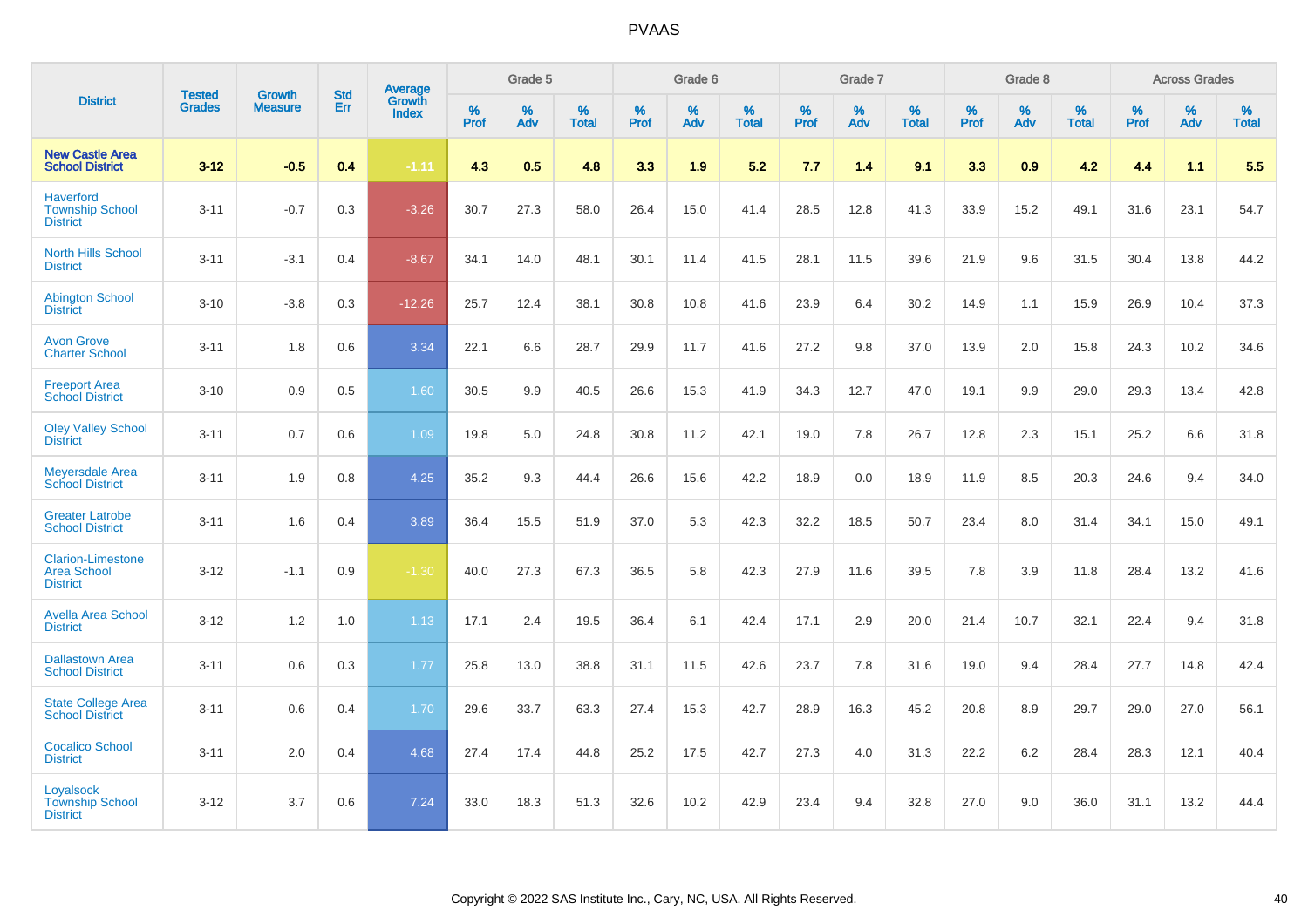# PVAAS

| District | Tested Grades | Growth Measure | Std Err | Average Growth Index | Grade 5 | | | Grade 6 | | | Grade 7 | | | Grade 8 | | | Across Grades | | |
|---|---|---|---|---|---|---|---|---|---|---|---|---|---|---|---|---|---|---|---|
| | | | | | % Prof | % Adv | % Total | % Prof | % Adv | % Total | % Prof | % Adv | % Total | % Prof | % Adv | % Total | % Prof | % Adv | % Total |
| **New Castle Area School District** | **3-12** | **-0.5** | **0.4** | **-1.11** | **4.3** | **0.5** | **4.8** | **3.3** | **1.9** | **5.2** | **7.7** | **1.4** | **9.1** | **3.3** | **0.9** | **4.2** | **4.4** | **1.1** | **5.5** |
| Haverford Township School District | 3-11 | -0.7 | 0.3 | -3.26 | 30.7 | 27.3 | 58.0 | 26.4 | 15.0 | 41.4 | 28.5 | 12.8 | 41.3 | 33.9 | 15.2 | 49.1 | 31.6 | 23.1 | 54.7 |
| North Hills School District | 3-11 | -3.1 | 0.4 | -8.67 | 34.1 | 14.0 | 48.1 | 30.1 | 11.4 | 41.5 | 28.1 | 11.5 | 39.6 | 21.9 | 9.6 | 31.5 | 30.4 | 13.8 | 44.2 |
| Abington School District | 3-10 | -3.8 | 0.3 | -12.26 | 25.7 | 12.4 | 38.1 | 30.8 | 10.8 | 41.6 | 23.9 | 6.4 | 30.2 | 14.9 | 1.1 | 15.9 | 26.9 | 10.4 | 37.3 |
| Avon Grove Charter School | 3-11 | 1.8 | 0.6 | 3.34 | 22.1 | 6.6 | 28.7 | 29.9 | 11.7 | 41.6 | 27.2 | 9.8 | 37.0 | 13.9 | 2.0 | 15.8 | 24.3 | 10.2 | 34.6 |
| Freeport Area School District | 3-10 | 0.9 | 0.5 | 1.60 | 30.5 | 9.9 | 40.5 | 26.6 | 15.3 | 41.9 | 34.3 | 12.7 | 47.0 | 19.1 | 9.9 | 29.0 | 29.3 | 13.4 | 42.8 |
| Oley Valley School District | 3-11 | 0.7 | 0.6 | 1.09 | 19.8 | 5.0 | 24.8 | 30.8 | 11.2 | 42.1 | 19.0 | 7.8 | 26.7 | 12.8 | 2.3 | 15.1 | 25.2 | 6.6 | 31.8 |
| Meyersdale Area School District | 3-11 | 1.9 | 0.8 | 4.25 | 35.2 | 9.3 | 44.4 | 26.6 | 15.6 | 42.2 | 18.9 | 0.0 | 18.9 | 11.9 | 8.5 | 20.3 | 24.6 | 9.4 | 34.0 |
| Greater Latrobe School District | 3-11 | 1.6 | 0.4 | 3.89 | 36.4 | 15.5 | 51.9 | 37.0 | 5.3 | 42.3 | 32.2 | 18.5 | 50.7 | 23.4 | 8.0 | 31.4 | 34.1 | 15.0 | 49.1 |
| Clarion-Limestone Area School District | 3-12 | -1.1 | 0.9 | -1.30 | 40.0 | 27.3 | 67.3 | 36.5 | 5.8 | 42.3 | 27.9 | 11.6 | 39.5 | 7.8 | 3.9 | 11.8 | 28.4 | 13.2 | 41.6 |
| Avella Area School District | 3-12 | 1.2 | 1.0 | 1.13 | 17.1 | 2.4 | 19.5 | 36.4 | 6.1 | 42.4 | 17.1 | 2.9 | 20.0 | 21.4 | 10.7 | 32.1 | 22.4 | 9.4 | 31.8 |
| Dallastown Area School District | 3-11 | 0.6 | 0.3 | 1.77 | 25.8 | 13.0 | 38.8 | 31.1 | 11.5 | 42.6 | 23.7 | 7.8 | 31.6 | 19.0 | 9.4 | 28.4 | 27.7 | 14.8 | 42.4 |
| State College Area School District | 3-11 | 0.6 | 0.4 | 1.70 | 29.6 | 33.7 | 63.3 | 27.4 | 15.3 | 42.7 | 28.9 | 16.3 | 45.2 | 20.8 | 8.9 | 29.7 | 29.0 | 27.0 | 56.1 |
| Cocalico School District | 3-11 | 2.0 | 0.4 | 4.68 | 27.4 | 17.4 | 44.8 | 25.2 | 17.5 | 42.7 | 27.3 | 4.0 | 31.3 | 22.2 | 6.2 | 28.4 | 28.3 | 12.1 | 40.4 |
| Loyalsock Township School District | 3-12 | 3.7 | 0.6 | 7.24 | 33.0 | 18.3 | 51.3 | 32.6 | 10.2 | 42.9 | 23.4 | 9.4 | 32.8 | 27.0 | 9.0 | 36.0 | 31.1 | 13.2 | 44.4 |

Copyright © 2022 SAS Institute Inc., Cary, NC, USA. All Rights Reserved.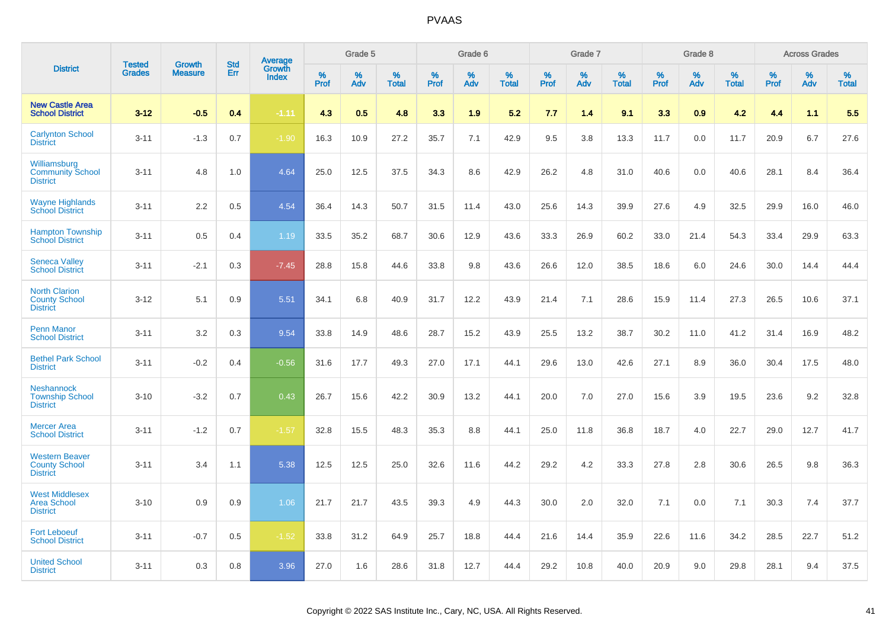# PVAAS

| District | Tested Grades | Growth Measure | Std Err | Average Growth Index | Grade 5 | | | Grade 6 | | | Grade 7 | | | Grade 8 | | | Across Grades | | |
|---|---|---|---|---|---|---|---|---|---|---|---|---|---|---|---|---|---|---|---|
| | | | | | % Prof | % Adv | % Total | % Prof | % Adv | % Total | % Prof | % Adv | % Total | % Prof | % Adv | % Total | % Prof | % Adv | % Total |
| **New Castle Area School District** | **3-12** | **-0.5** | **0.4** | **-1.11** | **4.3** | **0.5** | **4.8** | **3.3** | **1.9** | **5.2** | **7.7** | **1.4** | **9.1** | **3.3** | **0.9** | **4.2** | **4.4** | **1.1** | **5.5** |
| Carlynton School District | 3-11 | -1.3 | 0.7 | -1.90 | 16.3 | 10.9 | 27.2 | 35.7 | 7.1 | 42.9 | 9.5 | 3.8 | 13.3 | 11.7 | 0.0 | 11.7 | 20.9 | 6.7 | 27.6 |
| Williamsburg Community School District | 3-11 | 4.8 | 1.0 | 4.64 | 25.0 | 12.5 | 37.5 | 34.3 | 8.6 | 42.9 | 26.2 | 4.8 | 31.0 | 40.6 | 0.0 | 40.6 | 28.1 | 8.4 | 36.4 |
| Wayne Highlands School District | 3-11 | 2.2 | 0.5 | 4.54 | 36.4 | 14.3 | 50.7 | 31.5 | 11.4 | 43.0 | 25.6 | 14.3 | 39.9 | 27.6 | 4.9 | 32.5 | 29.9 | 16.0 | 46.0 |
| Hampton Township School District | 3-11 | 0.5 | 0.4 | 1.19 | 33.5 | 35.2 | 68.7 | 30.6 | 12.9 | 43.6 | 33.3 | 26.9 | 60.2 | 33.0 | 21.4 | 54.3 | 33.4 | 29.9 | 63.3 |
| Seneca Valley School District | 3-11 | -2.1 | 0.3 | -7.45 | 28.8 | 15.8 | 44.6 | 33.8 | 9.8 | 43.6 | 26.6 | 12.0 | 38.5 | 18.6 | 6.0 | 24.6 | 30.0 | 14.4 | 44.4 |
| North Clarion County School District | 3-12 | 5.1 | 0.9 | 5.51 | 34.1 | 6.8 | 40.9 | 31.7 | 12.2 | 43.9 | 21.4 | 7.1 | 28.6 | 15.9 | 11.4 | 27.3 | 26.5 | 10.6 | 37.1 |
| Penn Manor School District | 3-11 | 3.2 | 0.3 | 9.54 | 33.8 | 14.9 | 48.6 | 28.7 | 15.2 | 43.9 | 25.5 | 13.2 | 38.7 | 30.2 | 11.0 | 41.2 | 31.4 | 16.9 | 48.2 |
| Bethel Park School District | 3-11 | -0.2 | 0.4 | -0.56 | 31.6 | 17.7 | 49.3 | 27.0 | 17.1 | 44.1 | 29.6 | 13.0 | 42.6 | 27.1 | 8.9 | 36.0 | 30.4 | 17.5 | 48.0 |
| Neshannock Township School District | 3-10 | -3.2 | 0.7 | 0.43 | 26.7 | 15.6 | 42.2 | 30.9 | 13.2 | 44.1 | 20.0 | 7.0 | 27.0 | 15.6 | 3.9 | 19.5 | 23.6 | 9.2 | 32.8 |
| Mercer Area School District | 3-11 | -1.2 | 0.7 | -1.57 | 32.8 | 15.5 | 48.3 | 35.3 | 8.8 | 44.1 | 25.0 | 11.8 | 36.8 | 18.7 | 4.0 | 22.7 | 29.0 | 12.7 | 41.7 |
| Western Beaver County School District | 3-11 | 3.4 | 1.1 | 5.38 | 12.5 | 12.5 | 25.0 | 32.6 | 11.6 | 44.2 | 29.2 | 4.2 | 33.3 | 27.8 | 2.8 | 30.6 | 26.5 | 9.8 | 36.3 |
| West Middlesex Area School District | 3-10 | 0.9 | 0.9 | 1.06 | 21.7 | 21.7 | 43.5 | 39.3 | 4.9 | 44.3 | 30.0 | 2.0 | 32.0 | 7.1 | 0.0 | 7.1 | 30.3 | 7.4 | 37.7 |
| Fort Leboeuf School District | 3-11 | -0.7 | 0.5 | -1.52 | 33.8 | 31.2 | 64.9 | 25.7 | 18.8 | 44.4 | 21.6 | 14.4 | 35.9 | 22.6 | 11.6 | 34.2 | 28.5 | 22.7 | 51.2 |
| United School District | 3-11 | 0.3 | 0.8 | 3.96 | 27.0 | 1.6 | 28.6 | 31.8 | 12.7 | 44.4 | 29.2 | 10.8 | 40.0 | 20.9 | 9.0 | 29.8 | 28.1 | 9.4 | 37.5 |

Copyright © 2022 SAS Institute Inc., Cary, NC, USA. All Rights Reserved.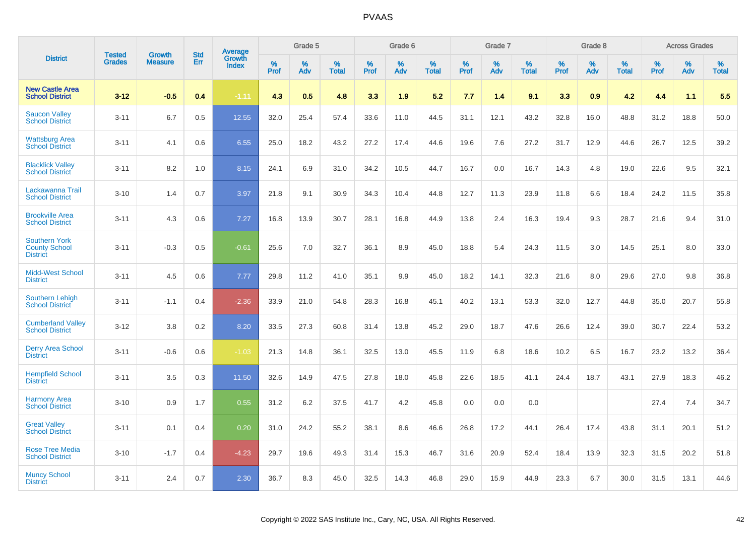# PVAAS

| District | Tested Grades | Growth Measure | Std Err | Average Growth Index | Grade 5 | | | Grade 6 | | | Grade 7 | | | Grade 8 | | | Across Grades | | |
|---|---|---|---|---|---|---|---|---|---|---|---|---|---|---|---|---|---|---|---|
| | | | | | % Prof | % Adv | % Total | % Prof | % Adv | % Total | % Prof | % Adv | % Total | % Prof | % Adv | % Total | % Prof | % Adv | % Total |
| **New Castle Area School District** | **3-12** | **-0.5** | **0.4** | **-1.11** | **4.3** | **0.5** | **4.8** | **3.3** | **1.9** | **5.2** | **7.7** | **1.4** | **9.1** | **3.3** | **0.9** | **4.2** | **4.4** | **1.1** | **5.5** |
| Saucon Valley School District | 3-11 | 6.7 | 0.5 | 12.55 | 32.0 | 25.4 | 57.4 | 33.6 | 11.0 | 44.5 | 31.1 | 12.1 | 43.2 | 32.8 | 16.0 | 48.8 | 31.2 | 18.8 | 50.0 |
| Wattsburg Area School District | 3-11 | 4.1 | 0.6 | 6.55 | 25.0 | 18.2 | 43.2 | 27.2 | 17.4 | 44.6 | 19.6 | 7.6 | 27.2 | 31.7 | 12.9 | 44.6 | 26.7 | 12.5 | 39.2 |
| Blacklick Valley School District | 3-11 | 8.2 | 1.0 | 8.15 | 24.1 | 6.9 | 31.0 | 34.2 | 10.5 | 44.7 | 16.7 | 0.0 | 16.7 | 14.3 | 4.8 | 19.0 | 22.6 | 9.5 | 32.1 |
| Lackawanna Trail School District | 3-10 | 1.4 | 0.7 | 3.97 | 21.8 | 9.1 | 30.9 | 34.3 | 10.4 | 44.8 | 12.7 | 11.3 | 23.9 | 11.8 | 6.6 | 18.4 | 24.2 | 11.5 | 35.8 |
| Brookville Area School District | 3-11 | 4.3 | 0.6 | 7.27 | 16.8 | 13.9 | 30.7 | 28.1 | 16.8 | 44.9 | 13.8 | 2.4 | 16.3 | 19.4 | 9.3 | 28.7 | 21.6 | 9.4 | 31.0 |
| Southern York County School District | 3-11 | -0.3 | 0.5 | -0.61 | 25.6 | 7.0 | 32.7 | 36.1 | 8.9 | 45.0 | 18.8 | 5.4 | 24.3 | 11.5 | 3.0 | 14.5 | 25.1 | 8.0 | 33.0 |
| Midd-West School District | 3-11 | 4.5 | 0.6 | 7.77 | 29.8 | 11.2 | 41.0 | 35.1 | 9.9 | 45.0 | 18.2 | 14.1 | 32.3 | 21.6 | 8.0 | 29.6 | 27.0 | 9.8 | 36.8 |
| Southern Lehigh School District | 3-11 | -1.1 | 0.4 | -2.36 | 33.9 | 21.0 | 54.8 | 28.3 | 16.8 | 45.1 | 40.2 | 13.1 | 53.3 | 32.0 | 12.7 | 44.8 | 35.0 | 20.7 | 55.8 |
| Cumberland Valley School District | 3-12 | 3.8 | 0.2 | 8.20 | 33.5 | 27.3 | 60.8 | 31.4 | 13.8 | 45.2 | 29.0 | 18.7 | 47.6 | 26.6 | 12.4 | 39.0 | 30.7 | 22.4 | 53.2 |
| Derry Area School District | 3-11 | -0.6 | 0.6 | -1.03 | 21.3 | 14.8 | 36.1 | 32.5 | 13.0 | 45.5 | 11.9 | 6.8 | 18.6 | 10.2 | 6.5 | 16.7 | 23.2 | 13.2 | 36.4 |
| Hempfield School District | 3-11 | 3.5 | 0.3 | 11.50 | 32.6 | 14.9 | 47.5 | 27.8 | 18.0 | 45.8 | 22.6 | 18.5 | 41.1 | 24.4 | 18.7 | 43.1 | 27.9 | 18.3 | 46.2 |
| Harmony Area School District | 3-10 | 0.9 | 1.7 | 0.55 | 31.2 | 6.2 | 37.5 | 41.7 | 4.2 | 45.8 | 0.0 | 0.0 | 0.0 | | | | 27.4 | 7.4 | 34.7 |
| Great Valley School District | 3-11 | 0.1 | 0.4 | 0.20 | 31.0 | 24.2 | 55.2 | 38.1 | 8.6 | 46.6 | 26.8 | 17.2 | 44.1 | 26.4 | 17.4 | 43.8 | 31.1 | 20.1 | 51.2 |
| Rose Tree Media School District | 3-10 | -1.7 | 0.4 | -4.23 | 29.7 | 19.6 | 49.3 | 31.4 | 15.3 | 46.7 | 31.6 | 20.9 | 52.4 | 18.4 | 13.9 | 32.3 | 31.5 | 20.2 | 51.8 |
| Muncy School District | 3-11 | 2.4 | 0.7 | 2.30 | 36.7 | 8.3 | 45.0 | 32.5 | 14.3 | 46.8 | 29.0 | 15.9 | 44.9 | 23.3 | 6.7 | 30.0 | 31.5 | 13.1 | 44.6 |

Copyright © 2022 SAS Institute Inc., Cary, NC, USA. All Rights Reserved.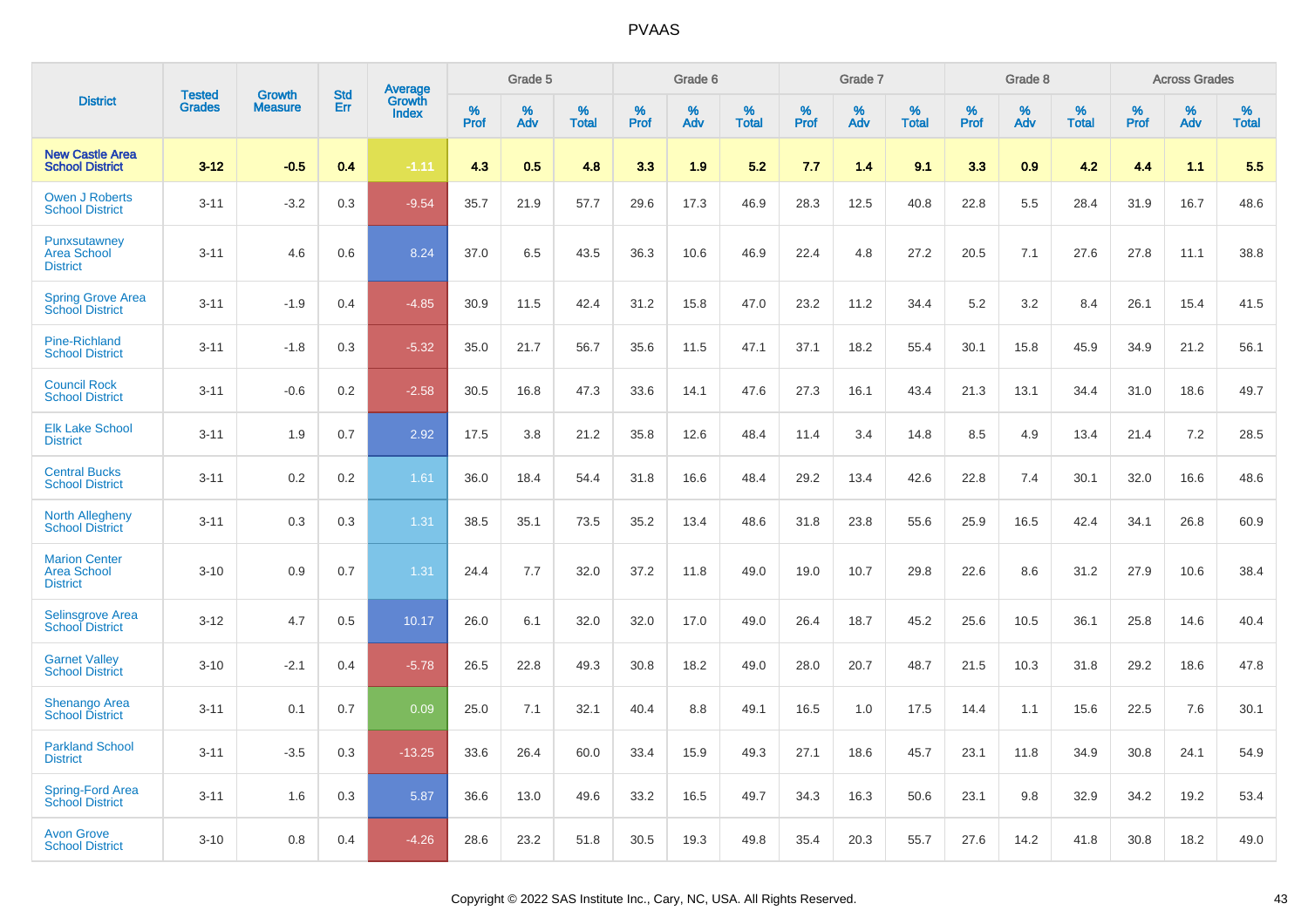# PVAAS

| District | Tested Grades | Growth Measure | Std Err | Average Growth Index | Grade 5 | | | Grade 6 | | | Grade 7 | | | Grade 8 | | | Across Grades | | |
|---|---|---|---|---|---|---|---|---|---|---|---|---|---|---|---|---|---|---|---|
| | | | | | % Prof | % Adv | % Total | % Prof | % Adv | % Total | % Prof | % Adv | % Total | % Prof | % Adv | % Total | % Prof | % Adv | % Total |
| **New Castle Area School District** | **3-12** | **-0.5** | **0.4** | **-1.11** | **4.3** | **0.5** | **4.8** | **3.3** | **1.9** | **5.2** | **7.7** | **1.4** | **9.1** | **3.3** | **0.9** | **4.2** | **4.4** | **1.1** | **5.5** |
| Owen J Roberts School District | 3-11 | -3.2 | 0.3 | -9.54 | 35.7 | 21.9 | 57.7 | 29.6 | 17.3 | 46.9 | 28.3 | 12.5 | 40.8 | 22.8 | 5.5 | 28.4 | 31.9 | 16.7 | 48.6 |
| Punxsutawney Area School District | 3-11 | 4.6 | 0.6 | 8.24 | 37.0 | 6.5 | 43.5 | 36.3 | 10.6 | 46.9 | 22.4 | 4.8 | 27.2 | 20.5 | 7.1 | 27.6 | 27.8 | 11.1 | 38.8 |
| Spring Grove Area School District | 3-11 | -1.9 | 0.4 | -4.85 | 30.9 | 11.5 | 42.4 | 31.2 | 15.8 | 47.0 | 23.2 | 11.2 | 34.4 | 5.2 | 3.2 | 8.4 | 26.1 | 15.4 | 41.5 |
| Pine-Richland School District | 3-11 | -1.8 | 0.3 | -5.32 | 35.0 | 21.7 | 56.7 | 35.6 | 11.5 | 47.1 | 37.1 | 18.2 | 55.4 | 30.1 | 15.8 | 45.9 | 34.9 | 21.2 | 56.1 |
| Council Rock School District | 3-11 | -0.6 | 0.2 | -2.58 | 30.5 | 16.8 | 47.3 | 33.6 | 14.1 | 47.6 | 27.3 | 16.1 | 43.4 | 21.3 | 13.1 | 34.4 | 31.0 | 18.6 | 49.7 |
| Elk Lake School District | 3-11 | 1.9 | 0.7 | 2.92 | 17.5 | 3.8 | 21.2 | 35.8 | 12.6 | 48.4 | 11.4 | 3.4 | 14.8 | 8.5 | 4.9 | 13.4 | 21.4 | 7.2 | 28.5 |
| Central Bucks School District | 3-11 | 0.2 | 0.2 | 1.61 | 36.0 | 18.4 | 54.4 | 31.8 | 16.6 | 48.4 | 29.2 | 13.4 | 42.6 | 22.8 | 7.4 | 30.1 | 32.0 | 16.6 | 48.6 |
| North Allegheny School District | 3-11 | 0.3 | 0.3 | 1.31 | 38.5 | 35.1 | 73.5 | 35.2 | 13.4 | 48.6 | 31.8 | 23.8 | 55.6 | 25.9 | 16.5 | 42.4 | 34.1 | 26.8 | 60.9 |
| Marion Center Area School District | 3-10 | 0.9 | 0.7 | 1.31 | 24.4 | 7.7 | 32.0 | 37.2 | 11.8 | 49.0 | 19.0 | 10.7 | 29.8 | 22.6 | 8.6 | 31.2 | 27.9 | 10.6 | 38.4 |
| Selinsgrove Area School District | 3-12 | 4.7 | 0.5 | 10.17 | 26.0 | 6.1 | 32.0 | 32.0 | 17.0 | 49.0 | 26.4 | 18.7 | 45.2 | 25.6 | 10.5 | 36.1 | 25.8 | 14.6 | 40.4 |
| Garnet Valley School District | 3-10 | -2.1 | 0.4 | -5.78 | 26.5 | 22.8 | 49.3 | 30.8 | 18.2 | 49.0 | 28.0 | 20.7 | 48.7 | 21.5 | 10.3 | 31.8 | 29.2 | 18.6 | 47.8 |
| Shenango Area School District | 3-11 | 0.1 | 0.7 | 0.09 | 25.0 | 7.1 | 32.1 | 40.4 | 8.8 | 49.1 | 16.5 | 1.0 | 17.5 | 14.4 | 1.1 | 15.6 | 22.5 | 7.6 | 30.1 |
| Parkland School District | 3-11 | -3.5 | 0.3 | -13.25 | 33.6 | 26.4 | 60.0 | 33.4 | 15.9 | 49.3 | 27.1 | 18.6 | 45.7 | 23.1 | 11.8 | 34.9 | 30.8 | 24.1 | 54.9 |
| Spring-Ford Area School District | 3-11 | 1.6 | 0.3 | 5.87 | 36.6 | 13.0 | 49.6 | 33.2 | 16.5 | 49.7 | 34.3 | 16.3 | 50.6 | 23.1 | 9.8 | 32.9 | 34.2 | 19.2 | 53.4 |
| Avon Grove School District | 3-10 | 0.8 | 0.4 | -4.26 | 28.6 | 23.2 | 51.8 | 30.5 | 19.3 | 49.8 | 35.4 | 20.3 | 55.7 | 27.6 | 14.2 | 41.8 | 30.8 | 18.2 | 49.0 |

Copyright © 2022 SAS Institute Inc., Cary, NC, USA. All Rights Reserved.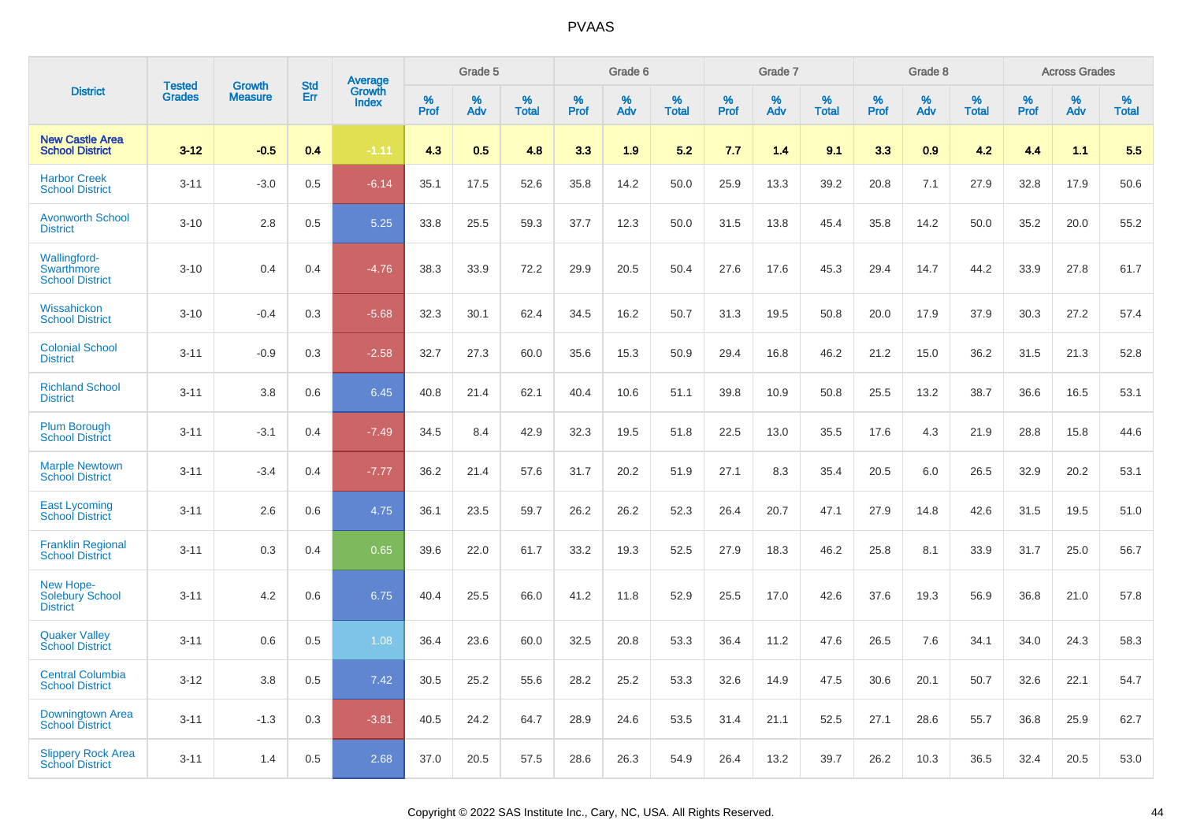# PVAAS

| District | Tested Grades | Growth Measure | Std Err | Average Growth Index | Grade 5 | | | Grade 6 | | | Grade 7 | | | Grade 8 | | | Across Grades | | |
|---|---|---|---|---|---|---|---|---|---|---|---|---|---|---|---|---|---|---|---|
| | | | | | % Prof | % Adv | % Total | % Prof | % Adv | % Total | % Prof | % Adv | % Total | % Prof | % Adv | % Total | % Prof | % Adv | % Total |
| **New Castle Area School District** | **3-12** | **-0.5** | **0.4** | **-1.11** | **4.3** | **0.5** | **4.8** | **3.3** | **1.9** | **5.2** | **7.7** | **1.4** | **9.1** | **3.3** | **0.9** | **4.2** | **4.4** | **1.1** | **5.5** |
| Harbor Creek School District | 3-11 | -3.0 | 0.5 | -6.14 | 35.1 | 17.5 | 52.6 | 35.8 | 14.2 | 50.0 | 25.9 | 13.3 | 39.2 | 20.8 | 7.1 | 27.9 | 32.8 | 17.9 | 50.6 |
| Avonworth School District | 3-10 | 2.8 | 0.5 | 5.25 | 33.8 | 25.5 | 59.3 | 37.7 | 12.3 | 50.0 | 31.5 | 13.8 | 45.4 | 35.8 | 14.2 | 50.0 | 35.2 | 20.0 | 55.2 |
| Wallingford-Swarthmore School District | 3-10 | 0.4 | 0.4 | -4.76 | 38.3 | 33.9 | 72.2 | 29.9 | 20.5 | 50.4 | 27.6 | 17.6 | 45.3 | 29.4 | 14.7 | 44.2 | 33.9 | 27.8 | 61.7 |
| Wissahickon School District | 3-10 | -0.4 | 0.3 | -5.68 | 32.3 | 30.1 | 62.4 | 34.5 | 16.2 | 50.7 | 31.3 | 19.5 | 50.8 | 20.0 | 17.9 | 37.9 | 30.3 | 27.2 | 57.4 |
| Colonial School District | 3-11 | -0.9 | 0.3 | -2.58 | 32.7 | 27.3 | 60.0 | 35.6 | 15.3 | 50.9 | 29.4 | 16.8 | 46.2 | 21.2 | 15.0 | 36.2 | 31.5 | 21.3 | 52.8 |
| Richland School District | 3-11 | 3.8 | 0.6 | 6.45 | 40.8 | 21.4 | 62.1 | 40.4 | 10.6 | 51.1 | 39.8 | 10.9 | 50.8 | 25.5 | 13.2 | 38.7 | 36.6 | 16.5 | 53.1 |
| Plum Borough School District | 3-11 | -3.1 | 0.4 | -7.49 | 34.5 | 8.4 | 42.9 | 32.3 | 19.5 | 51.8 | 22.5 | 13.0 | 35.5 | 17.6 | 4.3 | 21.9 | 28.8 | 15.8 | 44.6 |
| Marple Newtown School District | 3-11 | -3.4 | 0.4 | -7.77 | 36.2 | 21.4 | 57.6 | 31.7 | 20.2 | 51.9 | 27.1 | 8.3 | 35.4 | 20.5 | 6.0 | 26.5 | 32.9 | 20.2 | 53.1 |
| East Lycoming School District | 3-11 | 2.6 | 0.6 | 4.75 | 36.1 | 23.5 | 59.7 | 26.2 | 26.2 | 52.3 | 26.4 | 20.7 | 47.1 | 27.9 | 14.8 | 42.6 | 31.5 | 19.5 | 51.0 |
| Franklin Regional School District | 3-11 | 0.3 | 0.4 | 0.65 | 39.6 | 22.0 | 61.7 | 33.2 | 19.3 | 52.5 | 27.9 | 18.3 | 46.2 | 25.8 | 8.1 | 33.9 | 31.7 | 25.0 | 56.7 |
| New Hope-Solebury School District | 3-11 | 4.2 | 0.6 | 6.75 | 40.4 | 25.5 | 66.0 | 41.2 | 11.8 | 52.9 | 25.5 | 17.0 | 42.6 | 37.6 | 19.3 | 56.9 | 36.8 | 21.0 | 57.8 |
| Quaker Valley School District | 3-11 | 0.6 | 0.5 | 1.08 | 36.4 | 23.6 | 60.0 | 32.5 | 20.8 | 53.3 | 36.4 | 11.2 | 47.6 | 26.5 | 7.6 | 34.1 | 34.0 | 24.3 | 58.3 |
| Central Columbia School District | 3-12 | 3.8 | 0.5 | 7.42 | 30.5 | 25.2 | 55.6 | 28.2 | 25.2 | 53.3 | 32.6 | 14.9 | 47.5 | 30.6 | 20.1 | 50.7 | 32.6 | 22.1 | 54.7 |
| Downingtown Area School District | 3-11 | -1.3 | 0.3 | -3.81 | 40.5 | 24.2 | 64.7 | 28.9 | 24.6 | 53.5 | 31.4 | 21.1 | 52.5 | 27.1 | 28.6 | 55.7 | 36.8 | 25.9 | 62.7 |
| Slippery Rock Area School District | 3-11 | 1.4 | 0.5 | 2.68 | 37.0 | 20.5 | 57.5 | 28.6 | 26.3 | 54.9 | 26.4 | 13.2 | 39.7 | 26.2 | 10.3 | 36.5 | 32.4 | 20.5 | 53.0 |

Copyright © 2022 SAS Institute Inc., Cary, NC, USA. All Rights Reserved.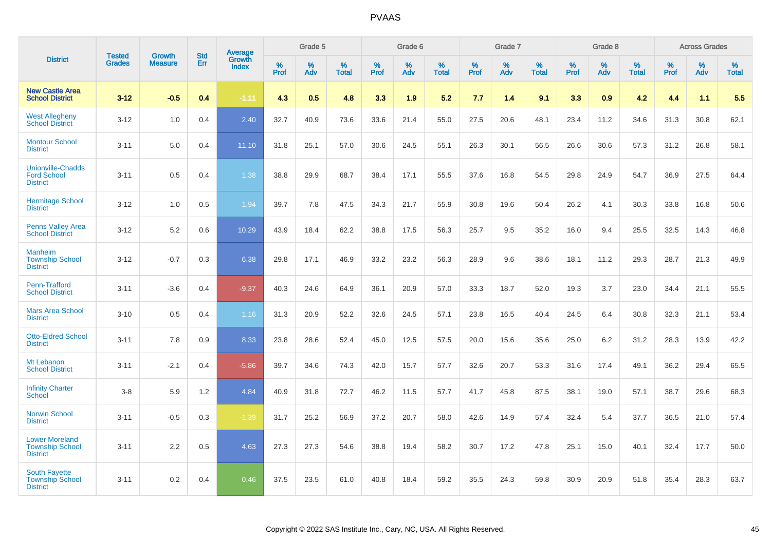# PVAAS

| District | Tested Grades | Growth Measure | Std Err | Average Growth Index | Grade 5 | | | Grade 6 | | | Grade 7 | | | Grade 8 | | | Across Grades | | |
|---|---|---|---|---|---|---|---|---|---|---|---|---|---|---|---|---|---|---|---|
| | | | | | % Prof | % Adv | % Total | % Prof | % Adv | % Total | % Prof | % Adv | % Total | % Prof | % Adv | % Total | % Prof | % Adv | % Total |
| **New Castle Area School District** | **3-12** | **-0.5** | **0.4** | **-1.11** | **4.3** | **0.5** | **4.8** | **3.3** | **1.9** | **5.2** | **7.7** | **1.4** | **9.1** | **3.3** | **0.9** | **4.2** | **4.4** | **1.1** | **5.5** |
| West Allegheny School District | 3-12 | 1.0 | 0.4 | 2.40 | 32.7 | 40.9 | 73.6 | 33.6 | 21.4 | 55.0 | 27.5 | 20.6 | 48.1 | 23.4 | 11.2 | 34.6 | 31.3 | 30.8 | 62.1 |
| Montour School District | 3-11 | 5.0 | 0.4 | 11.10 | 31.8 | 25.1 | 57.0 | 30.6 | 24.5 | 55.1 | 26.3 | 30.1 | 56.5 | 26.6 | 30.6 | 57.3 | 31.2 | 26.8 | 58.1 |
| Unionville-Chadds Ford School District | 3-11 | 0.5 | 0.4 | 1.38 | 38.8 | 29.9 | 68.7 | 38.4 | 17.1 | 55.5 | 37.6 | 16.8 | 54.5 | 29.8 | 24.9 | 54.7 | 36.9 | 27.5 | 64.4 |
| Hermitage School District | 3-12 | 1.0 | 0.5 | 1.94 | 39.7 | 7.8 | 47.5 | 34.3 | 21.7 | 55.9 | 30.8 | 19.6 | 50.4 | 26.2 | 4.1 | 30.3 | 33.8 | 16.8 | 50.6 |
| Penns Valley Area School District | 3-12 | 5.2 | 0.6 | 10.29 | 43.9 | 18.4 | 62.2 | 38.8 | 17.5 | 56.3 | 25.7 | 9.5 | 35.2 | 16.0 | 9.4 | 25.5 | 32.5 | 14.3 | 46.8 |
| Manheim Township School District | 3-12 | -0.7 | 0.3 | 6.38 | 29.8 | 17.1 | 46.9 | 33.2 | 23.2 | 56.3 | 28.9 | 9.6 | 38.6 | 18.1 | 11.2 | 29.3 | 28.7 | 21.3 | 49.9 |
| Penn-Trafford School District | 3-11 | -3.6 | 0.4 | -9.37 | 40.3 | 24.6 | 64.9 | 36.1 | 20.9 | 57.0 | 33.3 | 18.7 | 52.0 | 19.3 | 3.7 | 23.0 | 34.4 | 21.1 | 55.5 |
| Mars Area School District | 3-10 | 0.5 | 0.4 | 1.16 | 31.3 | 20.9 | 52.2 | 32.6 | 24.5 | 57.1 | 23.8 | 16.5 | 40.4 | 24.5 | 6.4 | 30.8 | 32.3 | 21.1 | 53.4 |
| Otto-Eldred School District | 3-11 | 7.8 | 0.9 | 8.33 | 23.8 | 28.6 | 52.4 | 45.0 | 12.5 | 57.5 | 20.0 | 15.6 | 35.6 | 25.0 | 6.2 | 31.2 | 28.3 | 13.9 | 42.2 |
| Mt Lebanon School District | 3-11 | -2.1 | 0.4 | -5.86 | 39.7 | 34.6 | 74.3 | 42.0 | 15.7 | 57.7 | 32.6 | 20.7 | 53.3 | 31.6 | 17.4 | 49.1 | 36.2 | 29.4 | 65.5 |
| Infinity Charter School | 3-8 | 5.9 | 1.2 | 4.84 | 40.9 | 31.8 | 72.7 | 46.2 | 11.5 | 57.7 | 41.7 | 45.8 | 87.5 | 38.1 | 19.0 | 57.1 | 38.7 | 29.6 | 68.3 |
| Norwin School District | 3-11 | -0.5 | 0.3 | -1.39 | 31.7 | 25.2 | 56.9 | 37.2 | 20.7 | 58.0 | 42.6 | 14.9 | 57.4 | 32.4 | 5.4 | 37.7 | 36.5 | 21.0 | 57.4 |
| Lower Moreland Township School District | 3-11 | 2.2 | 0.5 | 4.63 | 27.3 | 27.3 | 54.6 | 38.8 | 19.4 | 58.2 | 30.7 | 17.2 | 47.8 | 25.1 | 15.0 | 40.1 | 32.4 | 17.7 | 50.0 |
| South Fayette Township School District | 3-11 | 0.2 | 0.4 | 0.46 | 37.5 | 23.5 | 61.0 | 40.8 | 18.4 | 59.2 | 35.5 | 24.3 | 59.8 | 30.9 | 20.9 | 51.8 | 35.4 | 28.3 | 63.7 |

Copyright © 2022 SAS Institute Inc., Cary, NC, USA. All Rights Reserved.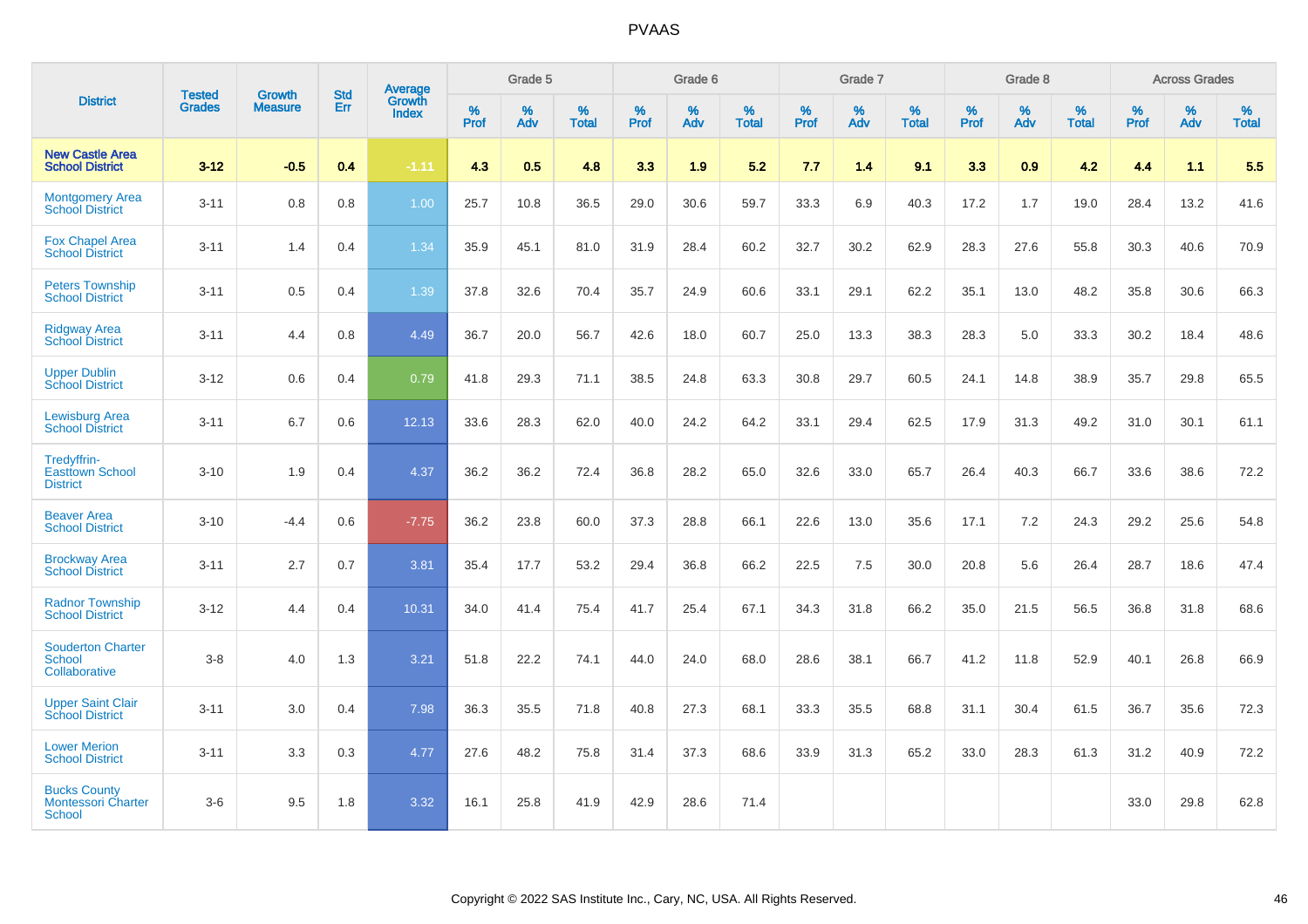# PVAAS

| District | Tested Grades | Growth Measure | Std Err | Average Growth Index | Grade 5 | | | Grade 6 | | | Grade 7 | | | Grade 8 | | | Across Grades | | |
|---|---|---|---|---|---|---|---|---|---|---|---|---|---|---|---|---|---|---|---|
| | | | | | % Prof | % Adv | % Total | % Prof | % Adv | % Total | % Prof | % Adv | % Total | % Prof | % Adv | % Total | % Prof | % Adv | % Total |
| **New Castle Area School District** | **3-12** | **-0.5** | **0.4** | **-1.11** | **4.3** | **0.5** | **4.8** | **3.3** | **1.9** | **5.2** | **7.7** | **1.4** | **9.1** | **3.3** | **0.9** | **4.2** | **4.4** | **1.1** | **5.5** |
| Montgomery Area School District | 3-11 | 0.8 | 0.8 | 1.00 | 25.7 | 10.8 | 36.5 | 29.0 | 30.6 | 59.7 | 33.3 | 6.9 | 40.3 | 17.2 | 1.7 | 19.0 | 28.4 | 13.2 | 41.6 |
| Fox Chapel Area School District | 3-11 | 1.4 | 0.4 | 1.34 | 35.9 | 45.1 | 81.0 | 31.9 | 28.4 | 60.2 | 32.7 | 30.2 | 62.9 | 28.3 | 27.6 | 55.8 | 30.3 | 40.6 | 70.9 |
| Peters Township School District | 3-11 | 0.5 | 0.4 | 1.39 | 37.8 | 32.6 | 70.4 | 35.7 | 24.9 | 60.6 | 33.1 | 29.1 | 62.2 | 35.1 | 13.0 | 48.2 | 35.8 | 30.6 | 66.3 |
| Ridgway Area School District | 3-11 | 4.4 | 0.8 | 4.49 | 36.7 | 20.0 | 56.7 | 42.6 | 18.0 | 60.7 | 25.0 | 13.3 | 38.3 | 28.3 | 5.0 | 33.3 | 30.2 | 18.4 | 48.6 |
| Upper Dublin School District | 3-12 | 0.6 | 0.4 | 0.79 | 41.8 | 29.3 | 71.1 | 38.5 | 24.8 | 63.3 | 30.8 | 29.7 | 60.5 | 24.1 | 14.8 | 38.9 | 35.7 | 29.8 | 65.5 |
| Lewisburg Area School District | 3-11 | 6.7 | 0.6 | 12.13 | 33.6 | 28.3 | 62.0 | 40.0 | 24.2 | 64.2 | 33.1 | 29.4 | 62.5 | 17.9 | 31.3 | 49.2 | 31.0 | 30.1 | 61.1 |
| Tredyffrin-Easttown School District | 3-10 | 1.9 | 0.4 | 4.37 | 36.2 | 36.2 | 72.4 | 36.8 | 28.2 | 65.0 | 32.6 | 33.0 | 65.7 | 26.4 | 40.3 | 66.7 | 33.6 | 38.6 | 72.2 |
| Beaver Area School District | 3-10 | -4.4 | 0.6 | -7.75 | 36.2 | 23.8 | 60.0 | 37.3 | 28.8 | 66.1 | 22.6 | 13.0 | 35.6 | 17.1 | 7.2 | 24.3 | 29.2 | 25.6 | 54.8 |
| Brockway Area School District | 3-11 | 2.7 | 0.7 | 3.81 | 35.4 | 17.7 | 53.2 | 29.4 | 36.8 | 66.2 | 22.5 | 7.5 | 30.0 | 20.8 | 5.6 | 26.4 | 28.7 | 18.6 | 47.4 |
| Radnor Township School District | 3-12 | 4.4 | 0.4 | 10.31 | 34.0 | 41.4 | 75.4 | 41.7 | 25.4 | 67.1 | 34.3 | 31.8 | 66.2 | 35.0 | 21.5 | 56.5 | 36.8 | 31.8 | 68.6 |
| Souderton Charter School Collaborative | 3-8 | 4.0 | 1.3 | 3.21 | 51.8 | 22.2 | 74.1 | 44.0 | 24.0 | 68.0 | 28.6 | 38.1 | 66.7 | 41.2 | 11.8 | 52.9 | 40.1 | 26.8 | 66.9 |
| Upper Saint Clair School District | 3-11 | 3.0 | 0.4 | 7.98 | 36.3 | 35.5 | 71.8 | 40.8 | 27.3 | 68.1 | 33.3 | 35.5 | 68.8 | 31.1 | 30.4 | 61.5 | 36.7 | 35.6 | 72.3 |
| Lower Merion School District | 3-11 | 3.3 | 0.3 | 4.77 | 27.6 | 48.2 | 75.8 | 31.4 | 37.3 | 68.6 | 33.9 | 31.3 | 65.2 | 33.0 | 28.3 | 61.3 | 31.2 | 40.9 | 72.2 |
| Bucks County Montessori Charter School | 3-6 | 9.5 | 1.8 | 3.32 | 16.1 | 25.8 | 41.9 | 42.9 | 28.6 | 71.4 | | | | | | | 33.0 | 29.8 | 62.8 |

Copyright © 2022 SAS Institute Inc., Cary, NC, USA. All Rights Reserved.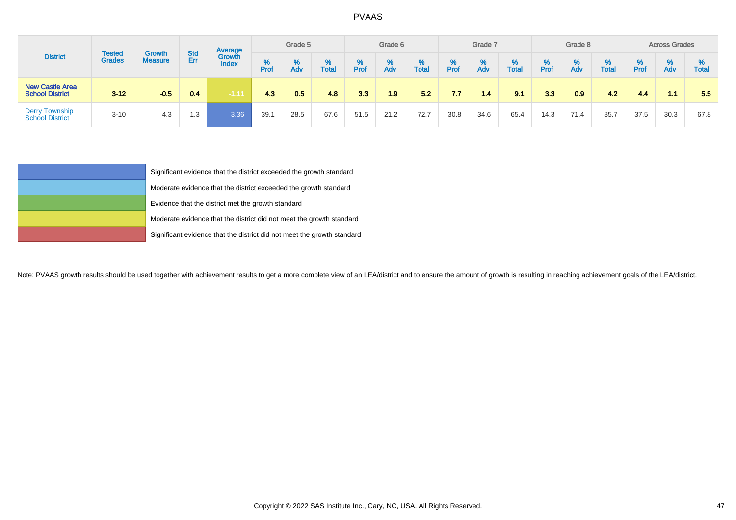# PVAAS

| District | Tested Grades | Growth Measure | Std Err | Average Growth Index | Grade 5 | | | Grade 6 | | | Grade 7 | | | Grade 8 | | | Across Grades | | |
|---|---|---|---|---|---|---|---|---|---|---|---|---|---|---|---|---|---|---|---|
| | | | | | % Prof | % Adv | % Total | % Prof | % Adv | % Total | % Prof | % Adv | % Total | % Prof | % Adv | % Total | % Prof | % Adv | % Total |
| **New Castle Area School District** | **3-12** | **-0.5** | **0.4** | **-1.11** | **4.3** | **0.5** | **4.8** | **3.3** | **1.9** | **5.2** | **7.7** | **1.4** | **9.1** | **3.3** | **0.9** | **4.2** | **4.4** | **1.1** | **5.5** |
| Derry Township School District | 3-10 | 4.3 | 1.3 | 3.36 | 39.1 | 28.5 | 67.6 | 51.5 | 21.2 | 72.7 | 30.8 | 34.6 | 65.4 | 14.3 | 71.4 | 85.7 | 37.5 | 30.3 | 67.8 |

Significant evidence that the district exceeded the growth standard

Moderate evidence that the district exceeded the growth standard

Evidence that the district met the growth standard

Moderate evidence that the district did not meet the growth standard

Significant evidence that the district did not meet the growth standard

Note: PVAAS growth results should be used together with achievement results to get a more complete view of an LEA/district and to ensure the amount of growth is resulting in reaching achievement goals of the LEA/district.

Copyright © 2022 SAS Institute Inc., Cary, NC, USA. All Rights Reserved.